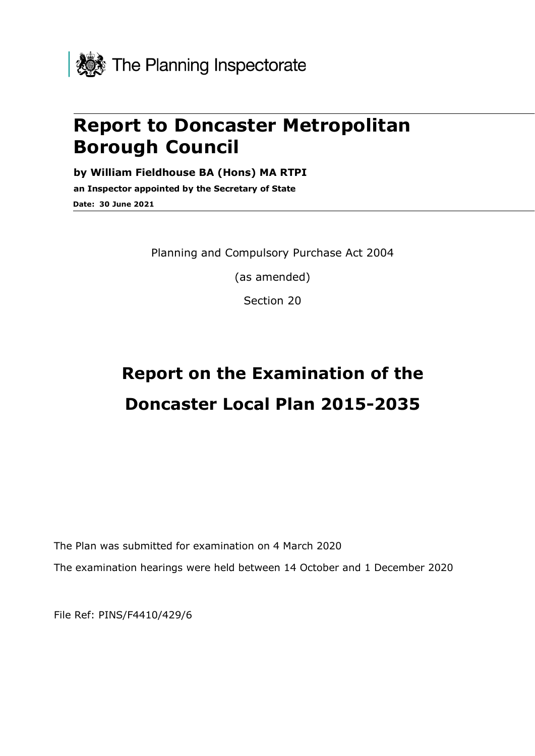The Planning Inspectorate

# Report to Doncaster Metropolitan Borough Council

**by William Fieldhouse BA (Hons) MA RTPI**

**an Inspector appointed by the Secretary of State**

**Date: 30 June 2021**

Planning and Compulsory Purchase Act 2004

(as amended)

Section 20

## Report on the Examination of the Doncaster Local Plan 2015-2035

The Plan was submitted for examination on 4 March 2020

The examination hearings were held between 14 October and 1 December 2020

File Ref: PINS/F4410/429/6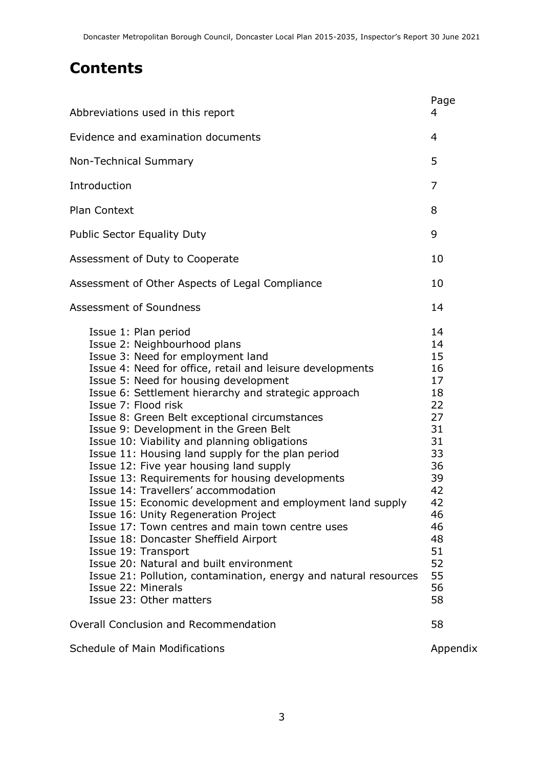# Contents

| | Page |
|---|---|
| Abbreviations used in this report | 4 |
| Evidence and examination documents | 4 |
| Non-Technical Summary | 5 |
| Introduction | 7 |
| Plan Context | 8 |
| Public Sector Equality Duty | 9 |
| Assessment of Duty to Cooperate | 10 |
| Assessment of Other Aspects of Legal Compliance | 10 |
| Assessment of Soundness | 14 |
| Issue 1: Plan period | 14 |
| Issue 2: Neighbourhood plans | 14 |
| Issue 3: Need for employment land | 15 |
| Issue 4: Need for office, retail and leisure developments | 16 |
| Issue 5: Need for housing development | 17 |
| Issue 6: Settlement hierarchy and strategic approach | 18 |
| Issue 7: Flood risk | 22 |
| Issue 8: Green Belt exceptional circumstances | 27 |
| Issue 9: Development in the Green Belt | 31 |
| Issue 10: Viability and planning obligations | 31 |
| Issue 11: Housing land supply for the plan period | 33 |
| Issue 12: Five year housing land supply | 36 |
| Issue 13: Requirements for housing developments | 39 |
| Issue 14: Travellers' accommodation | 42 |
| Issue 15: Economic development and employment land supply | 42 |
| Issue 16: Unity Regeneration Project | 46 |
| Issue 17: Town centres and main town centre uses | 46 |
| Issue 18: Doncaster Sheffield Airport | 48 |
| Issue 19: Transport | 51 |
| Issue 20: Natural and built environment | 52 |
| Issue 21: Pollution, contamination, energy and natural resources | 55 |
| Issue 22: Minerals | 56 |
| Issue 23: Other matters | 58 |
| Overall Conclusion and Recommendation | 58 |
| Schedule of Main Modifications | Appendix |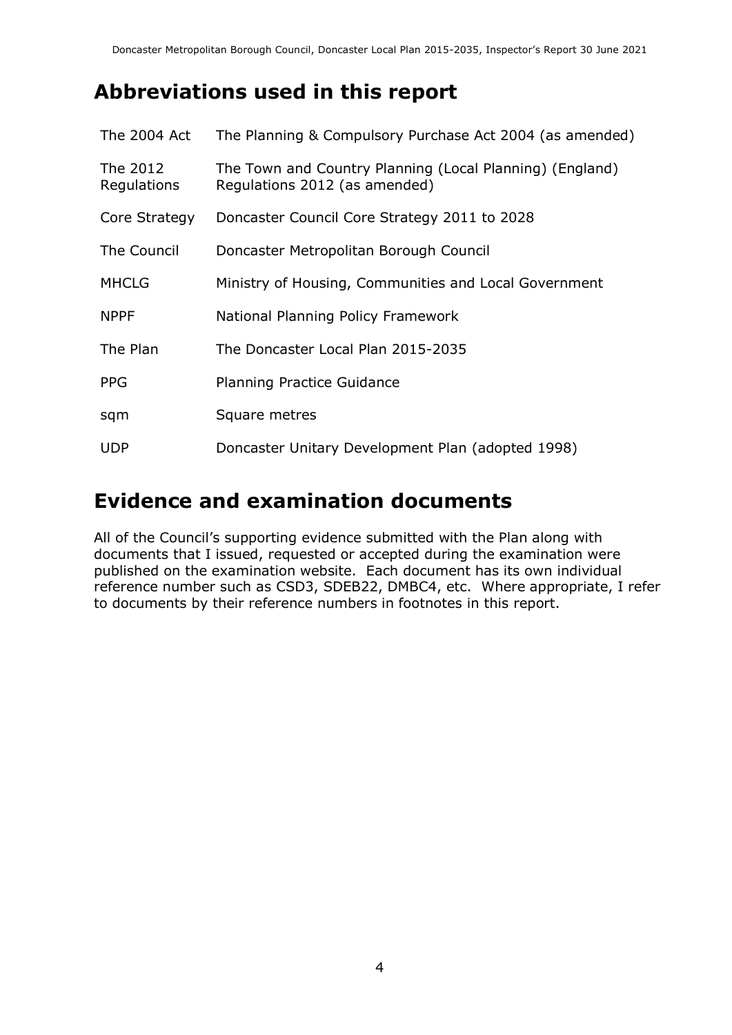## Abbreviations used in this report

| | |
|---|---|
| The 2004 Act | The Planning & Compulsory Purchase Act 2004 (as amended) |
| The 2012 Regulations | The Town and Country Planning (Local Planning) (England) Regulations 2012 (as amended) |
| Core Strategy | Doncaster Council Core Strategy 2011 to 2028 |
| The Council | Doncaster Metropolitan Borough Council |
| MHCLG | Ministry of Housing, Communities and Local Government |
| NPPF | National Planning Policy Framework |
| The Plan | The Doncaster Local Plan 2015-2035 |
| PPG | Planning Practice Guidance |
| sqm | Square metres |
| UDP | Doncaster Unitary Development Plan (adopted 1998) |

## Evidence and examination documents

All of the Council's supporting evidence submitted with the Plan along with documents that I issued, requested or accepted during the examination were published on the examination website. Each document has its own individual reference number such as CSD3, SDEB22, DMBC4, etc. Where appropriate, I refer to documents by their reference numbers in footnotes in this report.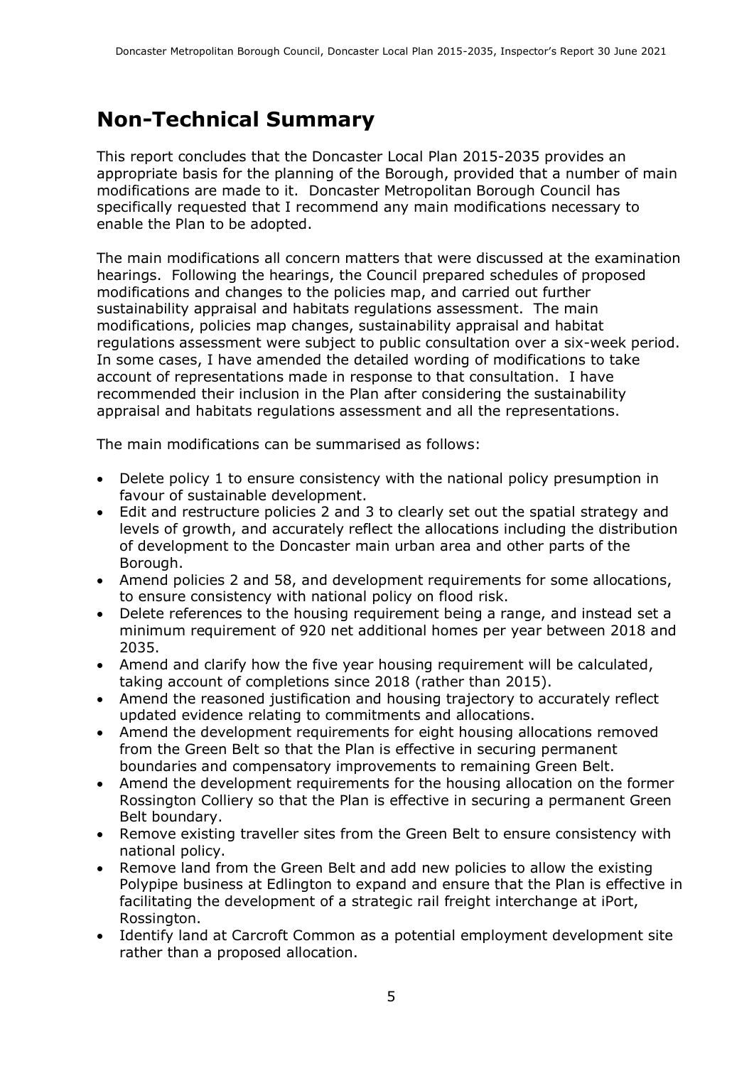# Non-Technical Summary

This report concludes that the Doncaster Local Plan 2015-2035 provides an appropriate basis for the planning of the Borough, provided that a number of main modifications are made to it. Doncaster Metropolitan Borough Council has specifically requested that I recommend any main modifications necessary to enable the Plan to be adopted.

The main modifications all concern matters that were discussed at the examination hearings. Following the hearings, the Council prepared schedules of proposed modifications and changes to the policies map, and carried out further sustainability appraisal and habitats regulations assessment. The main modifications, policies map changes, sustainability appraisal and habitat regulations assessment were subject to public consultation over a six-week period. In some cases, I have amended the detailed wording of modifications to take account of representations made in response to that consultation. I have recommended their inclusion in the Plan after considering the sustainability appraisal and habitats regulations assessment and all the representations.

The main modifications can be summarised as follows:

- Delete policy 1 to ensure consistency with the national policy presumption in favour of sustainable development.
- Edit and restructure policies 2 and 3 to clearly set out the spatial strategy and levels of growth, and accurately reflect the allocations including the distribution of development to the Doncaster main urban area and other parts of the Borough.
- Amend policies 2 and 58, and development requirements for some allocations, to ensure consistency with national policy on flood risk.
- Delete references to the housing requirement being a range, and instead set a minimum requirement of 920 net additional homes per year between 2018 and 2035.
- Amend and clarify how the five year housing requirement will be calculated, taking account of completions since 2018 (rather than 2015).
- Amend the reasoned justification and housing trajectory to accurately reflect updated evidence relating to commitments and allocations.
- Amend the development requirements for eight housing allocations removed from the Green Belt so that the Plan is effective in securing permanent boundaries and compensatory improvements to remaining Green Belt.
- Amend the development requirements for the housing allocation on the former Rossington Colliery so that the Plan is effective in securing a permanent Green Belt boundary.
- Remove existing traveller sites from the Green Belt to ensure consistency with national policy.
- Remove land from the Green Belt and add new policies to allow the existing Polypipe business at Edlington to expand and ensure that the Plan is effective in facilitating the development of a strategic rail freight interchange at iPort, Rossington.
- Identify land at Carcroft Common as a potential employment development site rather than a proposed allocation.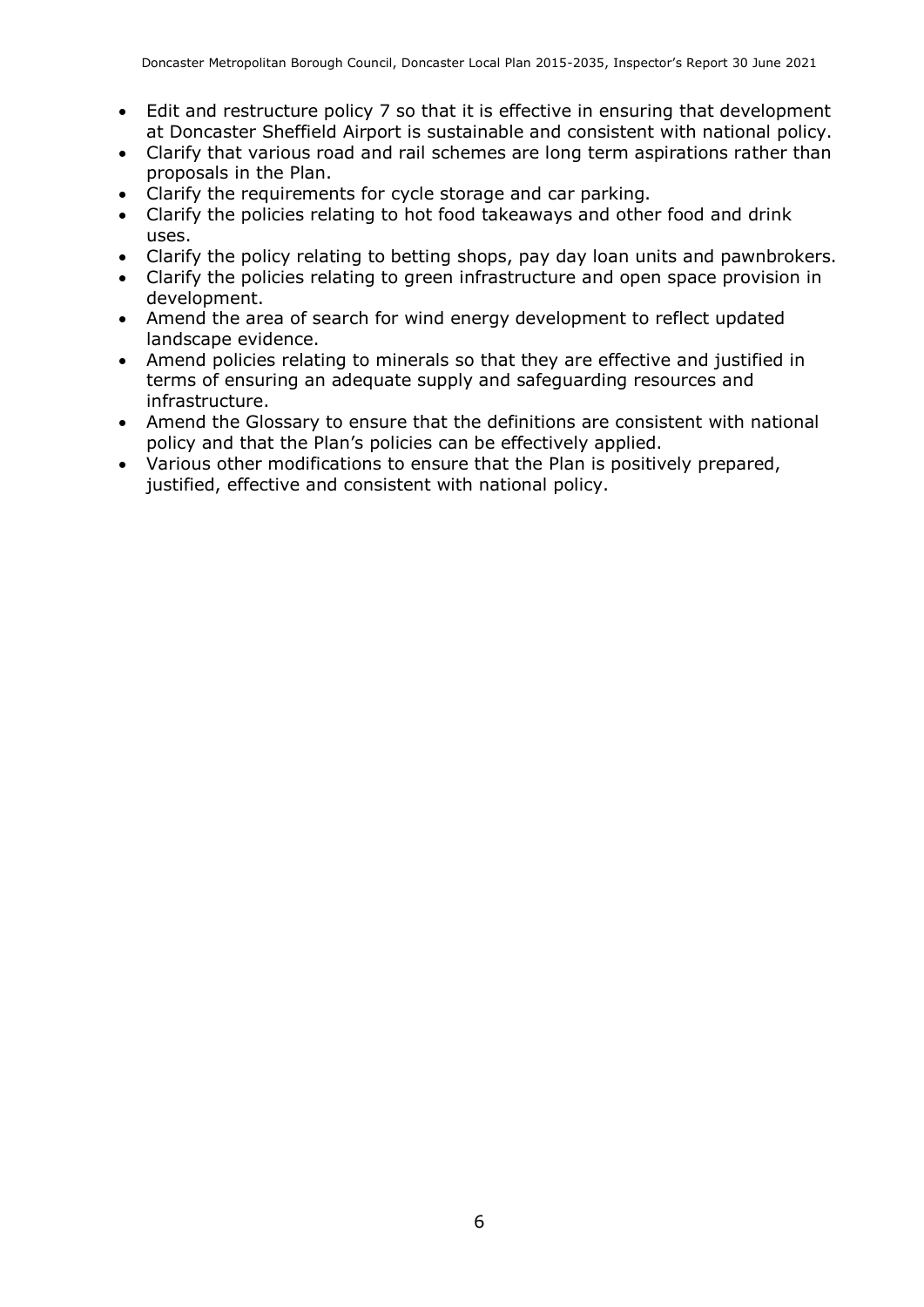- Edit and restructure policy 7 so that it is effective in ensuring that development at Doncaster Sheffield Airport is sustainable and consistent with national policy.
- Clarify that various road and rail schemes are long term aspirations rather than proposals in the Plan.
- Clarify the requirements for cycle storage and car parking.
- Clarify the policies relating to hot food takeaways and other food and drink uses.
- Clarify the policy relating to betting shops, pay day loan units and pawnbrokers.
- Clarify the policies relating to green infrastructure and open space provision in development.
- Amend the area of search for wind energy development to reflect updated landscape evidence.
- Amend policies relating to minerals so that they are effective and justified in terms of ensuring an adequate supply and safeguarding resources and infrastructure.
- Amend the Glossary to ensure that the definitions are consistent with national policy and that the Plan's policies can be effectively applied.
- Various other modifications to ensure that the Plan is positively prepared, justified, effective and consistent with national policy.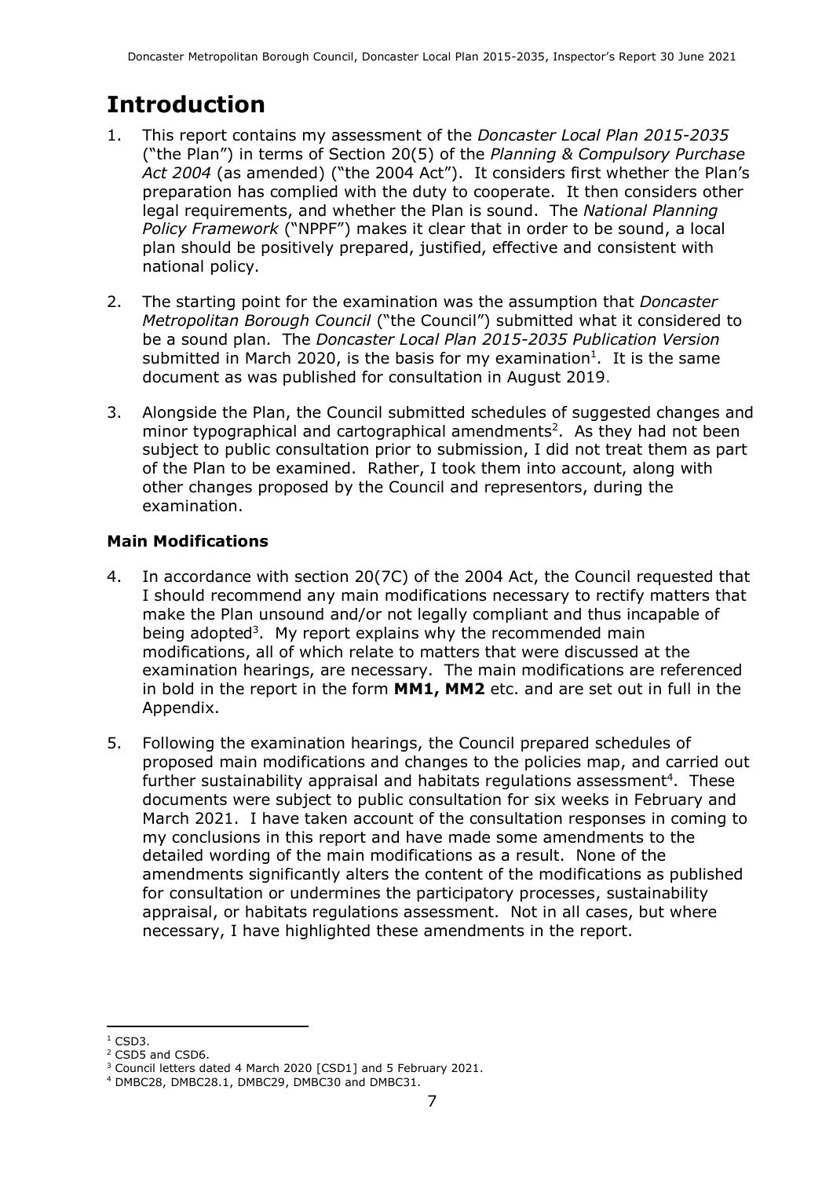# Introduction

1. This report contains my assessment of the *Doncaster Local Plan 2015-2035* ("the Plan") in terms of Section 20(5) of the *Planning & Compulsory Purchase Act 2004* (as amended) ("the 2004 Act"). It considers first whether the Plan's preparation has complied with the duty to cooperate. It then considers other legal requirements, and whether the Plan is sound. The *National Planning Policy Framework* ("NPPF") makes it clear that in order to be sound, a local plan should be positively prepared, justified, effective and consistent with national policy.

2. The starting point for the examination was the assumption that *Doncaster Metropolitan Borough Council* ("the Council") submitted what it considered to be a sound plan. The *Doncaster Local Plan 2015-2035 Publication Version* submitted in March 2020, is the basis for my examination[1]. It is the same document as was published for consultation in August 2019.

3. Alongside the Plan, the Council submitted schedules of suggested changes and minor typographical and cartographical amendments[2]. As they had not been subject to public consultation prior to submission, I did not treat them as part of the Plan to be examined. Rather, I took them into account, along with other changes proposed by the Council and representors, during the examination.

### Main Modifications

4. In accordance with section 20(7C) of the 2004 Act, the Council requested that I should recommend any main modifications necessary to rectify matters that make the Plan unsound and/or not legally compliant and thus incapable of being adopted[3]. My report explains why the recommended main modifications, all of which relate to matters that were discussed at the examination hearings, are necessary. The main modifications are referenced in bold in the report in the form **MM1, MM2** etc. and are set out in full in the Appendix.

5. Following the examination hearings, the Council prepared schedules of proposed main modifications and changes to the policies map, and carried out further sustainability appraisal and habitats regulations assessment[4]. These documents were subject to public consultation for six weeks in February and March 2021. I have taken account of the consultation responses in coming to my conclusions in this report and have made some amendments to the detailed wording of the main modifications as a result. None of the amendments significantly alters the content of the modifications as published for consultation or undermines the participatory processes, sustainability appraisal, or habitats regulations assessment. Not in all cases, but where necessary, I have highlighted these amendments in the report.

---

[1] CSD3.

[2] CSD5 and CSD6.

[3] Council letters dated 4 March 2020 [CSD1] and 5 February 2021.

[4] DMBC28, DMBC28.1, DMBC29, DMBC30 and DMBC31.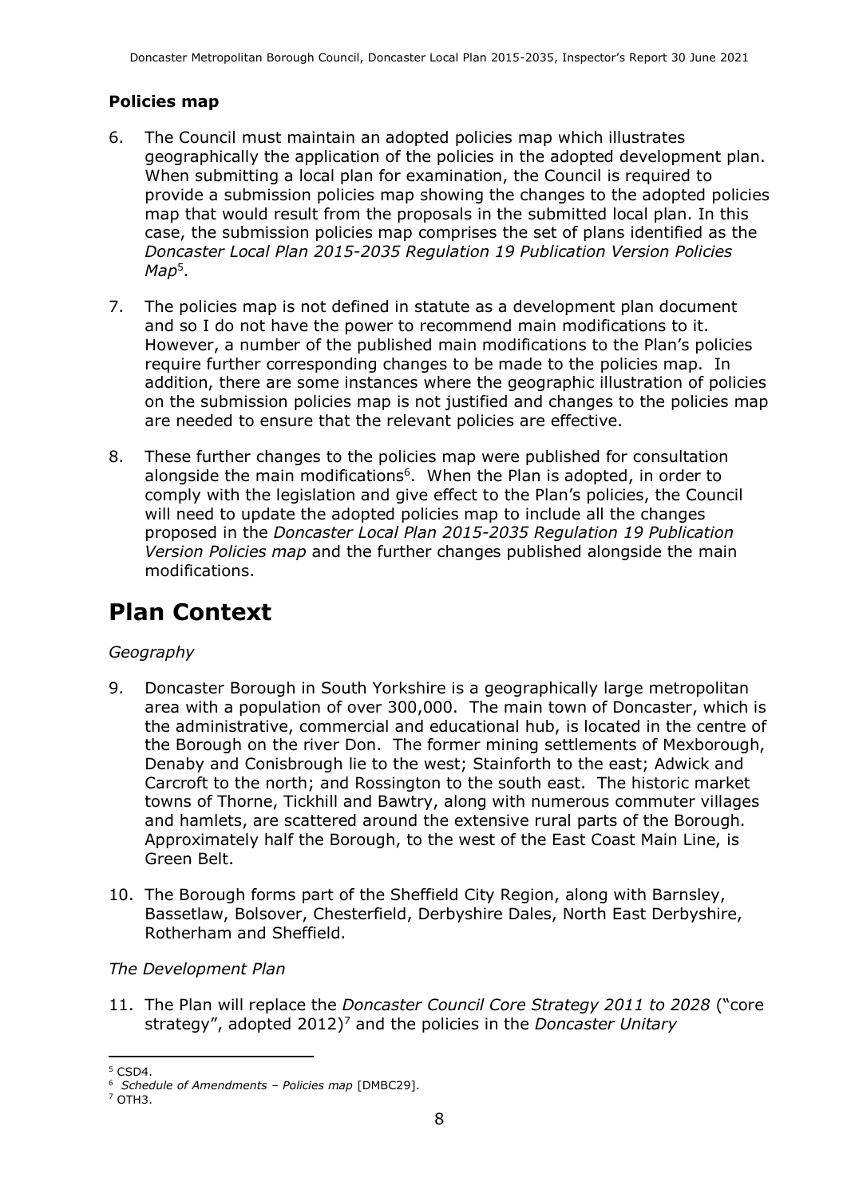### Policies map

6. The Council must maintain an adopted policies map which illustrates geographically the application of the policies in the adopted development plan. When submitting a local plan for examination, the Council is required to provide a submission policies map showing the changes to the adopted policies map that would result from the proposals in the submitted local plan. In this case, the submission policies map comprises the set of plans identified as the *Doncaster Local Plan 2015-2035 Regulation 19 Publication Version Policies Map*[5].

7. The policies map is not defined in statute as a development plan document and so I do not have the power to recommend main modifications to it. However, a number of the published main modifications to the Plan's policies require further corresponding changes to be made to the policies map. In addition, there are some instances where the geographic illustration of policies on the submission policies map is not justified and changes to the policies map are needed to ensure that the relevant policies are effective.

8. These further changes to the policies map were published for consultation alongside the main modifications[6]. When the Plan is adopted, in order to comply with the legislation and give effect to the Plan's policies, the Council will need to update the adopted policies map to include all the changes proposed in the *Doncaster Local Plan 2015-2035 Regulation 19 Publication Version Policies map* and the further changes published alongside the main modifications.

# Plan Context

*Geography*

9. Doncaster Borough in South Yorkshire is a geographically large metropolitan area with a population of over 300,000. The main town of Doncaster, which is the administrative, commercial and educational hub, is located in the centre of the Borough on the river Don. The former mining settlements of Mexborough, Denaby and Conisbrough lie to the west; Stainforth to the east; Adwick and Carcroft to the north; and Rossington to the south east. The historic market towns of Thorne, Tickhill and Bawtry, along with numerous commuter villages and hamlets, are scattered around the extensive rural parts of the Borough. Approximately half the Borough, to the west of the East Coast Main Line, is Green Belt.

10. The Borough forms part of the Sheffield City Region, along with Barnsley, Bassetlaw, Bolsover, Chesterfield, Derbyshire Dales, North East Derbyshire, Rotherham and Sheffield.

*The Development Plan*

11. The Plan will replace the *Doncaster Council Core Strategy 2011 to 2028* ("core strategy", adopted 2012)[7] and the policies in the *Doncaster Unitary*

---

[5] CSD4.

[6] *Schedule of Amendments – Policies map* [DMBC29].

[7] OTH3.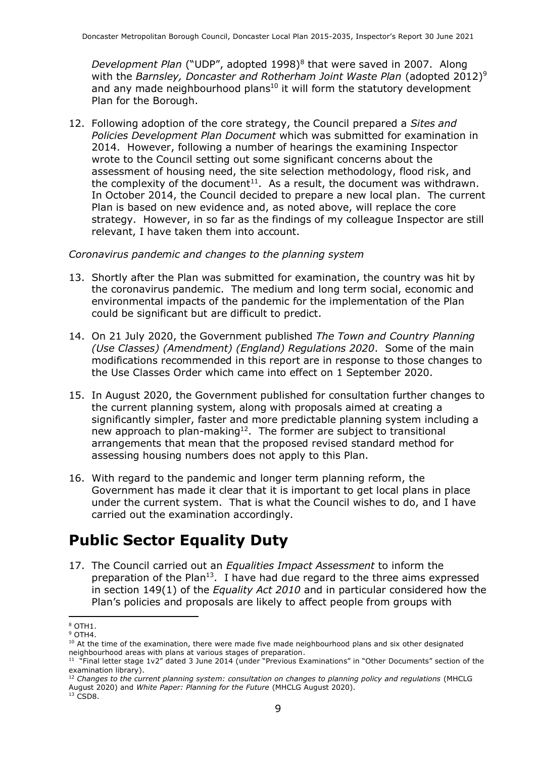*Development Plan* ("UDP", adopted 1998)[8] that were saved in 2007. Along with the *Barnsley, Doncaster and Rotherham Joint Waste Plan* (adopted 2012)[9] and any made neighbourhood plans[10] it will form the statutory development Plan for the Borough.

12. Following adoption of the core strategy, the Council prepared a *Sites and Policies Development Plan Document* which was submitted for examination in 2014. However, following a number of hearings the examining Inspector wrote to the Council setting out some significant concerns about the assessment of housing need, the site selection methodology, flood risk, and the complexity of the document[11]. As a result, the document was withdrawn. In October 2014, the Council decided to prepare a new local plan. The current Plan is based on new evidence and, as noted above, will replace the core strategy. However, in so far as the findings of my colleague Inspector are still relevant, I have taken them into account.

*Coronavirus pandemic and changes to the planning system*

13. Shortly after the Plan was submitted for examination, the country was hit by the coronavirus pandemic. The medium and long term social, economic and environmental impacts of the pandemic for the implementation of the Plan could be significant but are difficult to predict.

14. On 21 July 2020, the Government published *The Town and Country Planning (Use Classes) (Amendment) (England) Regulations 2020*. Some of the main modifications recommended in this report are in response to those changes to the Use Classes Order which came into effect on 1 September 2020.

15. In August 2020, the Government published for consultation further changes to the current planning system, along with proposals aimed at creating a significantly simpler, faster and more predictable planning system including a new approach to plan-making[12]. The former are subject to transitional arrangements that mean that the proposed revised standard method for assessing housing numbers does not apply to this Plan.

16. With regard to the pandemic and longer term planning reform, the Government has made it clear that it is important to get local plans in place under the current system. That is what the Council wishes to do, and I have carried out the examination accordingly.

# Public Sector Equality Duty

17. The Council carried out an *Equalities Impact Assessment* to inform the preparation of the Plan[13]. I have had due regard to the three aims expressed in section 149(1) of the *Equality Act 2010* and in particular considered how the Plan's policies and proposals are likely to affect people from groups with

---

[8] OTH1.

[9] OTH4.

[10] At the time of the examination, there were made five made neighbourhood plans and six other designated neighbourhood areas with plans at various stages of preparation.

[11] "Final letter stage 1v2" dated 3 June 2014 (under "Previous Examinations" in "Other Documents" section of the examination library).

[12] *Changes to the current planning system: consultation on changes to planning policy and regulations* (MHCLG August 2020) and *White Paper: Planning for the Future* (MHCLG August 2020).

[13] CSD8.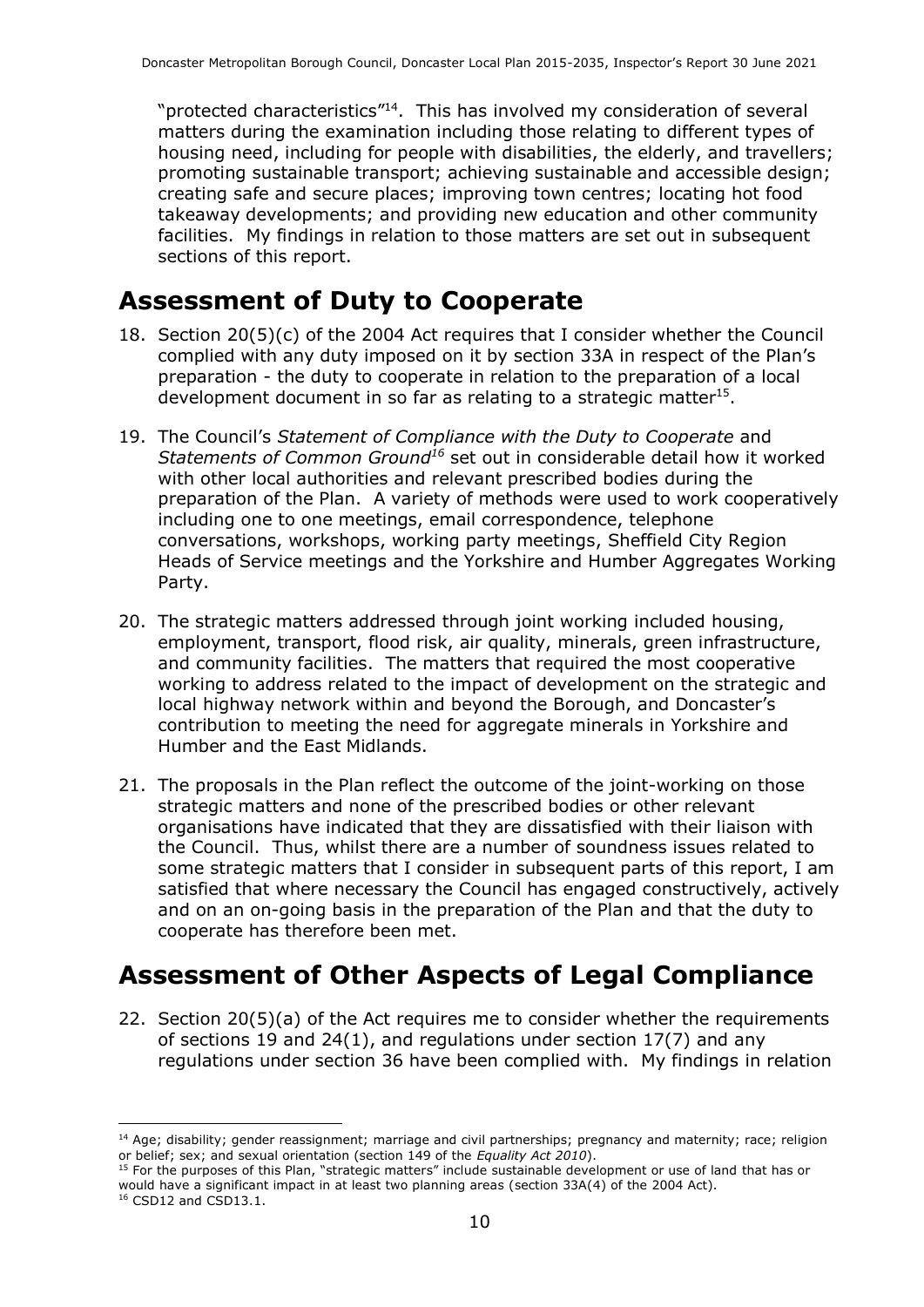"protected characteristics"[14]. This has involved my consideration of several matters during the examination including those relating to different types of housing need, including for people with disabilities, the elderly, and travellers; promoting sustainable transport; achieving sustainable and accessible design; creating safe and secure places; improving town centres; locating hot food takeaway developments; and providing new education and other community facilities. My findings in relation to those matters are set out in subsequent sections of this report.

# Assessment of Duty to Cooperate

18. Section 20(5)(c) of the 2004 Act requires that I consider whether the Council complied with any duty imposed on it by section 33A in respect of the Plan's preparation - the duty to cooperate in relation to the preparation of a local development document in so far as relating to a strategic matter[15].

19. The Council's *Statement of Compliance with the Duty to Cooperate* and *Statements of Common Ground*[16] set out in considerable detail how it worked with other local authorities and relevant prescribed bodies during the preparation of the Plan. A variety of methods were used to work cooperatively including one to one meetings, email correspondence, telephone conversations, workshops, working party meetings, Sheffield City Region Heads of Service meetings and the Yorkshire and Humber Aggregates Working Party.

20. The strategic matters addressed through joint working included housing, employment, transport, flood risk, air quality, minerals, green infrastructure, and community facilities. The matters that required the most cooperative working to address related to the impact of development on the strategic and local highway network within and beyond the Borough, and Doncaster's contribution to meeting the need for aggregate minerals in Yorkshire and Humber and the East Midlands.

21. The proposals in the Plan reflect the outcome of the joint-working on those strategic matters and none of the prescribed bodies or other relevant organisations have indicated that they are dissatisfied with their liaison with the Council. Thus, whilst there are a number of soundness issues related to some strategic matters that I consider in subsequent parts of this report, I am satisfied that where necessary the Council has engaged constructively, actively and on an on-going basis in the preparation of the Plan and that the duty to cooperate has therefore been met.

# Assessment of Other Aspects of Legal Compliance

22. Section 20(5)(a) of the Act requires me to consider whether the requirements of sections 19 and 24(1), and regulations under section 17(7) and any regulations under section 36 have been complied with. My findings in relation

---

[14] Age; disability; gender reassignment; marriage and civil partnerships; pregnancy and maternity; race; religion or belief; sex; and sexual orientation (section 149 of the *Equality Act 2010*).

[15] For the purposes of this Plan, "strategic matters" include sustainable development or use of land that has or would have a significant impact in at least two planning areas (section 33A(4) of the 2004 Act).

[16] CSD12 and CSD13.1.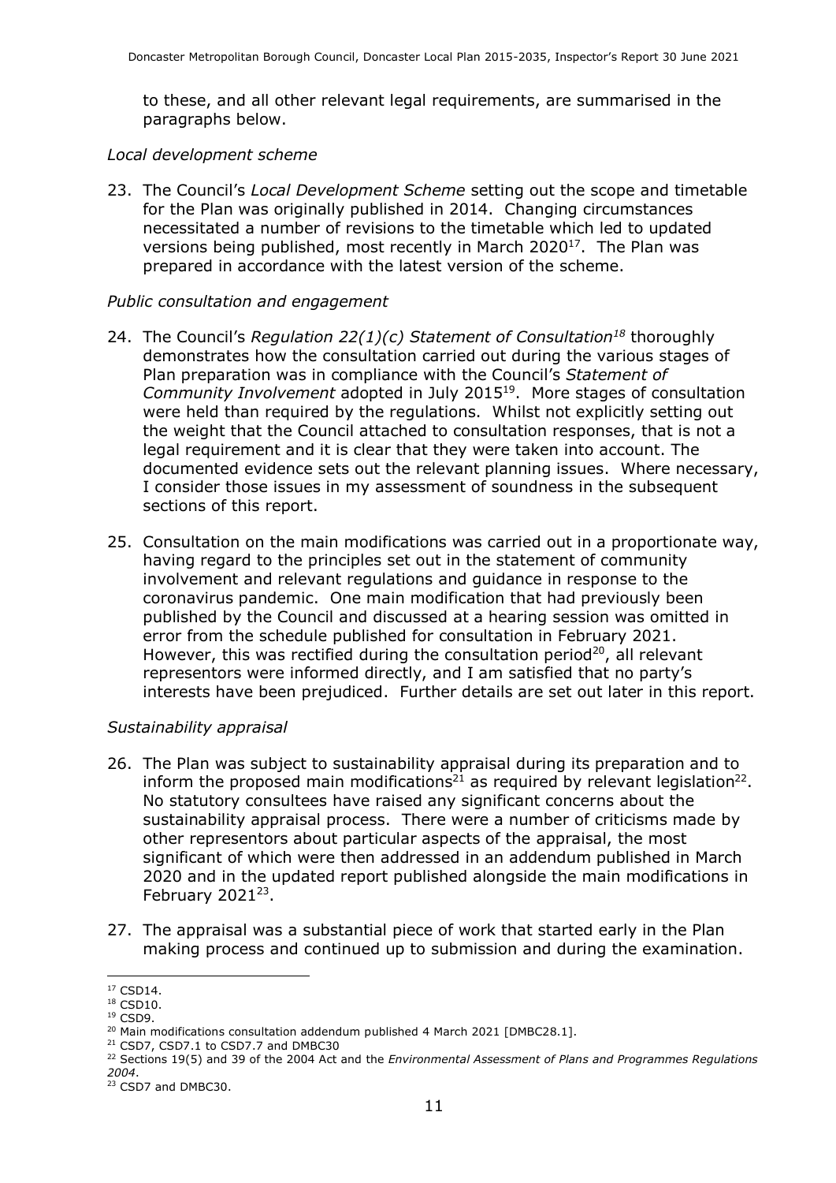to these, and all other relevant legal requirements, are summarised in the paragraphs below.

*Local development scheme*

23. The Council's *Local Development Scheme* setting out the scope and timetable for the Plan was originally published in 2014. Changing circumstances necessitated a number of revisions to the timetable which led to updated versions being published, most recently in March 2020[17]. The Plan was prepared in accordance with the latest version of the scheme.

*Public consultation and engagement*

24. The Council's *Regulation 22(1)(c) Statement of Consultation*[18] thoroughly demonstrates how the consultation carried out during the various stages of Plan preparation was in compliance with the Council's *Statement of Community Involvement* adopted in July 2015[19]. More stages of consultation were held than required by the regulations. Whilst not explicitly setting out the weight that the Council attached to consultation responses, that is not a legal requirement and it is clear that they were taken into account. The documented evidence sets out the relevant planning issues. Where necessary, I consider those issues in my assessment of soundness in the subsequent sections of this report.

25. Consultation on the main modifications was carried out in a proportionate way, having regard to the principles set out in the statement of community involvement and relevant regulations and guidance in response to the coronavirus pandemic. One main modification that had previously been published by the Council and discussed at a hearing session was omitted in error from the schedule published for consultation in February 2021. However, this was rectified during the consultation period[20], all relevant representors were informed directly, and I am satisfied that no party's interests have been prejudiced. Further details are set out later in this report.

*Sustainability appraisal*

26. The Plan was subject to sustainability appraisal during its preparation and to inform the proposed main modifications[21] as required by relevant legislation[22]. No statutory consultees have raised any significant concerns about the sustainability appraisal process. There were a number of criticisms made by other representors about particular aspects of the appraisal, the most significant of which were then addressed in an addendum published in March 2020 and in the updated report published alongside the main modifications in February 2021[23].

27. The appraisal was a substantial piece of work that started early in the Plan making process and continued up to submission and during the examination.

---

[17] CSD14.

[18] CSD10.

[19] CSD9.

[20] Main modifications consultation addendum published 4 March 2021 [DMBC28.1].

[21] CSD7, CSD7.1 to CSD7.7 and DMBC30

[22] Sections 19(5) and 39 of the 2004 Act and the *Environmental Assessment of Plans and Programmes Regulations 2004*.

[23] CSD7 and DMBC30.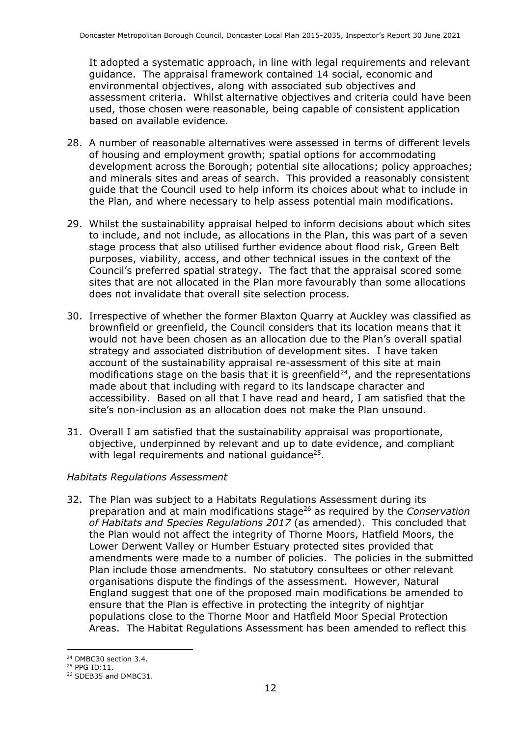It adopted a systematic approach, in line with legal requirements and relevant guidance. The appraisal framework contained 14 social, economic and environmental objectives, along with associated sub objectives and assessment criteria. Whilst alternative objectives and criteria could have been used, those chosen were reasonable, being capable of consistent application based on available evidence.

28. A number of reasonable alternatives were assessed in terms of different levels of housing and employment growth; spatial options for accommodating development across the Borough; potential site allocations; policy approaches; and minerals sites and areas of search. This provided a reasonably consistent guide that the Council used to help inform its choices about what to include in the Plan, and where necessary to help assess potential main modifications.

29. Whilst the sustainability appraisal helped to inform decisions about which sites to include, and not include, as allocations in the Plan, this was part of a seven stage process that also utilised further evidence about flood risk, Green Belt purposes, viability, access, and other technical issues in the context of the Council's preferred spatial strategy. The fact that the appraisal scored some sites that are not allocated in the Plan more favourably than some allocations does not invalidate that overall site selection process.

30. Irrespective of whether the former Blaxton Quarry at Auckley was classified as brownfield or greenfield, the Council considers that its location means that it would not have been chosen as an allocation due to the Plan's overall spatial strategy and associated distribution of development sites. I have taken account of the sustainability appraisal re-assessment of this site at main modifications stage on the basis that it is greenfield[24], and the representations made about that including with regard to its landscape character and accessibility. Based on all that I have read and heard, I am satisfied that the site's non-inclusion as an allocation does not make the Plan unsound.

31. Overall I am satisfied that the sustainability appraisal was proportionate, objective, underpinned by relevant and up to date evidence, and compliant with legal requirements and national guidance[25].

*Habitats Regulations Assessment*

32. The Plan was subject to a Habitats Regulations Assessment during its preparation and at main modifications stage[26] as required by the *Conservation of Habitats and Species Regulations 2017* (as amended). This concluded that the Plan would not affect the integrity of Thorne Moors, Hatfield Moors, the Lower Derwent Valley or Humber Estuary protected sites provided that amendments were made to a number of policies. The policies in the submitted Plan include those amendments. No statutory consultees or other relevant organisations dispute the findings of the assessment. However, Natural England suggest that one of the proposed main modifications be amended to ensure that the Plan is effective in protecting the integrity of nightjar populations close to the Thorne Moor and Hatfield Moor Special Protection Areas. The Habitat Regulations Assessment has been amended to reflect this

---

[24] DMBC30 section 3.4.
[25] PPG ID:11.
[26] SDEB35 and DMBC31.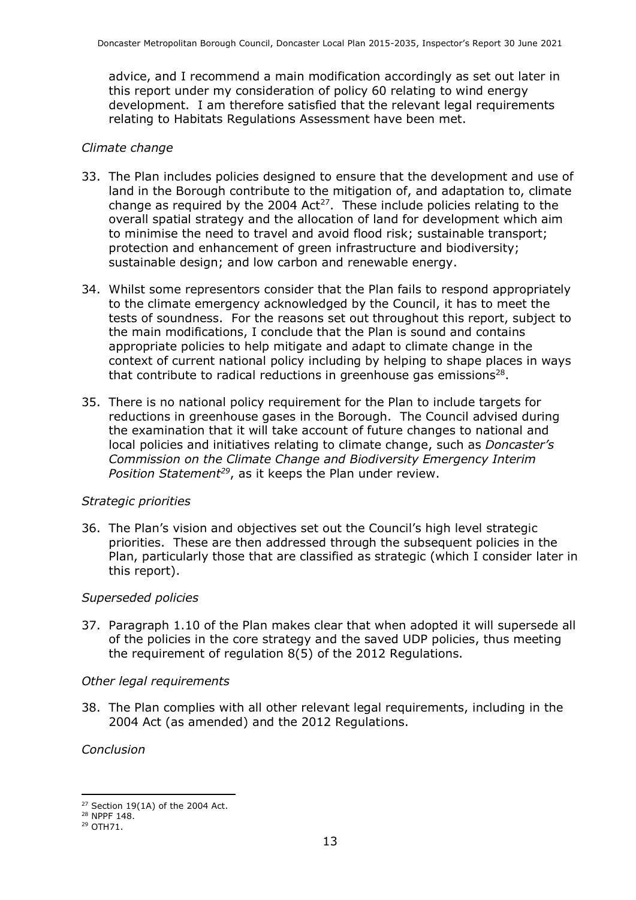advice, and I recommend a main modification accordingly as set out later in this report under my consideration of policy 60 relating to wind energy development. I am therefore satisfied that the relevant legal requirements relating to Habitats Regulations Assessment have been met.

*Climate change*

33. The Plan includes policies designed to ensure that the development and use of land in the Borough contribute to the mitigation of, and adaptation to, climate change as required by the 2004 Act[27]. These include policies relating to the overall spatial strategy and the allocation of land for development which aim to minimise the need to travel and avoid flood risk; sustainable transport; protection and enhancement of green infrastructure and biodiversity; sustainable design; and low carbon and renewable energy.

34. Whilst some representors consider that the Plan fails to respond appropriately to the climate emergency acknowledged by the Council, it has to meet the tests of soundness. For the reasons set out throughout this report, subject to the main modifications, I conclude that the Plan is sound and contains appropriate policies to help mitigate and adapt to climate change in the context of current national policy including by helping to shape places in ways that contribute to radical reductions in greenhouse gas emissions[28].

35. There is no national policy requirement for the Plan to include targets for reductions in greenhouse gases in the Borough. The Council advised during the examination that it will take account of future changes to national and local policies and initiatives relating to climate change, such as *Doncaster's Commission on the Climate Change and Biodiversity Emergency Interim Position Statement*[29], as it keeps the Plan under review.

*Strategic priorities*

36. The Plan's vision and objectives set out the Council's high level strategic priorities. These are then addressed through the subsequent policies in the Plan, particularly those that are classified as strategic (which I consider later in this report).

*Superseded policies*

37. Paragraph 1.10 of the Plan makes clear that when adopted it will supersede all of the policies in the core strategy and the saved UDP policies, thus meeting the requirement of regulation 8(5) of the 2012 Regulations.

*Other legal requirements*

38. The Plan complies with all other relevant legal requirements, including in the 2004 Act (as amended) and the 2012 Regulations.

*Conclusion*

[27] Section 19(1A) of the 2004 Act.
[28] NPPF 148.
[29] OTH71.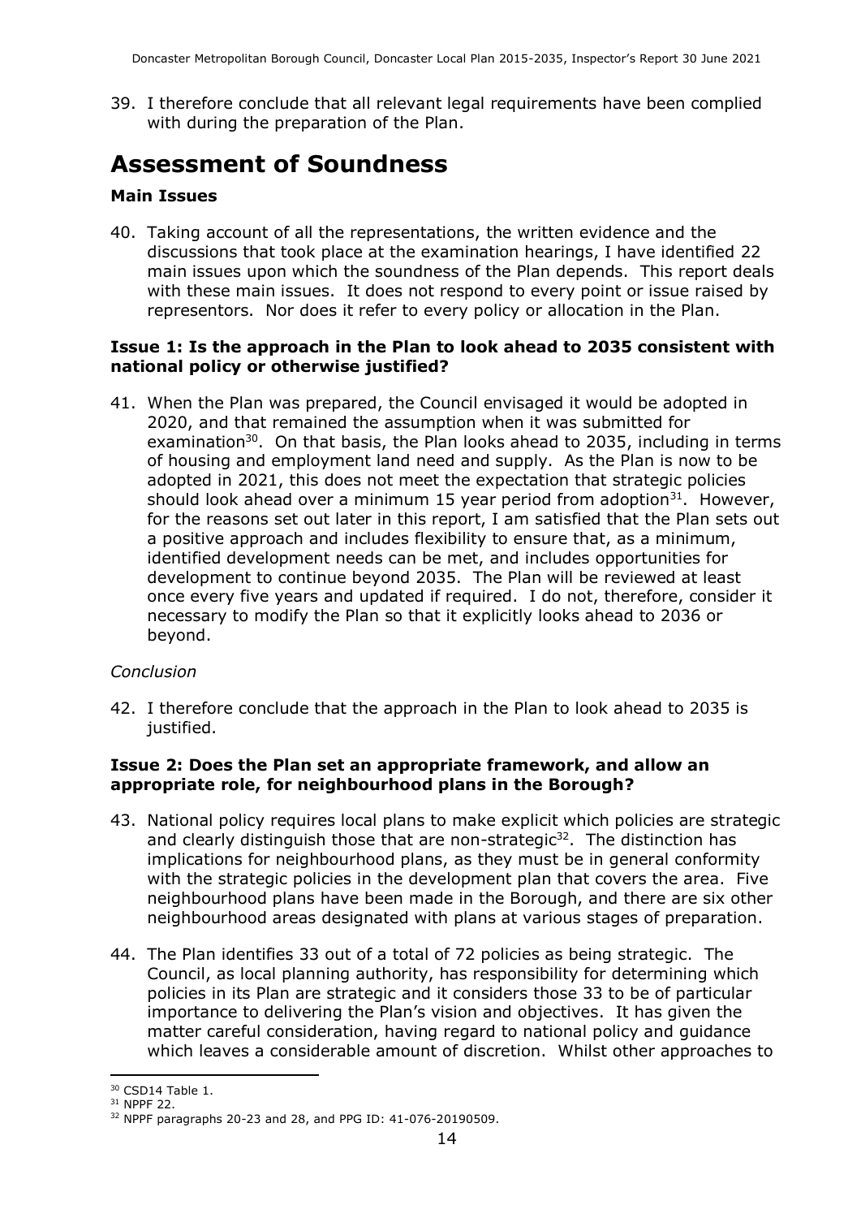39. I therefore conclude that all relevant legal requirements have been complied with during the preparation of the Plan.

# Assessment of Soundness

### Main Issues

40. Taking account of all the representations, the written evidence and the discussions that took place at the examination hearings, I have identified 22 main issues upon which the soundness of the Plan depends. This report deals with these main issues. It does not respond to every point or issue raised by representors. Nor does it refer to every policy or allocation in the Plan.

### Issue 1: Is the approach in the Plan to look ahead to 2035 consistent with national policy or otherwise justified?

41. When the Plan was prepared, the Council envisaged it would be adopted in 2020, and that remained the assumption when it was submitted for examination[30]. On that basis, the Plan looks ahead to 2035, including in terms of housing and employment land need and supply. As the Plan is now to be adopted in 2021, this does not meet the expectation that strategic policies should look ahead over a minimum 15 year period from adoption[31]. However, for the reasons set out later in this report, I am satisfied that the Plan sets out a positive approach and includes flexibility to ensure that, as a minimum, identified development needs can be met, and includes opportunities for development to continue beyond 2035. The Plan will be reviewed at least once every five years and updated if required. I do not, therefore, consider it necessary to modify the Plan so that it explicitly looks ahead to 2036 or beyond.

*Conclusion*

42. I therefore conclude that the approach in the Plan to look ahead to 2035 is justified.

### Issue 2: Does the Plan set an appropriate framework, and allow an appropriate role, for neighbourhood plans in the Borough?

43. National policy requires local plans to make explicit which policies are strategic and clearly distinguish those that are non-strategic[32]. The distinction has implications for neighbourhood plans, as they must be in general conformity with the strategic policies in the development plan that covers the area. Five neighbourhood plans have been made in the Borough, and there are six other neighbourhood areas designated with plans at various stages of preparation.

44. The Plan identifies 33 out of a total of 72 policies as being strategic. The Council, as local planning authority, has responsibility for determining which policies in its Plan are strategic and it considers those 33 to be of particular importance to delivering the Plan's vision and objectives. It has given the matter careful consideration, having regard to national policy and guidance which leaves a considerable amount of discretion. Whilst other approaches to

---

[30] CSD14 Table 1.

[31] NPPF 22.

[32] NPPF paragraphs 20-23 and 28, and PPG ID: 41-076-20190509.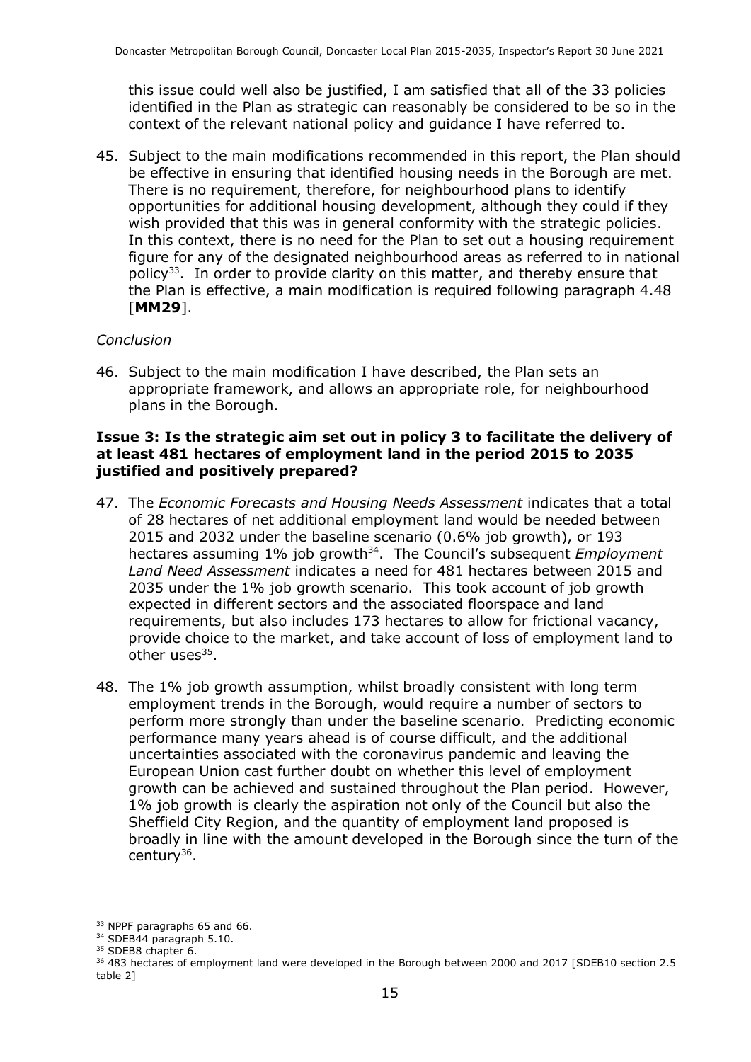this issue could well also be justified, I am satisfied that all of the 33 policies identified in the Plan as strategic can reasonably be considered to be so in the context of the relevant national policy and guidance I have referred to.

45. Subject to the main modifications recommended in this report, the Plan should be effective in ensuring that identified housing needs in the Borough are met. There is no requirement, therefore, for neighbourhood plans to identify opportunities for additional housing development, although they could if they wish provided that this was in general conformity with the strategic policies. In this context, there is no need for the Plan to set out a housing requirement figure for any of the designated neighbourhood areas as referred to in national policy[33]. In order to provide clarity on this matter, and thereby ensure that the Plan is effective, a main modification is required following paragraph 4.48 [**MM29**].

*Conclusion*

46. Subject to the main modification I have described, the Plan sets an appropriate framework, and allows an appropriate role, for neighbourhood plans in the Borough.

**Issue 3: Is the strategic aim set out in policy 3 to facilitate the delivery of at least 481 hectares of employment land in the period 2015 to 2035 justified and positively prepared?**

47. The *Economic Forecasts and Housing Needs Assessment* indicates that a total of 28 hectares of net additional employment land would be needed between 2015 and 2032 under the baseline scenario (0.6% job growth), or 193 hectares assuming 1% job growth[34]. The Council's subsequent *Employment Land Need Assessment* indicates a need for 481 hectares between 2015 and 2035 under the 1% job growth scenario. This took account of job growth expected in different sectors and the associated floorspace and land requirements, but also includes 173 hectares to allow for frictional vacancy, provide choice to the market, and take account of loss of employment land to other uses[35].

48. The 1% job growth assumption, whilst broadly consistent with long term employment trends in the Borough, would require a number of sectors to perform more strongly than under the baseline scenario. Predicting economic performance many years ahead is of course difficult, and the additional uncertainties associated with the coronavirus pandemic and leaving the European Union cast further doubt on whether this level of employment growth can be achieved and sustained throughout the Plan period. However, 1% job growth is clearly the aspiration not only of the Council but also the Sheffield City Region, and the quantity of employment land proposed is broadly in line with the amount developed in the Borough since the turn of the century[36].

---

[33] NPPF paragraphs 65 and 66.

[34] SDEB44 paragraph 5.10.

[35] SDEB8 chapter 6.

[36] 483 hectares of employment land were developed in the Borough between 2000 and 2017 [SDEB10 section 2.5 table 2]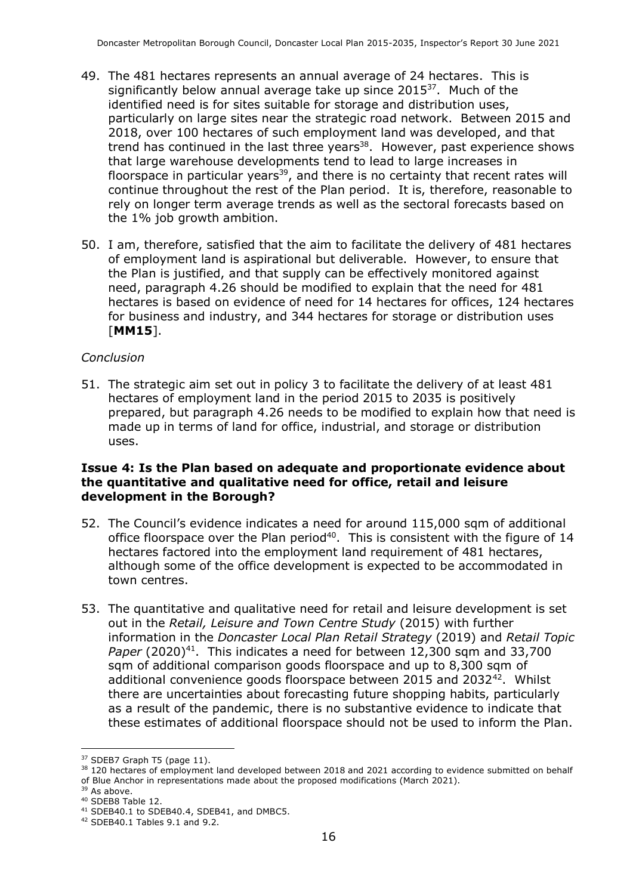49. The 481 hectares represents an annual average of 24 hectares. This is significantly below annual average take up since 2015[37]. Much of the identified need is for sites suitable for storage and distribution uses, particularly on large sites near the strategic road network. Between 2015 and 2018, over 100 hectares of such employment land was developed, and that trend has continued in the last three years[38]. However, past experience shows that large warehouse developments tend to lead to large increases in floorspace in particular years[39], and there is no certainty that recent rates will continue throughout the rest of the Plan period. It is, therefore, reasonable to rely on longer term average trends as well as the sectoral forecasts based on the 1% job growth ambition.

50. I am, therefore, satisfied that the aim to facilitate the delivery of 481 hectares of employment land is aspirational but deliverable. However, to ensure that the Plan is justified, and that supply can be effectively monitored against need, paragraph 4.26 should be modified to explain that the need for 481 hectares is based on evidence of need for 14 hectares for offices, 124 hectares for business and industry, and 344 hectares for storage or distribution uses [**MM15**].

*Conclusion*

51. The strategic aim set out in policy 3 to facilitate the delivery of at least 481 hectares of employment land in the period 2015 to 2035 is positively prepared, but paragraph 4.26 needs to be modified to explain how that need is made up in terms of land for office, industrial, and storage or distribution uses.

### Issue 4: Is the Plan based on adequate and proportionate evidence about the quantitative and qualitative need for office, retail and leisure development in the Borough?

52. The Council's evidence indicates a need for around 115,000 sqm of additional office floorspace over the Plan period[40]. This is consistent with the figure of 14 hectares factored into the employment land requirement of 481 hectares, although some of the office development is expected to be accommodated in town centres.

53. The quantitative and qualitative need for retail and leisure development is set out in the *Retail, Leisure and Town Centre Study* (2015) with further information in the *Doncaster Local Plan Retail Strategy* (2019) and *Retail Topic Paper* (2020)[41]. This indicates a need for between 12,300 sqm and 33,700 sqm of additional comparison goods floorspace and up to 8,300 sqm of additional convenience goods floorspace between 2015 and 2032[42]. Whilst there are uncertainties about forecasting future shopping habits, particularly as a result of the pandemic, there is no substantive evidence to indicate that these estimates of additional floorspace should not be used to inform the Plan.

---

[37] SDEB7 Graph T5 (page 11).

[38] 120 hectares of employment land developed between 2018 and 2021 according to evidence submitted on behalf of Blue Anchor in representations made about the proposed modifications (March 2021).

[39] As above.

[40] SDEB8 Table 12.

[41] SDEB40.1 to SDEB40.4, SDEB41, and DMBC5.

[42] SDEB40.1 Tables 9.1 and 9.2.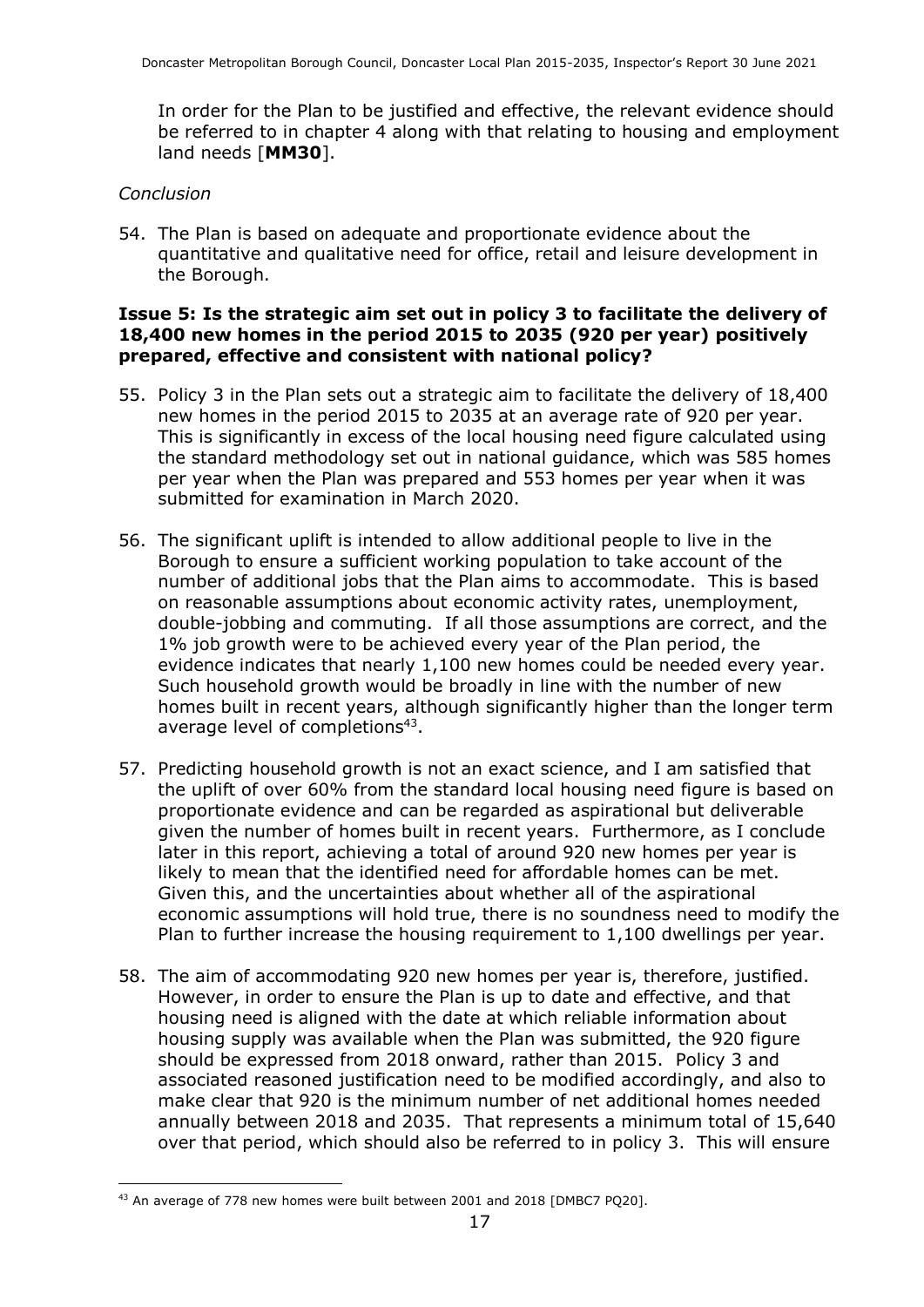In order for the Plan to be justified and effective, the relevant evidence should be referred to in chapter 4 along with that relating to housing and employment land needs [**MM30**].

*Conclusion*

54. The Plan is based on adequate and proportionate evidence about the quantitative and qualitative need for office, retail and leisure development in the Borough.

**Issue 5: Is the strategic aim set out in policy 3 to facilitate the delivery of 18,400 new homes in the period 2015 to 2035 (920 per year) positively prepared, effective and consistent with national policy?**

55. Policy 3 in the Plan sets out a strategic aim to facilitate the delivery of 18,400 new homes in the period 2015 to 2035 at an average rate of 920 per year. This is significantly in excess of the local housing need figure calculated using the standard methodology set out in national guidance, which was 585 homes per year when the Plan was prepared and 553 homes per year when it was submitted for examination in March 2020.

56. The significant uplift is intended to allow additional people to live in the Borough to ensure a sufficient working population to take account of the number of additional jobs that the Plan aims to accommodate. This is based on reasonable assumptions about economic activity rates, unemployment, double-jobbing and commuting. If all those assumptions are correct, and the 1% job growth were to be achieved every year of the Plan period, the evidence indicates that nearly 1,100 new homes could be needed every year. Such household growth would be broadly in line with the number of new homes built in recent years, although significantly higher than the longer term average level of completions[43].

57. Predicting household growth is not an exact science, and I am satisfied that the uplift of over 60% from the standard local housing need figure is based on proportionate evidence and can be regarded as aspirational but deliverable given the number of homes built in recent years. Furthermore, as I conclude later in this report, achieving a total of around 920 new homes per year is likely to mean that the identified need for affordable homes can be met. Given this, and the uncertainties about whether all of the aspirational economic assumptions will hold true, there is no soundness need to modify the Plan to further increase the housing requirement to 1,100 dwellings per year.

58. The aim of accommodating 920 new homes per year is, therefore, justified. However, in order to ensure the Plan is up to date and effective, and that housing need is aligned with the date at which reliable information about housing supply was available when the Plan was submitted, the 920 figure should be expressed from 2018 onward, rather than 2015. Policy 3 and associated reasoned justification need to be modified accordingly, and also to make clear that 920 is the minimum number of net additional homes needed annually between 2018 and 2035. That represents a minimum total of 15,640 over that period, which should also be referred to in policy 3. This will ensure

---

[43] An average of 778 new homes were built between 2001 and 2018 [DMBC7 PQ20].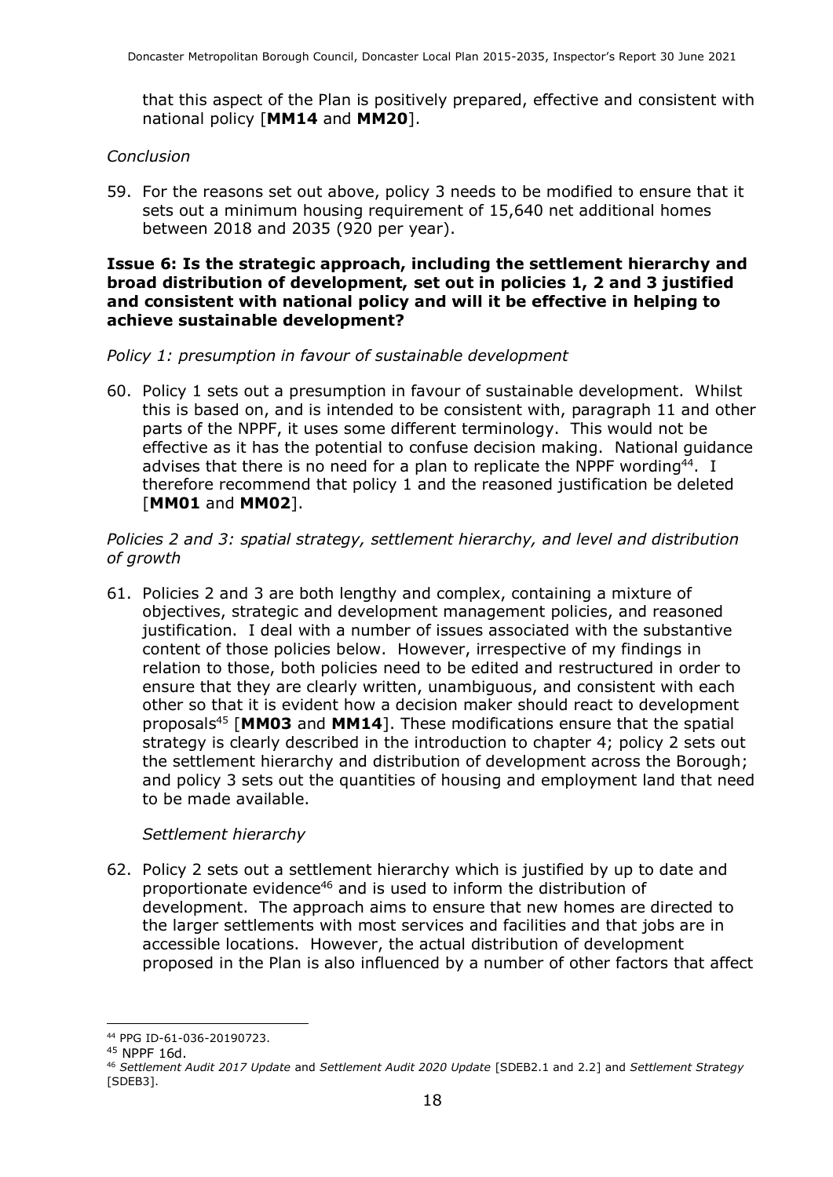that this aspect of the Plan is positively prepared, effective and consistent with national policy [**MM14** and **MM20**].

*Conclusion*

59. For the reasons set out above, policy 3 needs to be modified to ensure that it sets out a minimum housing requirement of 15,640 net additional homes between 2018 and 2035 (920 per year).

**Issue 6: Is the strategic approach, including the settlement hierarchy and broad distribution of development, set out in policies 1, 2 and 3 justified and consistent with national policy and will it be effective in helping to achieve sustainable development?**

*Policy 1: presumption in favour of sustainable development*

60. Policy 1 sets out a presumption in favour of sustainable development. Whilst this is based on, and is intended to be consistent with, paragraph 11 and other parts of the NPPF, it uses some different terminology. This would not be effective as it has the potential to confuse decision making. National guidance advises that there is no need for a plan to replicate the NPPF wording[44]. I therefore recommend that policy 1 and the reasoned justification be deleted [**MM01** and **MM02**].

*Policies 2 and 3: spatial strategy, settlement hierarchy, and level and distribution of growth*

61. Policies 2 and 3 are both lengthy and complex, containing a mixture of objectives, strategic and development management policies, and reasoned justification. I deal with a number of issues associated with the substantive content of those policies below. However, irrespective of my findings in relation to those, both policies need to be edited and restructured in order to ensure that they are clearly written, unambiguous, and consistent with each other so that it is evident how a decision maker should react to development proposals[45] [**MM03** and **MM14**]. These modifications ensure that the spatial strategy is clearly described in the introduction to chapter 4; policy 2 sets out the settlement hierarchy and distribution of development across the Borough; and policy 3 sets out the quantities of housing and employment land that need to be made available.

*Settlement hierarchy*

62. Policy 2 sets out a settlement hierarchy which is justified by up to date and proportionate evidence[46] and is used to inform the distribution of development. The approach aims to ensure that new homes are directed to the larger settlements with most services and facilities and that jobs are in accessible locations. However, the actual distribution of development proposed in the Plan is also influenced by a number of other factors that affect

---

[44] PPG ID-61-036-20190723.

[45] NPPF 16d.

[46] *Settlement Audit 2017 Update* and *Settlement Audit 2020 Update* [SDEB2.1 and 2.2] and *Settlement Strategy* [SDEB3].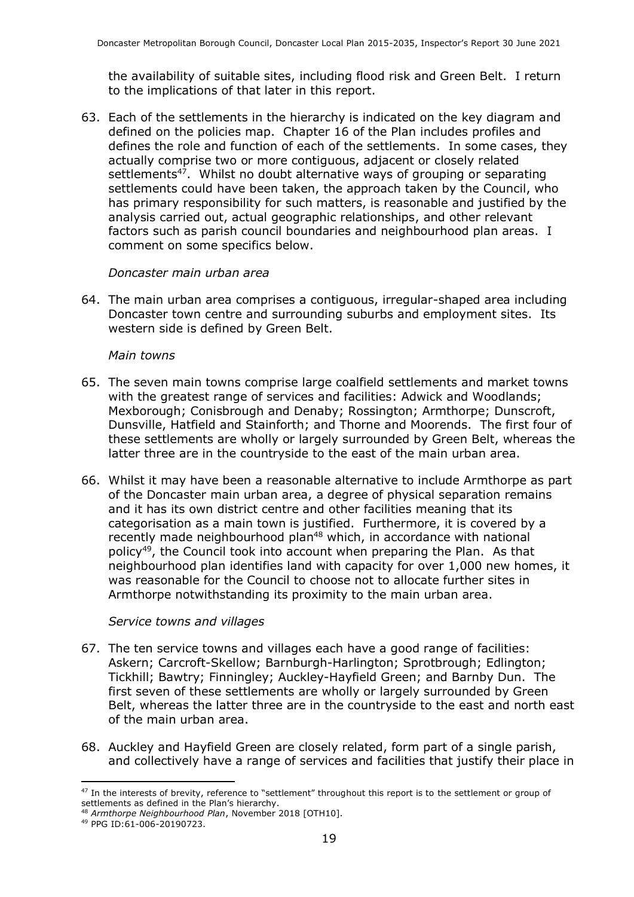the availability of suitable sites, including flood risk and Green Belt. I return to the implications of that later in this report.

63. Each of the settlements in the hierarchy is indicated on the key diagram and defined on the policies map. Chapter 16 of the Plan includes profiles and defines the role and function of each of the settlements. In some cases, they actually comprise two or more contiguous, adjacent or closely related settlements[47]. Whilst no doubt alternative ways of grouping or separating settlements could have been taken, the approach taken by the Council, who has primary responsibility for such matters, is reasonable and justified by the analysis carried out, actual geographic relationships, and other relevant factors such as parish council boundaries and neighbourhood plan areas. I comment on some specifics below.

*Doncaster main urban area*

64. The main urban area comprises a contiguous, irregular-shaped area including Doncaster town centre and surrounding suburbs and employment sites. Its western side is defined by Green Belt.

*Main towns*

65. The seven main towns comprise large coalfield settlements and market towns with the greatest range of services and facilities: Adwick and Woodlands; Mexborough; Conisbrough and Denaby; Rossington; Armthorpe; Dunscroft, Dunsville, Hatfield and Stainforth; and Thorne and Moorends. The first four of these settlements are wholly or largely surrounded by Green Belt, whereas the latter three are in the countryside to the east of the main urban area.

66. Whilst it may have been a reasonable alternative to include Armthorpe as part of the Doncaster main urban area, a degree of physical separation remains and it has its own district centre and other facilities meaning that its categorisation as a main town is justified. Furthermore, it is covered by a recently made neighbourhood plan[48] which, in accordance with national policy[49], the Council took into account when preparing the Plan. As that neighbourhood plan identifies land with capacity for over 1,000 new homes, it was reasonable for the Council to choose not to allocate further sites in Armthorpe notwithstanding its proximity to the main urban area.

*Service towns and villages*

67. The ten service towns and villages each have a good range of facilities: Askern; Carcroft-Skellow; Barnburgh-Harlington; Sprotbrough; Edlington; Tickhill; Bawtry; Finningley; Auckley-Hayfield Green; and Barnby Dun. The first seven of these settlements are wholly or largely surrounded by Green Belt, whereas the latter three are in the countryside to the east and north east of the main urban area.

68. Auckley and Hayfield Green are closely related, form part of a single parish, and collectively have a range of services and facilities that justify their place in

[47] In the interests of brevity, reference to "settlement" throughout this report is to the settlement or group of settlements as defined in the Plan's hierarchy.

[48] *Armthorpe Neighbourhood Plan*, November 2018 [OTH10].

[49] PPG ID:61-006-20190723.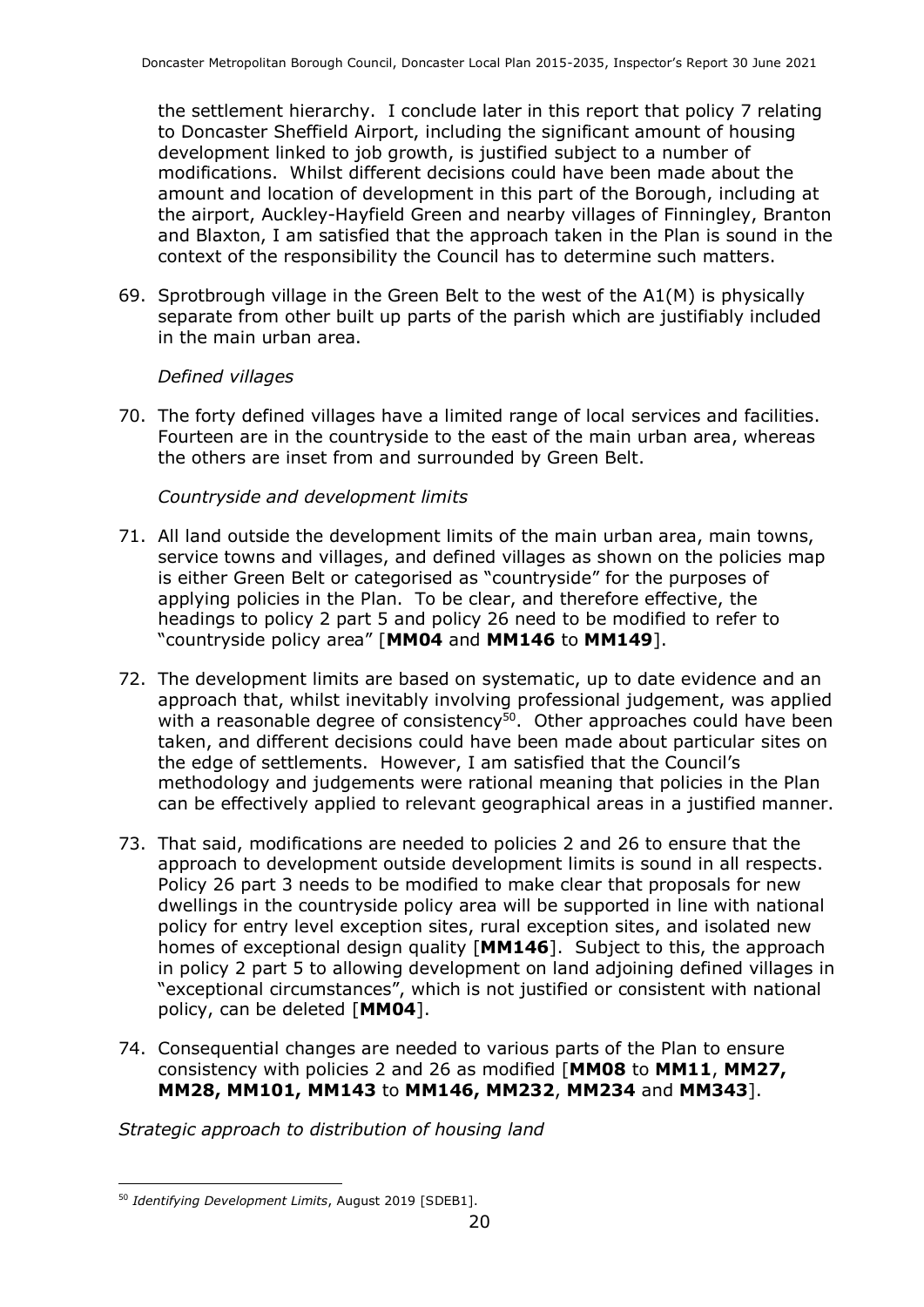the settlement hierarchy. I conclude later in this report that policy 7 relating to Doncaster Sheffield Airport, including the significant amount of housing development linked to job growth, is justified subject to a number of modifications. Whilst different decisions could have been made about the amount and location of development in this part of the Borough, including at the airport, Auckley-Hayfield Green and nearby villages of Finningley, Branton and Blaxton, I am satisfied that the approach taken in the Plan is sound in the context of the responsibility the Council has to determine such matters.

69. Sprotbrough village in the Green Belt to the west of the A1(M) is physically separate from other built up parts of the parish which are justifiably included in the main urban area.

*Defined villages*

70. The forty defined villages have a limited range of local services and facilities. Fourteen are in the countryside to the east of the main urban area, whereas the others are inset from and surrounded by Green Belt.

*Countryside and development limits*

71. All land outside the development limits of the main urban area, main towns, service towns and villages, and defined villages as shown on the policies map is either Green Belt or categorised as "countryside" for the purposes of applying policies in the Plan. To be clear, and therefore effective, the headings to policy 2 part 5 and policy 26 need to be modified to refer to "countryside policy area" [**MM04** and **MM146** to **MM149**].

72. The development limits are based on systematic, up to date evidence and an approach that, whilst inevitably involving professional judgement, was applied with a reasonable degree of consistency[50]. Other approaches could have been taken, and different decisions could have been made about particular sites on the edge of settlements. However, I am satisfied that the Council's methodology and judgements were rational meaning that policies in the Plan can be effectively applied to relevant geographical areas in a justified manner.

73. That said, modifications are needed to policies 2 and 26 to ensure that the approach to development outside development limits is sound in all respects. Policy 26 part 3 needs to be modified to make clear that proposals for new dwellings in the countryside policy area will be supported in line with national policy for entry level exception sites, rural exception sites, and isolated new homes of exceptional design quality [**MM146**]. Subject to this, the approach in policy 2 part 5 to allowing development on land adjoining defined villages in "exceptional circumstances", which is not justified or consistent with national policy, can be deleted [**MM04**].

74. Consequential changes are needed to various parts of the Plan to ensure consistency with policies 2 and 26 as modified [**MM08** to **MM11**, **MM27, MM28, MM101, MM143** to **MM146, MM232**, **MM234** and **MM343**].

*Strategic approach to distribution of housing land*

[50] *Identifying Development Limits*, August 2019 [SDEB1].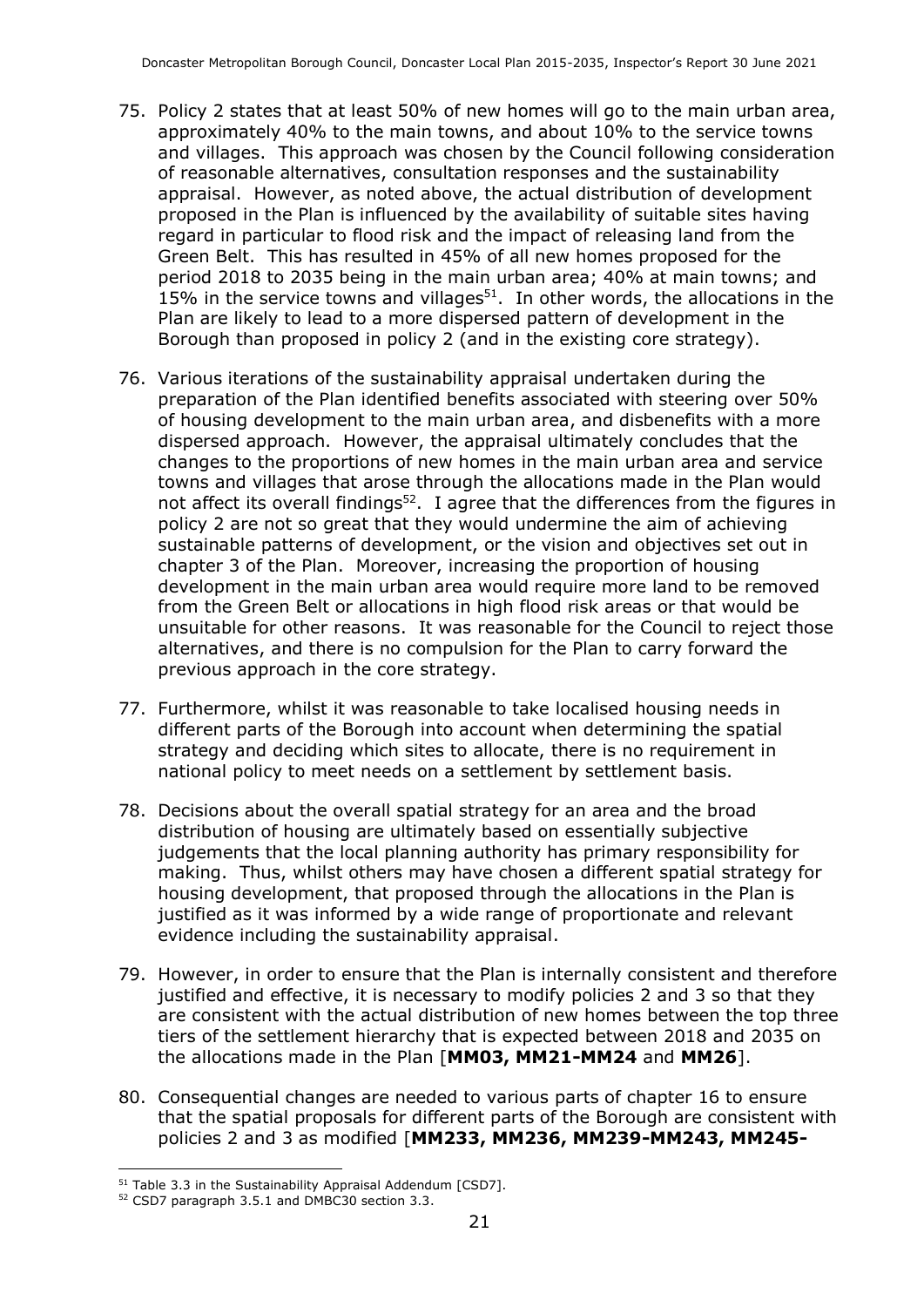75. Policy 2 states that at least 50% of new homes will go to the main urban area, approximately 40% to the main towns, and about 10% to the service towns and villages. This approach was chosen by the Council following consideration of reasonable alternatives, consultation responses and the sustainability appraisal. However, as noted above, the actual distribution of development proposed in the Plan is influenced by the availability of suitable sites having regard in particular to flood risk and the impact of releasing land from the Green Belt. This has resulted in 45% of all new homes proposed for the period 2018 to 2035 being in the main urban area; 40% at main towns; and 15% in the service towns and villages[51]. In other words, the allocations in the Plan are likely to lead to a more dispersed pattern of development in the Borough than proposed in policy 2 (and in the existing core strategy).

76. Various iterations of the sustainability appraisal undertaken during the preparation of the Plan identified benefits associated with steering over 50% of housing development to the main urban area, and disbenefits with a more dispersed approach. However, the appraisal ultimately concludes that the changes to the proportions of new homes in the main urban area and service towns and villages that arose through the allocations made in the Plan would not affect its overall findings[52]. I agree that the differences from the figures in policy 2 are not so great that they would undermine the aim of achieving sustainable patterns of development, or the vision and objectives set out in chapter 3 of the Plan. Moreover, increasing the proportion of housing development in the main urban area would require more land to be removed from the Green Belt or allocations in high flood risk areas or that would be unsuitable for other reasons. It was reasonable for the Council to reject those alternatives, and there is no compulsion for the Plan to carry forward the previous approach in the core strategy.

77. Furthermore, whilst it was reasonable to take localised housing needs in different parts of the Borough into account when determining the spatial strategy and deciding which sites to allocate, there is no requirement in national policy to meet needs on a settlement by settlement basis.

78. Decisions about the overall spatial strategy for an area and the broad distribution of housing are ultimately based on essentially subjective judgements that the local planning authority has primary responsibility for making. Thus, whilst others may have chosen a different spatial strategy for housing development, that proposed through the allocations in the Plan is justified as it was informed by a wide range of proportionate and relevant evidence including the sustainability appraisal.

79. However, in order to ensure that the Plan is internally consistent and therefore justified and effective, it is necessary to modify policies 2 and 3 so that they are consistent with the actual distribution of new homes between the top three tiers of the settlement hierarchy that is expected between 2018 and 2035 on the allocations made in the Plan [**MM03, MM21-MM24** and **MM26**].

80. Consequential changes are needed to various parts of chapter 16 to ensure that the spatial proposals for different parts of the Borough are consistent with policies 2 and 3 as modified [**MM233, MM236, MM239-MM243, MM245-**

[51] Table 3.3 in the Sustainability Appraisal Addendum [CSD7].

[52] CSD7 paragraph 3.5.1 and DMBC30 section 3.3.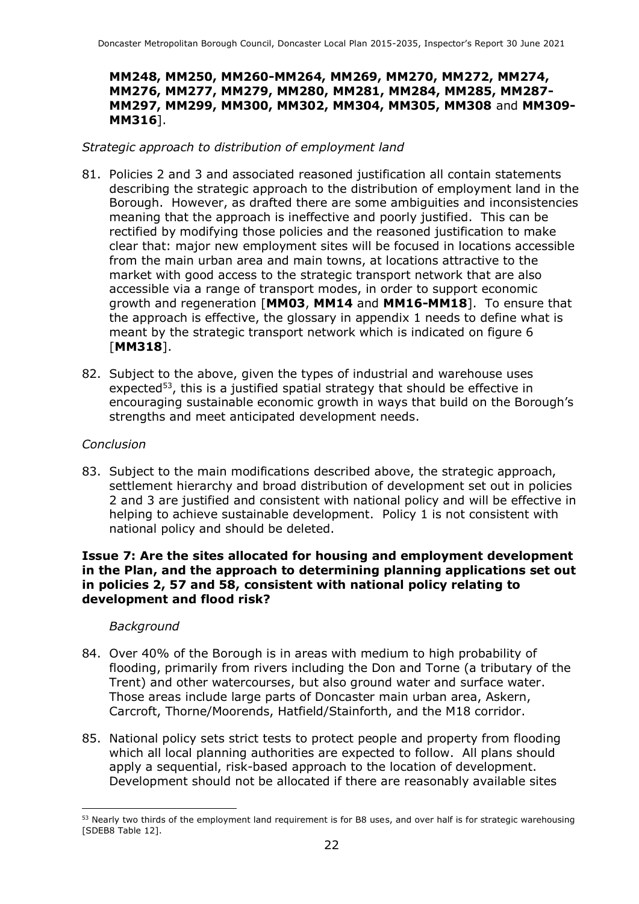**MM248, MM250, MM260-MM264, MM269, MM270, MM272, MM274, MM276, MM277, MM279, MM280, MM281, MM284, MM285, MM287-MM297, MM299, MM300, MM302, MM304, MM305, MM308** and **MM309-MM316**].

*Strategic approach to distribution of employment land*

81. Policies 2 and 3 and associated reasoned justification all contain statements describing the strategic approach to the distribution of employment land in the Borough. However, as drafted there are some ambiguities and inconsistencies meaning that the approach is ineffective and poorly justified. This can be rectified by modifying those policies and the reasoned justification to make clear that: major new employment sites will be focused in locations accessible from the main urban area and main towns, at locations attractive to the market with good access to the strategic transport network that are also accessible via a range of transport modes, in order to support economic growth and regeneration [**MM03**, **MM14** and **MM16-MM18**]. To ensure that the approach is effective, the glossary in appendix 1 needs to define what is meant by the strategic transport network which is indicated on figure 6 [**MM318**].

82. Subject to the above, given the types of industrial and warehouse uses expected[53], this is a justified spatial strategy that should be effective in encouraging sustainable economic growth in ways that build on the Borough's strengths and meet anticipated development needs.

*Conclusion*

83. Subject to the main modifications described above, the strategic approach, settlement hierarchy and broad distribution of development set out in policies 2 and 3 are justified and consistent with national policy and will be effective in helping to achieve sustainable development. Policy 1 is not consistent with national policy and should be deleted.

**Issue 7: Are the sites allocated for housing and employment development in the Plan, and the approach to determining planning applications set out in policies 2, 57 and 58, consistent with national policy relating to development and flood risk?**

*Background*

84. Over 40% of the Borough is in areas with medium to high probability of flooding, primarily from rivers including the Don and Torne (a tributary of the Trent) and other watercourses, but also ground water and surface water. Those areas include large parts of Doncaster main urban area, Askern, Carcroft, Thorne/Moorends, Hatfield/Stainforth, and the M18 corridor.

85. National policy sets strict tests to protect people and property from flooding which all local planning authorities are expected to follow. All plans should apply a sequential, risk-based approach to the location of development. Development should not be allocated if there are reasonably available sites

[53] Nearly two thirds of the employment land requirement is for B8 uses, and over half is for strategic warehousing [SDEB8 Table 12].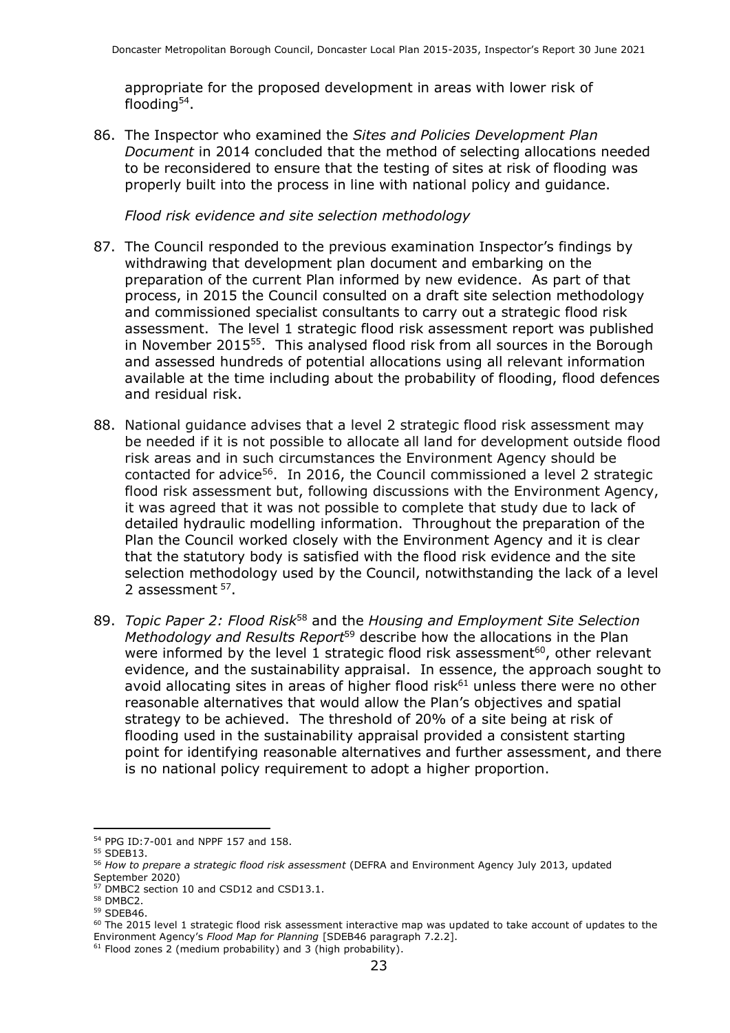appropriate for the proposed development in areas with lower risk of flooding[54].

86. The Inspector who examined the *Sites and Policies Development Plan Document* in 2014 concluded that the method of selecting allocations needed to be reconsidered to ensure that the testing of sites at risk of flooding was properly built into the process in line with national policy and guidance.

*Flood risk evidence and site selection methodology*

87. The Council responded to the previous examination Inspector's findings by withdrawing that development plan document and embarking on the preparation of the current Plan informed by new evidence. As part of that process, in 2015 the Council consulted on a draft site selection methodology and commissioned specialist consultants to carry out a strategic flood risk assessment. The level 1 strategic flood risk assessment report was published in November 2015[55]. This analysed flood risk from all sources in the Borough and assessed hundreds of potential allocations using all relevant information available at the time including about the probability of flooding, flood defences and residual risk.

88. National guidance advises that a level 2 strategic flood risk assessment may be needed if it is not possible to allocate all land for development outside flood risk areas and in such circumstances the Environment Agency should be contacted for advice[56]. In 2016, the Council commissioned a level 2 strategic flood risk assessment but, following discussions with the Environment Agency, it was agreed that it was not possible to complete that study due to lack of detailed hydraulic modelling information. Throughout the preparation of the Plan the Council worked closely with the Environment Agency and it is clear that the statutory body is satisfied with the flood risk evidence and the site selection methodology used by the Council, notwithstanding the lack of a level 2 assessment [57].

89. *Topic Paper 2: Flood Risk*[58] and the *Housing and Employment Site Selection Methodology and Results Report*[59] describe how the allocations in the Plan were informed by the level 1 strategic flood risk assessment[60], other relevant evidence, and the sustainability appraisal. In essence, the approach sought to avoid allocating sites in areas of higher flood risk[61] unless there were no other reasonable alternatives that would allow the Plan's objectives and spatial strategy to be achieved. The threshold of 20% of a site being at risk of flooding used in the sustainability appraisal provided a consistent starting point for identifying reasonable alternatives and further assessment, and there is no national policy requirement to adopt a higher proportion.

---

[54] PPG ID:7-001 and NPPF 157 and 158.
[55] SDEB13.
[56] *How to prepare a strategic flood risk assessment* (DEFRA and Environment Agency July 2013, updated September 2020)
[57] DMBC2 section 10 and CSD12 and CSD13.1.
[58] DMBC2.
[59] SDEB46.
[60] The 2015 level 1 strategic flood risk assessment interactive map was updated to take account of updates to the Environment Agency's *Flood Map for Planning* [SDEB46 paragraph 7.2.2].
[61] Flood zones 2 (medium probability) and 3 (high probability).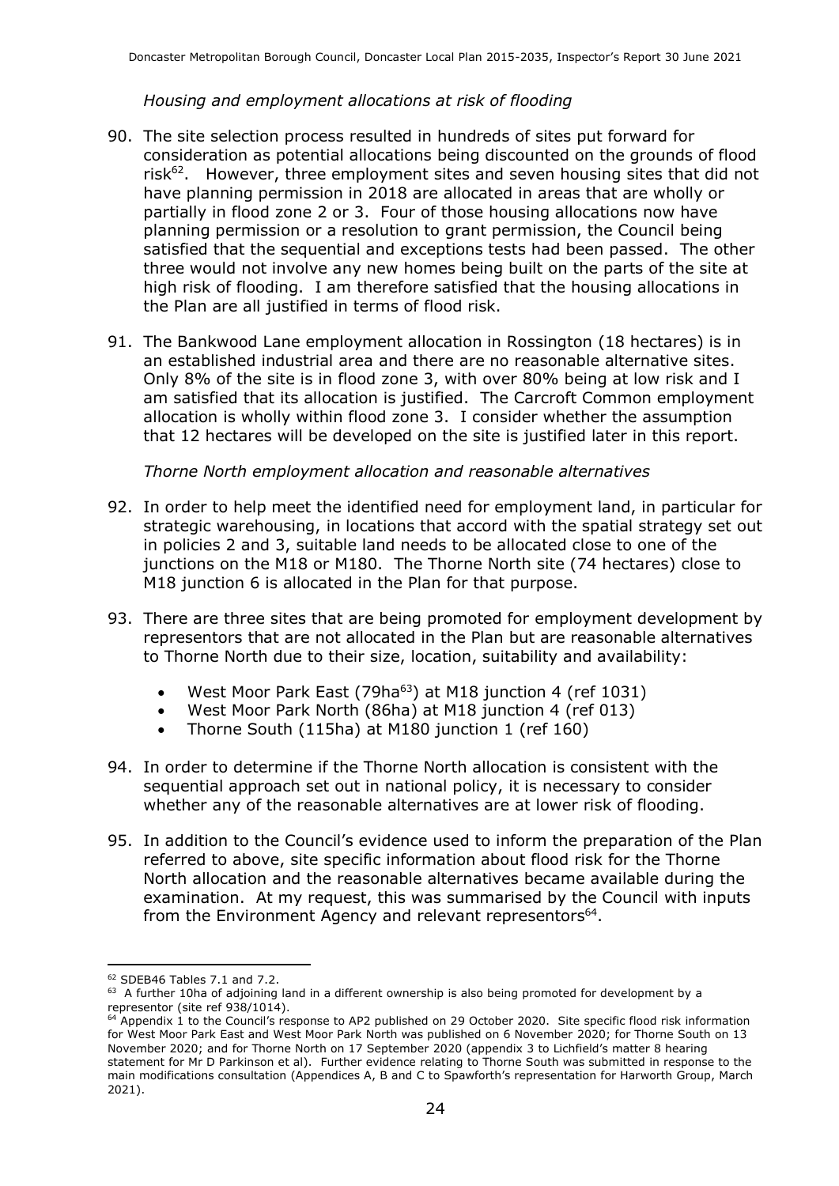*Housing and employment allocations at risk of flooding*

90. The site selection process resulted in hundreds of sites put forward for consideration as potential allocations being discounted on the grounds of flood risk[62]. However, three employment sites and seven housing sites that did not have planning permission in 2018 are allocated in areas that are wholly or partially in flood zone 2 or 3. Four of those housing allocations now have planning permission or a resolution to grant permission, the Council being satisfied that the sequential and exceptions tests had been passed. The other three would not involve any new homes being built on the parts of the site at high risk of flooding. I am therefore satisfied that the housing allocations in the Plan are all justified in terms of flood risk.

91. The Bankwood Lane employment allocation in Rossington (18 hectares) is in an established industrial area and there are no reasonable alternative sites. Only 8% of the site is in flood zone 3, with over 80% being at low risk and I am satisfied that its allocation is justified. The Carcroft Common employment allocation is wholly within flood zone 3. I consider whether the assumption that 12 hectares will be developed on the site is justified later in this report.

*Thorne North employment allocation and reasonable alternatives*

92. In order to help meet the identified need for employment land, in particular for strategic warehousing, in locations that accord with the spatial strategy set out in policies 2 and 3, suitable land needs to be allocated close to one of the junctions on the M18 or M180. The Thorne North site (74 hectares) close to M18 junction 6 is allocated in the Plan for that purpose.

93. There are three sites that are being promoted for employment development by representors that are not allocated in the Plan but are reasonable alternatives to Thorne North due to their size, location, suitability and availability:
    - West Moor Park East (79ha[63]) at M18 junction 4 (ref 1031)
    - West Moor Park North (86ha) at M18 junction 4 (ref 013)
    - Thorne South (115ha) at M180 junction 1 (ref 160)

94. In order to determine if the Thorne North allocation is consistent with the sequential approach set out in national policy, it is necessary to consider whether any of the reasonable alternatives are at lower risk of flooding.

95. In addition to the Council's evidence used to inform the preparation of the Plan referred to above, site specific information about flood risk for the Thorne North allocation and the reasonable alternatives became available during the examination. At my request, this was summarised by the Council with inputs from the Environment Agency and relevant representors[64].

---

[62] SDEB46 Tables 7.1 and 7.2.

[63] A further 10ha of adjoining land in a different ownership is also being promoted for development by a representor (site ref 938/1014).

[64] Appendix 1 to the Council's response to AP2 published on 29 October 2020. Site specific flood risk information for West Moor Park East and West Moor Park North was published on 6 November 2020; for Thorne South on 13 November 2020; and for Thorne North on 17 September 2020 (appendix 3 to Lichfield's matter 8 hearing statement for Mr D Parkinson et al). Further evidence relating to Thorne South was submitted in response to the main modifications consultation (Appendices A, B and C to Spawforth's representation for Harworth Group, March 2021).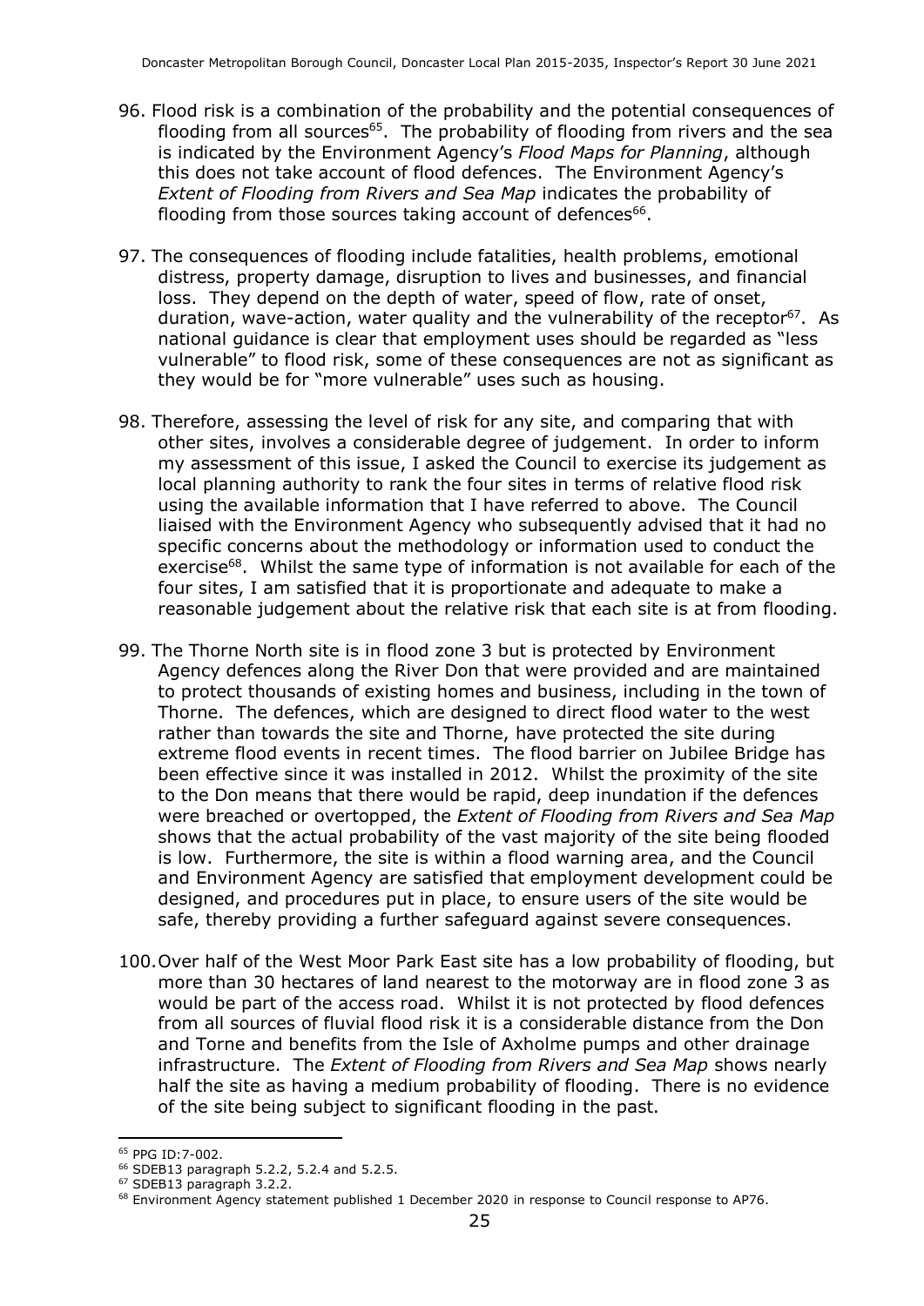96. Flood risk is a combination of the probability and the potential consequences of flooding from all sources[65]. The probability of flooding from rivers and the sea is indicated by the Environment Agency's *Flood Maps for Planning*, although this does not take account of flood defences. The Environment Agency's *Extent of Flooding from Rivers and Sea Map* indicates the probability of flooding from those sources taking account of defences[66].

97. The consequences of flooding include fatalities, health problems, emotional distress, property damage, disruption to lives and businesses, and financial loss. They depend on the depth of water, speed of flow, rate of onset, duration, wave-action, water quality and the vulnerability of the receptor[67]. As national guidance is clear that employment uses should be regarded as "less vulnerable" to flood risk, some of these consequences are not as significant as they would be for "more vulnerable" uses such as housing.

98. Therefore, assessing the level of risk for any site, and comparing that with other sites, involves a considerable degree of judgement. In order to inform my assessment of this issue, I asked the Council to exercise its judgement as local planning authority to rank the four sites in terms of relative flood risk using the available information that I have referred to above. The Council liaised with the Environment Agency who subsequently advised that it had no specific concerns about the methodology or information used to conduct the exercise[68]. Whilst the same type of information is not available for each of the four sites, I am satisfied that it is proportionate and adequate to make a reasonable judgement about the relative risk that each site is at from flooding.

99. The Thorne North site is in flood zone 3 but is protected by Environment Agency defences along the River Don that were provided and are maintained to protect thousands of existing homes and business, including in the town of Thorne. The defences, which are designed to direct flood water to the west rather than towards the site and Thorne, have protected the site during extreme flood events in recent times. The flood barrier on Jubilee Bridge has been effective since it was installed in 2012. Whilst the proximity of the site to the Don means that there would be rapid, deep inundation if the defences were breached or overtopped, the *Extent of Flooding from Rivers and Sea Map* shows that the actual probability of the vast majority of the site being flooded is low. Furthermore, the site is within a flood warning area, and the Council and Environment Agency are satisfied that employment development could be designed, and procedures put in place, to ensure users of the site would be safe, thereby providing a further safeguard against severe consequences.

100. Over half of the West Moor Park East site has a low probability of flooding, but more than 30 hectares of land nearest to the motorway are in flood zone 3 as would be part of the access road. Whilst it is not protected by flood defences from all sources of fluvial flood risk it is a considerable distance from the Don and Torne and benefits from the Isle of Axholme pumps and other drainage infrastructure. The *Extent of Flooding from Rivers and Sea Map* shows nearly half the site as having a medium probability of flooding. There is no evidence of the site being subject to significant flooding in the past.

---

[65] PPG ID:7-002.

[66] SDEB13 paragraph 5.2.2, 5.2.4 and 5.2.5.

[67] SDEB13 paragraph 3.2.2.

[68] Environment Agency statement published 1 December 2020 in response to Council response to AP76.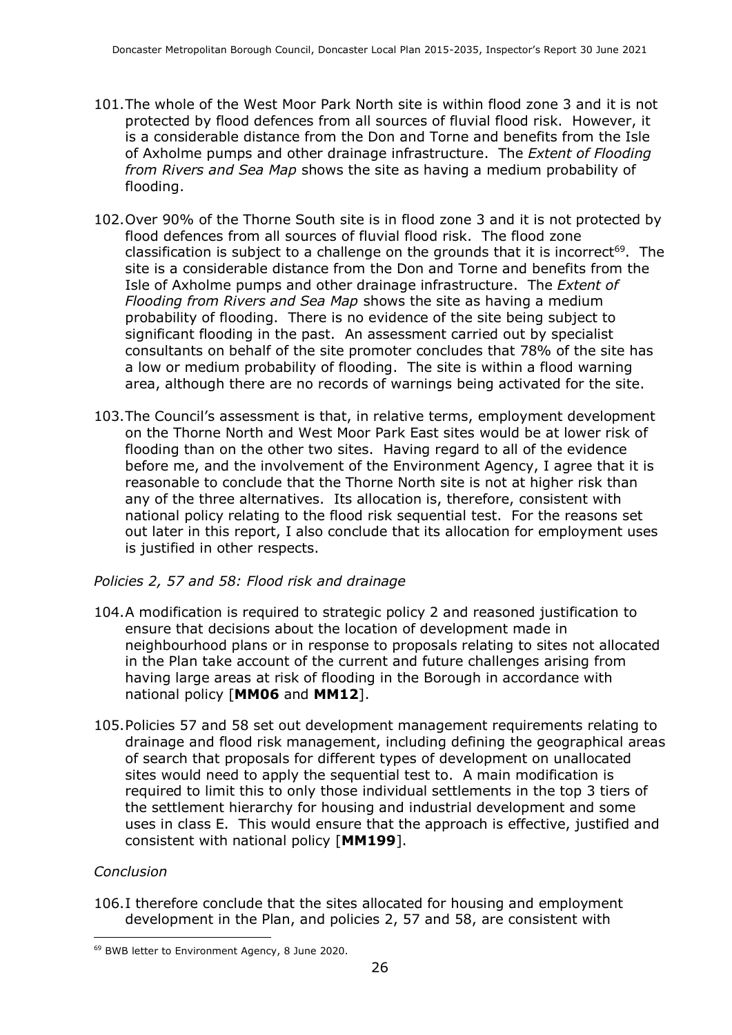101. The whole of the West Moor Park North site is within flood zone 3 and it is not protected by flood defences from all sources of fluvial flood risk. However, it is a considerable distance from the Don and Torne and benefits from the Isle of Axholme pumps and other drainage infrastructure. The *Extent of Flooding from Rivers and Sea Map* shows the site as having a medium probability of flooding.

102. Over 90% of the Thorne South site is in flood zone 3 and it is not protected by flood defences from all sources of fluvial flood risk. The flood zone classification is subject to a challenge on the grounds that it is incorrect[69]. The site is a considerable distance from the Don and Torne and benefits from the Isle of Axholme pumps and other drainage infrastructure. The *Extent of Flooding from Rivers and Sea Map* shows the site as having a medium probability of flooding. There is no evidence of the site being subject to significant flooding in the past. An assessment carried out by specialist consultants on behalf of the site promoter concludes that 78% of the site has a low or medium probability of flooding. The site is within a flood warning area, although there are no records of warnings being activated for the site.

103. The Council's assessment is that, in relative terms, employment development on the Thorne North and West Moor Park East sites would be at lower risk of flooding than on the other two sites. Having regard to all of the evidence before me, and the involvement of the Environment Agency, I agree that it is reasonable to conclude that the Thorne North site is not at higher risk than any of the three alternatives. Its allocation is, therefore, consistent with national policy relating to the flood risk sequential test. For the reasons set out later in this report, I also conclude that its allocation for employment uses is justified in other respects.

*Policies 2, 57 and 58: Flood risk and drainage*

104. A modification is required to strategic policy 2 and reasoned justification to ensure that decisions about the location of development made in neighbourhood plans or in response to proposals relating to sites not allocated in the Plan take account of the current and future challenges arising from having large areas at risk of flooding in the Borough in accordance with national policy [**MM06** and **MM12**].

105. Policies 57 and 58 set out development management requirements relating to drainage and flood risk management, including defining the geographical areas of search that proposals for different types of development on unallocated sites would need to apply the sequential test to. A main modification is required to limit this to only those individual settlements in the top 3 tiers of the settlement hierarchy for housing and industrial development and some uses in class E. This would ensure that the approach is effective, justified and consistent with national policy [**MM199**].

*Conclusion*

106. I therefore conclude that the sites allocated for housing and employment development in the Plan, and policies 2, 57 and 58, are consistent with

[69] BWB letter to Environment Agency, 8 June 2020.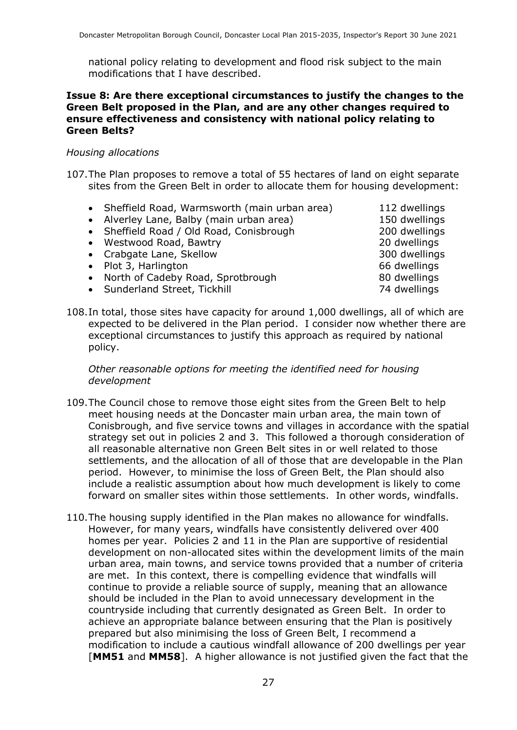national policy relating to development and flood risk subject to the main modifications that I have described.

**Issue 8: Are there exceptional circumstances to justify the changes to the Green Belt proposed in the Plan, and are any other changes required to ensure effectiveness and consistency with national policy relating to Green Belts?**

*Housing allocations*

107. The Plan proposes to remove a total of 55 hectares of land on eight separate sites from the Green Belt in order to allocate them for housing development:

- Sheffield Road, Warmsworth (main urban area) 112 dwellings
- Alverley Lane, Balby (main urban area) 150 dwellings
- Sheffield Road / Old Road, Conisbrough 200 dwellings
- Westwood Road, Bawtry 20 dwellings
- Crabgate Lane, Skellow 300 dwellings
- Plot 3, Harlington 66 dwellings
- North of Cadeby Road, Sprotbrough 80 dwellings
- Sunderland Street, Tickhill 74 dwellings

108. In total, those sites have capacity for around 1,000 dwellings, all of which are expected to be delivered in the Plan period. I consider now whether there are exceptional circumstances to justify this approach as required by national policy.

*Other reasonable options for meeting the identified need for housing development*

109. The Council chose to remove those eight sites from the Green Belt to help meet housing needs at the Doncaster main urban area, the main town of Conisbrough, and five service towns and villages in accordance with the spatial strategy set out in policies 2 and 3. This followed a thorough consideration of all reasonable alternative non Green Belt sites in or well related to those settlements, and the allocation of all of those that are developable in the Plan period. However, to minimise the loss of Green Belt, the Plan should also include a realistic assumption about how much development is likely to come forward on smaller sites within those settlements. In other words, windfalls.

110. The housing supply identified in the Plan makes no allowance for windfalls. However, for many years, windfalls have consistently delivered over 400 homes per year. Policies 2 and 11 in the Plan are supportive of residential development on non-allocated sites within the development limits of the main urban area, main towns, and service towns provided that a number of criteria are met. In this context, there is compelling evidence that windfalls will continue to provide a reliable source of supply, meaning that an allowance should be included in the Plan to avoid unnecessary development in the countryside including that currently designated as Green Belt. In order to achieve an appropriate balance between ensuring that the Plan is positively prepared but also minimising the loss of Green Belt, I recommend a modification to include a cautious windfall allowance of 200 dwellings per year [**MM51** and **MM58**]. A higher allowance is not justified given the fact that the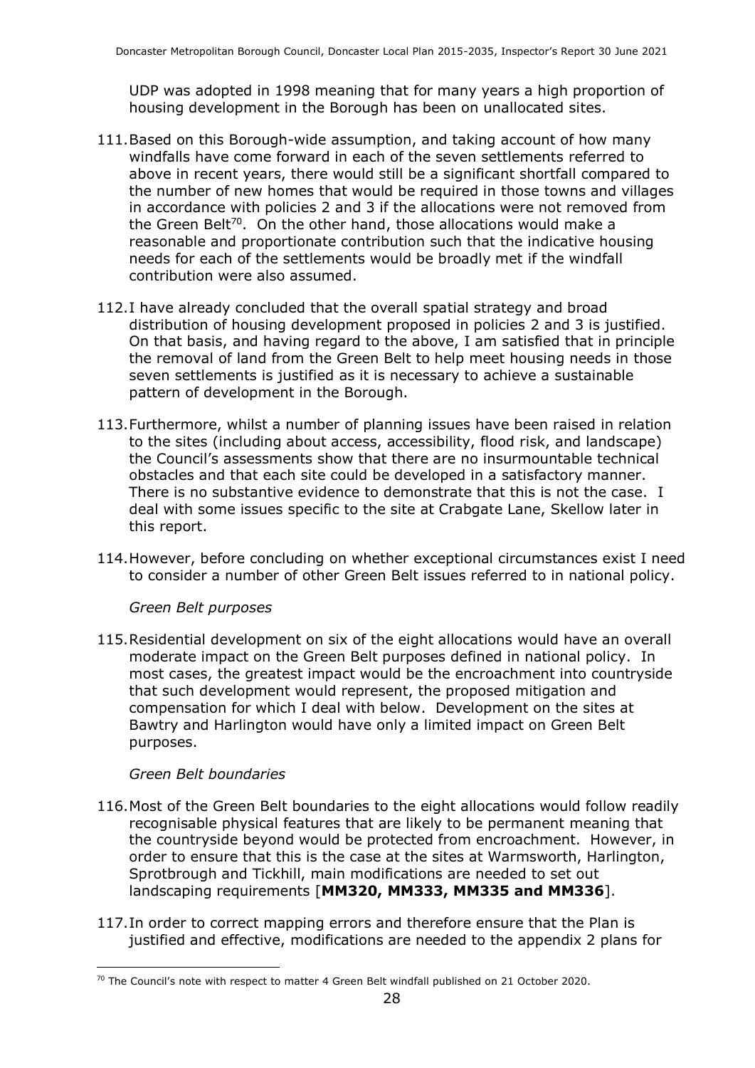UDP was adopted in 1998 meaning that for many years a high proportion of housing development in the Borough has been on unallocated sites.

111. Based on this Borough-wide assumption, and taking account of how many windfalls have come forward in each of the seven settlements referred to above in recent years, there would still be a significant shortfall compared to the number of new homes that would be required in those towns and villages in accordance with policies 2 and 3 if the allocations were not removed from the Green Belt[70]. On the other hand, those allocations would make a reasonable and proportionate contribution such that the indicative housing needs for each of the settlements would be broadly met if the windfall contribution were also assumed.

112. I have already concluded that the overall spatial strategy and broad distribution of housing development proposed in policies 2 and 3 is justified. On that basis, and having regard to the above, I am satisfied that in principle the removal of land from the Green Belt to help meet housing needs in those seven settlements is justified as it is necessary to achieve a sustainable pattern of development in the Borough.

113. Furthermore, whilst a number of planning issues have been raised in relation to the sites (including about access, accessibility, flood risk, and landscape) the Council's assessments show that there are no insurmountable technical obstacles and that each site could be developed in a satisfactory manner. There is no substantive evidence to demonstrate that this is not the case. I deal with some issues specific to the site at Crabgate Lane, Skellow later in this report.

114. However, before concluding on whether exceptional circumstances exist I need to consider a number of other Green Belt issues referred to in national policy.

*Green Belt purposes*

115. Residential development on six of the eight allocations would have an overall moderate impact on the Green Belt purposes defined in national policy. In most cases, the greatest impact would be the encroachment into countryside that such development would represent, the proposed mitigation and compensation for which I deal with below. Development on the sites at Bawtry and Harlington would have only a limited impact on Green Belt purposes.

*Green Belt boundaries*

116. Most of the Green Belt boundaries to the eight allocations would follow readily recognisable physical features that are likely to be permanent meaning that the countryside beyond would be protected from encroachment. However, in order to ensure that this is the case at the sites at Warmsworth, Harlington, Sprotbrough and Tickhill, main modifications are needed to set out landscaping requirements [**MM320, MM333, MM335 and MM336**].

117. In order to correct mapping errors and therefore ensure that the Plan is justified and effective, modifications are needed to the appendix 2 plans for

[70] The Council's note with respect to matter 4 Green Belt windfall published on 21 October 2020.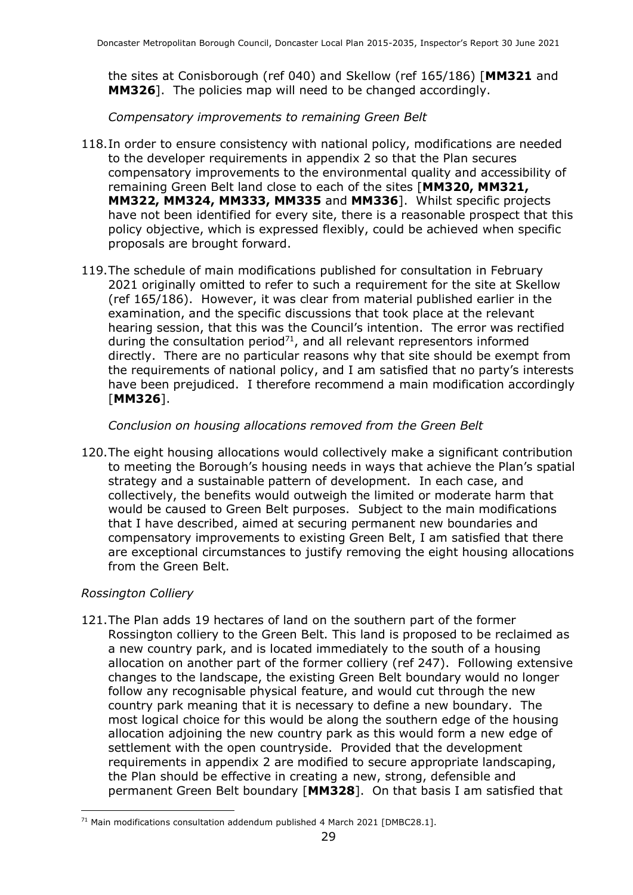the sites at Conisborough (ref 040) and Skellow (ref 165/186) [**MM321** and **MM326**]. The policies map will need to be changed accordingly.

*Compensatory improvements to remaining Green Belt*

118. In order to ensure consistency with national policy, modifications are needed to the developer requirements in appendix 2 so that the Plan secures compensatory improvements to the environmental quality and accessibility of remaining Green Belt land close to each of the sites [**MM320, MM321, MM322, MM324, MM333, MM335** and **MM336**]. Whilst specific projects have not been identified for every site, there is a reasonable prospect that this policy objective, which is expressed flexibly, could be achieved when specific proposals are brought forward.

119. The schedule of main modifications published for consultation in February 2021 originally omitted to refer to such a requirement for the site at Skellow (ref 165/186). However, it was clear from material published earlier in the examination, and the specific discussions that took place at the relevant hearing session, that this was the Council's intention. The error was rectified during the consultation period[71], and all relevant representors informed directly. There are no particular reasons why that site should be exempt from the requirements of national policy, and I am satisfied that no party's interests have been prejudiced. I therefore recommend a main modification accordingly [**MM326**].

*Conclusion on housing allocations removed from the Green Belt*

120. The eight housing allocations would collectively make a significant contribution to meeting the Borough's housing needs in ways that achieve the Plan's spatial strategy and a sustainable pattern of development. In each case, and collectively, the benefits would outweigh the limited or moderate harm that would be caused to Green Belt purposes. Subject to the main modifications that I have described, aimed at securing permanent new boundaries and compensatory improvements to existing Green Belt, I am satisfied that there are exceptional circumstances to justify removing the eight housing allocations from the Green Belt.

*Rossington Colliery*

121. The Plan adds 19 hectares of land on the southern part of the former Rossington colliery to the Green Belt. This land is proposed to be reclaimed as a new country park, and is located immediately to the south of a housing allocation on another part of the former colliery (ref 247). Following extensive changes to the landscape, the existing Green Belt boundary would no longer follow any recognisable physical feature, and would cut through the new country park meaning that it is necessary to define a new boundary. The most logical choice for this would be along the southern edge of the housing allocation adjoining the new country park as this would form a new edge of settlement with the open countryside. Provided that the development requirements in appendix 2 are modified to secure appropriate landscaping, the Plan should be effective in creating a new, strong, defensible and permanent Green Belt boundary [**MM328**]. On that basis I am satisfied that

[71] Main modifications consultation addendum published 4 March 2021 [DMBC28.1].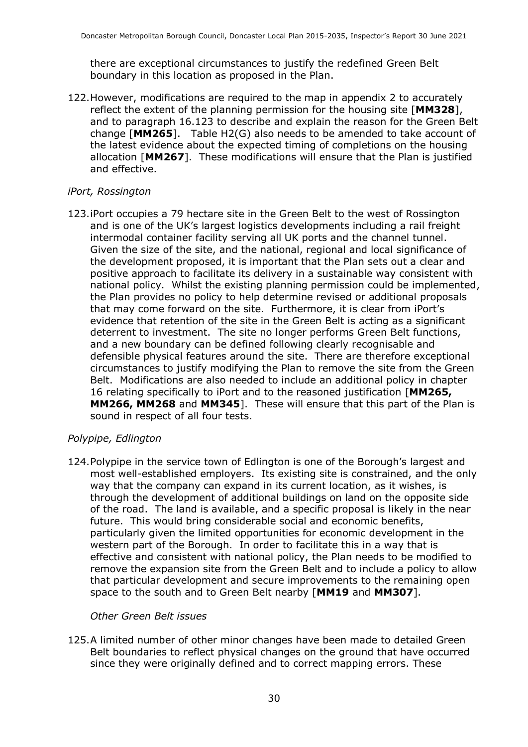there are exceptional circumstances to justify the redefined Green Belt boundary in this location as proposed in the Plan.

122. However, modifications are required to the map in appendix 2 to accurately reflect the extent of the planning permission for the housing site [**MM328**], and to paragraph 16.123 to describe and explain the reason for the Green Belt change [**MM265**]. Table H2(G) also needs to be amended to take account of the latest evidence about the expected timing of completions on the housing allocation [**MM267**]. These modifications will ensure that the Plan is justified and effective.

*iPort, Rossington*

123. iPort occupies a 79 hectare site in the Green Belt to the west of Rossington and is one of the UK's largest logistics developments including a rail freight intermodal container facility serving all UK ports and the channel tunnel. Given the size of the site, and the national, regional and local significance of the development proposed, it is important that the Plan sets out a clear and positive approach to facilitate its delivery in a sustainable way consistent with national policy. Whilst the existing planning permission could be implemented, the Plan provides no policy to help determine revised or additional proposals that may come forward on the site. Furthermore, it is clear from iPort's evidence that retention of the site in the Green Belt is acting as a significant deterrent to investment. The site no longer performs Green Belt functions, and a new boundary can be defined following clearly recognisable and defensible physical features around the site. There are therefore exceptional circumstances to justify modifying the Plan to remove the site from the Green Belt. Modifications are also needed to include an additional policy in chapter 16 relating specifically to iPort and to the reasoned justification [**MM265, MM266, MM268** and **MM345**]. These will ensure that this part of the Plan is sound in respect of all four tests.

*Polypipe, Edlington*

124. Polypipe in the service town of Edlington is one of the Borough's largest and most well-established employers. Its existing site is constrained, and the only way that the company can expand in its current location, as it wishes, is through the development of additional buildings on land on the opposite side of the road. The land is available, and a specific proposal is likely in the near future. This would bring considerable social and economic benefits, particularly given the limited opportunities for economic development in the western part of the Borough. In order to facilitate this in a way that is effective and consistent with national policy, the Plan needs to be modified to remove the expansion site from the Green Belt and to include a policy to allow that particular development and secure improvements to the remaining open space to the south and to Green Belt nearby [**MM19** and **MM307**].

*Other Green Belt issues*

125. A limited number of other minor changes have been made to detailed Green Belt boundaries to reflect physical changes on the ground that have occurred since they were originally defined and to correct mapping errors. These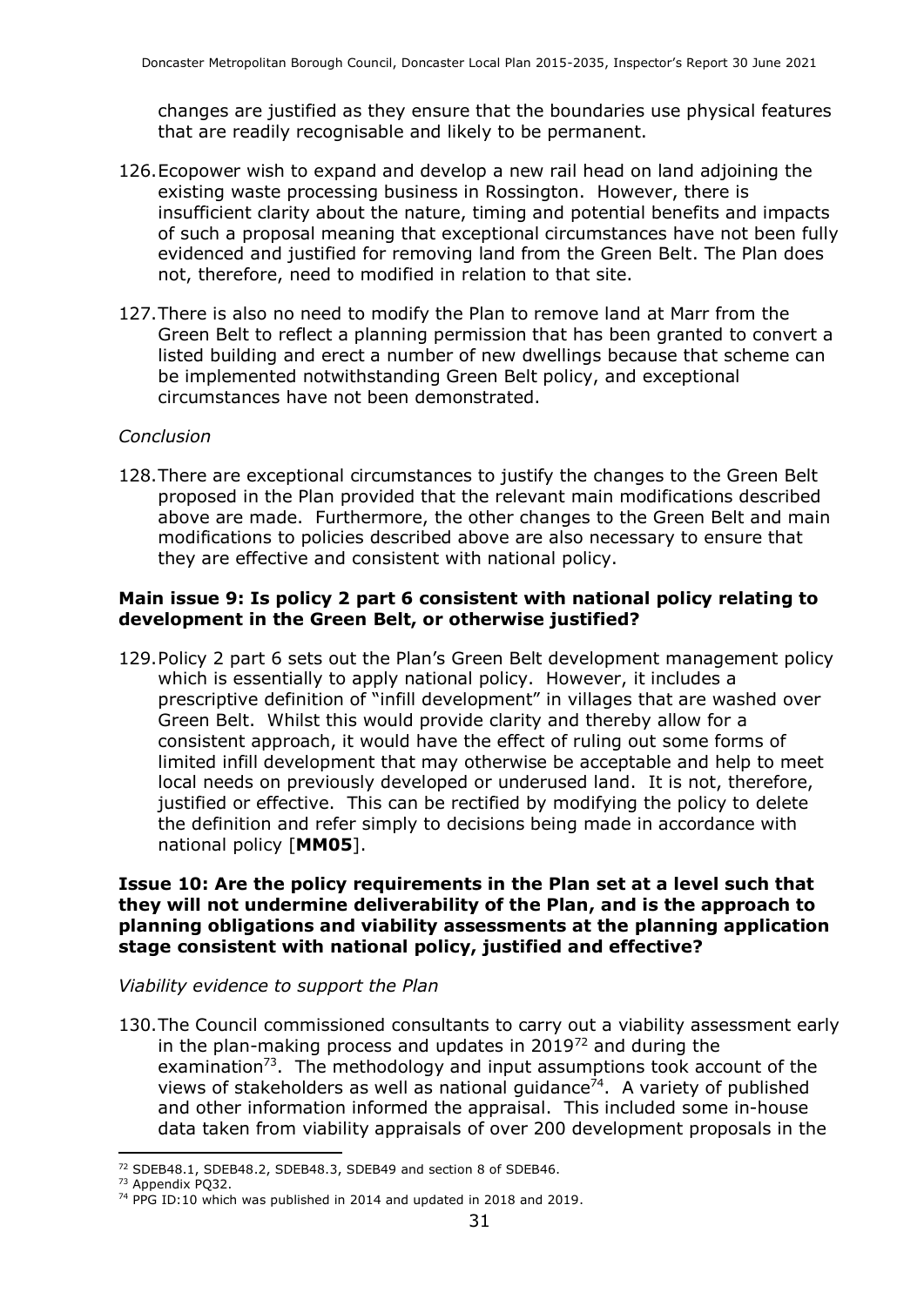changes are justified as they ensure that the boundaries use physical features that are readily recognisable and likely to be permanent.

126. Ecopower wish to expand and develop a new rail head on land adjoining the existing waste processing business in Rossington. However, there is insufficient clarity about the nature, timing and potential benefits and impacts of such a proposal meaning that exceptional circumstances have not been fully evidenced and justified for removing land from the Green Belt. The Plan does not, therefore, need to modified in relation to that site.

127. There is also no need to modify the Plan to remove land at Marr from the Green Belt to reflect a planning permission that has been granted to convert a listed building and erect a number of new dwellings because that scheme can be implemented notwithstanding Green Belt policy, and exceptional circumstances have not been demonstrated.

*Conclusion*

128. There are exceptional circumstances to justify the changes to the Green Belt proposed in the Plan provided that the relevant main modifications described above are made. Furthermore, the other changes to the Green Belt and main modifications to policies described above are also necessary to ensure that they are effective and consistent with national policy.

**Main issue 9: Is policy 2 part 6 consistent with national policy relating to development in the Green Belt, or otherwise justified?**

129. Policy 2 part 6 sets out the Plan's Green Belt development management policy which is essentially to apply national policy. However, it includes a prescriptive definition of "infill development" in villages that are washed over Green Belt. Whilst this would provide clarity and thereby allow for a consistent approach, it would have the effect of ruling out some forms of limited infill development that may otherwise be acceptable and help to meet local needs on previously developed or underused land. It is not, therefore, justified or effective. This can be rectified by modifying the policy to delete the definition and refer simply to decisions being made in accordance with national policy [**MM05**].

**Issue 10: Are the policy requirements in the Plan set at a level such that they will not undermine deliverability of the Plan, and is the approach to planning obligations and viability assessments at the planning application stage consistent with national policy, justified and effective?**

*Viability evidence to support the Plan*

130. The Council commissioned consultants to carry out a viability assessment early in the plan-making process and updates in 2019[72] and during the examination[73]. The methodology and input assumptions took account of the views of stakeholders as well as national guidance[74]. A variety of published and other information informed the appraisal. This included some in-house data taken from viability appraisals of over 200 development proposals in the

[72] SDEB48.1, SDEB48.2, SDEB48.3, SDEB49 and section 8 of SDEB46.
[73] Appendix PQ32.
[74] PPG ID:10 which was published in 2014 and updated in 2018 and 2019.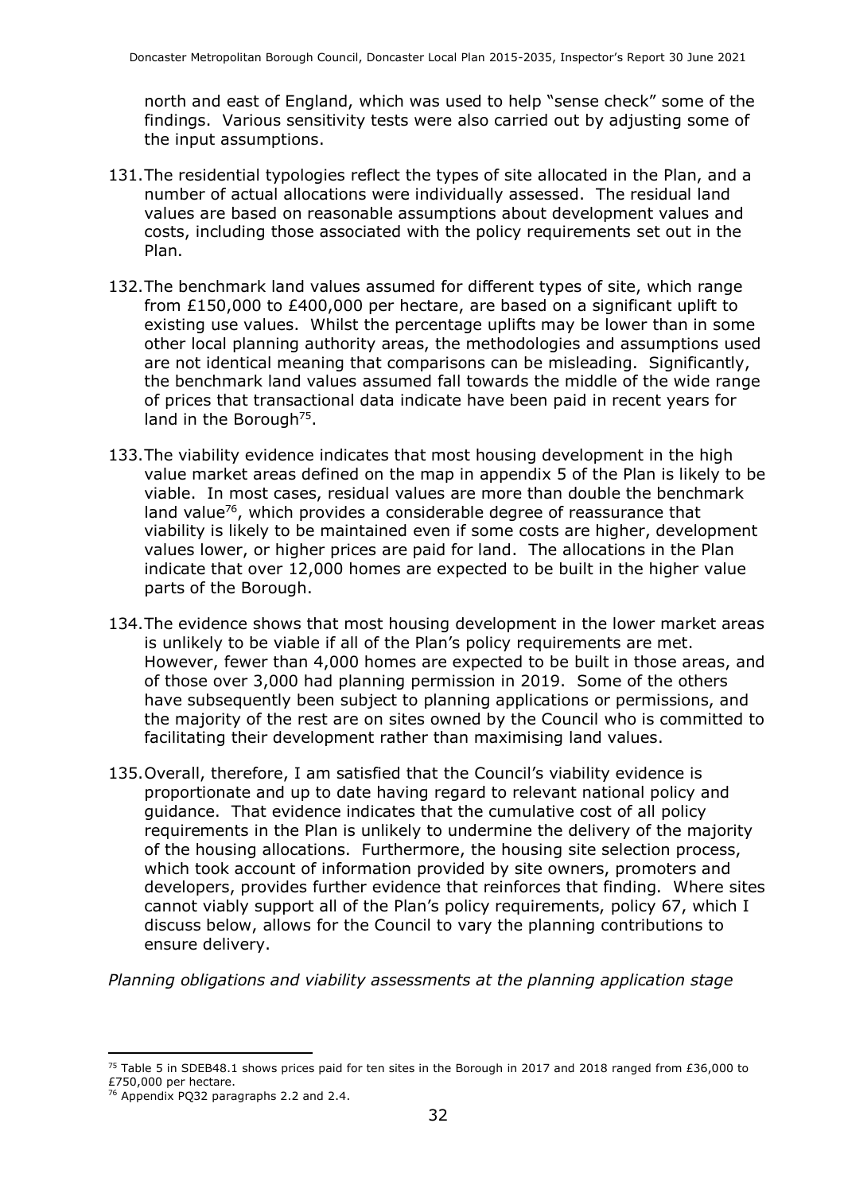north and east of England, which was used to help "sense check" some of the findings. Various sensitivity tests were also carried out by adjusting some of the input assumptions.

131. The residential typologies reflect the types of site allocated in the Plan, and a number of actual allocations were individually assessed. The residual land values are based on reasonable assumptions about development values and costs, including those associated with the policy requirements set out in the Plan.

132. The benchmark land values assumed for different types of site, which range from £150,000 to £400,000 per hectare, are based on a significant uplift to existing use values. Whilst the percentage uplifts may be lower than in some other local planning authority areas, the methodologies and assumptions used are not identical meaning that comparisons can be misleading. Significantly, the benchmark land values assumed fall towards the middle of the wide range of prices that transactional data indicate have been paid in recent years for land in the Borough[75].

133. The viability evidence indicates that most housing development in the high value market areas defined on the map in appendix 5 of the Plan is likely to be viable. In most cases, residual values are more than double the benchmark land value[76], which provides a considerable degree of reassurance that viability is likely to be maintained even if some costs are higher, development values lower, or higher prices are paid for land. The allocations in the Plan indicate that over 12,000 homes are expected to be built in the higher value parts of the Borough.

134. The evidence shows that most housing development in the lower market areas is unlikely to be viable if all of the Plan's policy requirements are met. However, fewer than 4,000 homes are expected to be built in those areas, and of those over 3,000 had planning permission in 2019. Some of the others have subsequently been subject to planning applications or permissions, and the majority of the rest are on sites owned by the Council who is committed to facilitating their development rather than maximising land values.

135. Overall, therefore, I am satisfied that the Council's viability evidence is proportionate and up to date having regard to relevant national policy and guidance. That evidence indicates that the cumulative cost of all policy requirements in the Plan is unlikely to undermine the delivery of the majority of the housing allocations. Furthermore, the housing site selection process, which took account of information provided by site owners, promoters and developers, provides further evidence that reinforces that finding. Where sites cannot viably support all of the Plan's policy requirements, policy 67, which I discuss below, allows for the Council to vary the planning contributions to ensure delivery.

*Planning obligations and viability assessments at the planning application stage*

---

[75] Table 5 in SDEB48.1 shows prices paid for ten sites in the Borough in 2017 and 2018 ranged from £36,000 to £750,000 per hectare.

[76] Appendix PQ32 paragraphs 2.2 and 2.4.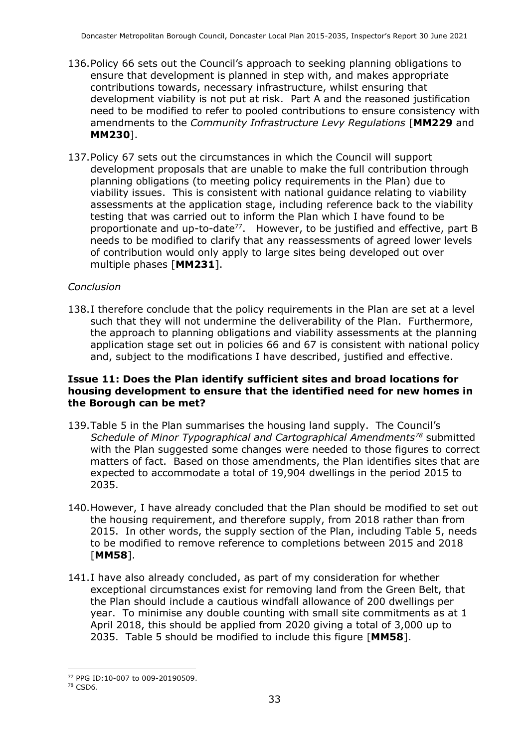136. Policy 66 sets out the Council's approach to seeking planning obligations to ensure that development is planned in step with, and makes appropriate contributions towards, necessary infrastructure, whilst ensuring that development viability is not put at risk. Part A and the reasoned justification need to be modified to refer to pooled contributions to ensure consistency with amendments to the *Community Infrastructure Levy Regulations* [**MM229** and **MM230**].

137. Policy 67 sets out the circumstances in which the Council will support development proposals that are unable to make the full contribution through planning obligations (to meeting policy requirements in the Plan) due to viability issues. This is consistent with national guidance relating to viability assessments at the application stage, including reference back to the viability testing that was carried out to inform the Plan which I have found to be proportionate and up-to-date[77]. However, to be justified and effective, part B needs to be modified to clarify that any reassessments of agreed lower levels of contribution would only apply to large sites being developed out over multiple phases [**MM231**].

*Conclusion*

138. I therefore conclude that the policy requirements in the Plan are set at a level such that they will not undermine the deliverability of the Plan. Furthermore, the approach to planning obligations and viability assessments at the planning application stage set out in policies 66 and 67 is consistent with national policy and, subject to the modifications I have described, justified and effective.

**Issue 11: Does the Plan identify sufficient sites and broad locations for housing development to ensure that the identified need for new homes in the Borough can be met?**

139. Table 5 in the Plan summarises the housing land supply. The Council's *Schedule of Minor Typographical and Cartographical Amendments*[78] submitted with the Plan suggested some changes were needed to those figures to correct matters of fact. Based on those amendments, the Plan identifies sites that are expected to accommodate a total of 19,904 dwellings in the period 2015 to 2035.

140. However, I have already concluded that the Plan should be modified to set out the housing requirement, and therefore supply, from 2018 rather than from 2015. In other words, the supply section of the Plan, including Table 5, needs to be modified to remove reference to completions between 2015 and 2018 [**MM58**].

141. I have also already concluded, as part of my consideration for whether exceptional circumstances exist for removing land from the Green Belt, that the Plan should include a cautious windfall allowance of 200 dwellings per year. To minimise any double counting with small site commitments as at 1 April 2018, this should be applied from 2020 giving a total of 3,000 up to 2035. Table 5 should be modified to include this figure [**MM58**].

[77] PPG ID:10-007 to 009-20190509.

[78] CSD6.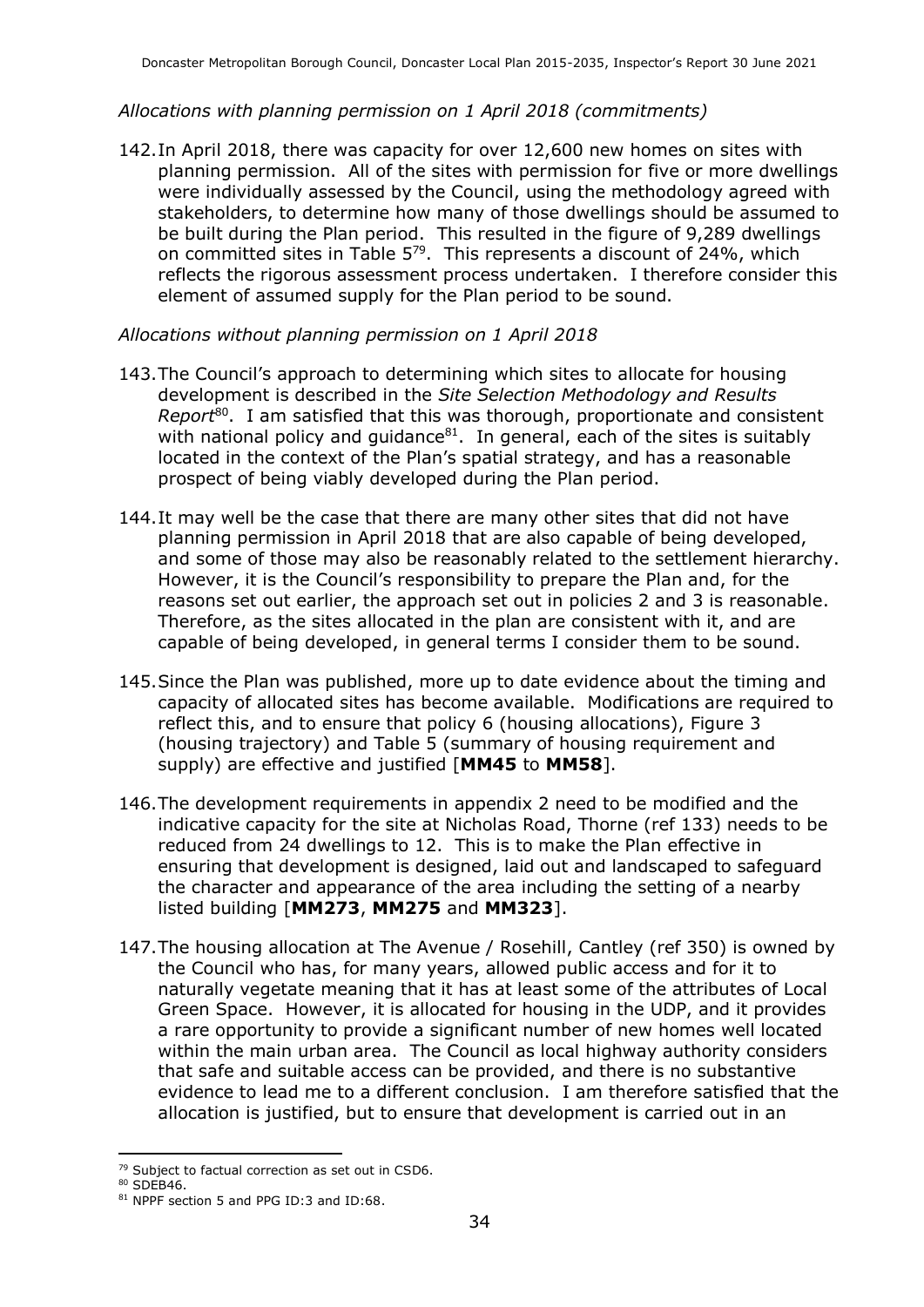*Allocations with planning permission on 1 April 2018 (commitments)*

142. In April 2018, there was capacity for over 12,600 new homes on sites with planning permission. All of the sites with permission for five or more dwellings were individually assessed by the Council, using the methodology agreed with stakeholders, to determine how many of those dwellings should be assumed to be built during the Plan period. This resulted in the figure of 9,289 dwellings on committed sites in Table 5[79]. This represents a discount of 24%, which reflects the rigorous assessment process undertaken. I therefore consider this element of assumed supply for the Plan period to be sound.

*Allocations without planning permission on 1 April 2018*

143. The Council's approach to determining which sites to allocate for housing development is described in the *Site Selection Methodology and Results Report*[80]. I am satisfied that this was thorough, proportionate and consistent with national policy and guidance[81]. In general, each of the sites is suitably located in the context of the Plan's spatial strategy, and has a reasonable prospect of being viably developed during the Plan period.

144. It may well be the case that there are many other sites that did not have planning permission in April 2018 that are also capable of being developed, and some of those may also be reasonably related to the settlement hierarchy. However, it is the Council's responsibility to prepare the Plan and, for the reasons set out earlier, the approach set out in policies 2 and 3 is reasonable. Therefore, as the sites allocated in the plan are consistent with it, and are capable of being developed, in general terms I consider them to be sound.

145. Since the Plan was published, more up to date evidence about the timing and capacity of allocated sites has become available. Modifications are required to reflect this, and to ensure that policy 6 (housing allocations), Figure 3 (housing trajectory) and Table 5 (summary of housing requirement and supply) are effective and justified [**MM45** to **MM58**].

146. The development requirements in appendix 2 need to be modified and the indicative capacity for the site at Nicholas Road, Thorne (ref 133) needs to be reduced from 24 dwellings to 12. This is to make the Plan effective in ensuring that development is designed, laid out and landscaped to safeguard the character and appearance of the area including the setting of a nearby listed building [**MM273**, **MM275** and **MM323**].

147. The housing allocation at The Avenue / Rosehill, Cantley (ref 350) is owned by the Council who has, for many years, allowed public access and for it to naturally vegetate meaning that it has at least some of the attributes of Local Green Space. However, it is allocated for housing in the UDP, and it provides a rare opportunity to provide a significant number of new homes well located within the main urban area. The Council as local highway authority considers that safe and suitable access can be provided, and there is no substantive evidence to lead me to a different conclusion. I am therefore satisfied that the allocation is justified, but to ensure that development is carried out in an

---

[79] Subject to factual correction as set out in CSD6.

[80] SDEB46.

[81] NPPF section 5 and PPG ID:3 and ID:68.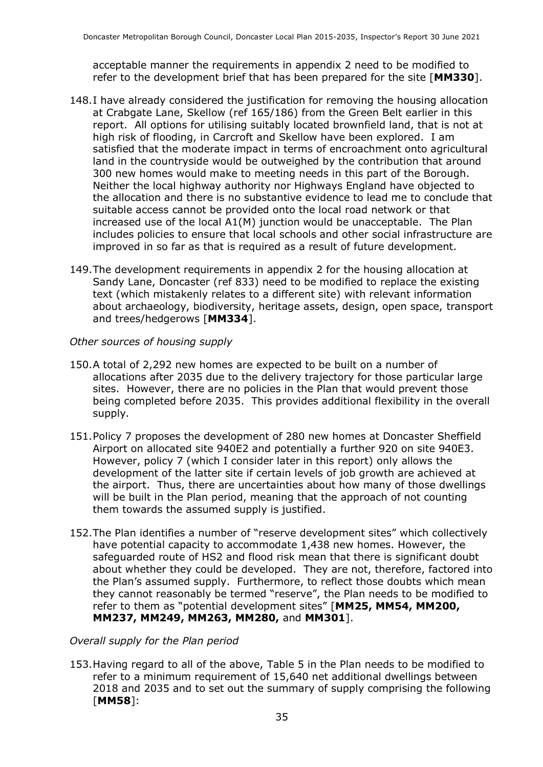acceptable manner the requirements in appendix 2 need to be modified to refer to the development brief that has been prepared for the site [**MM330**].

148. I have already considered the justification for removing the housing allocation at Crabgate Lane, Skellow (ref 165/186) from the Green Belt earlier in this report. All options for utilising suitably located brownfield land, that is not at high risk of flooding, in Carcroft and Skellow have been explored. I am satisfied that the moderate impact in terms of encroachment onto agricultural land in the countryside would be outweighed by the contribution that around 300 new homes would make to meeting needs in this part of the Borough. Neither the local highway authority nor Highways England have objected to the allocation and there is no substantive evidence to lead me to conclude that suitable access cannot be provided onto the local road network or that increased use of the local A1(M) junction would be unacceptable. The Plan includes policies to ensure that local schools and other social infrastructure are improved in so far as that is required as a result of future development.

149. The development requirements in appendix 2 for the housing allocation at Sandy Lane, Doncaster (ref 833) need to be modified to replace the existing text (which mistakenly relates to a different site) with relevant information about archaeology, biodiversity, heritage assets, design, open space, transport and trees/hedgerows [**MM334**].

*Other sources of housing supply*

150. A total of 2,292 new homes are expected to be built on a number of allocations after 2035 due to the delivery trajectory for those particular large sites. However, there are no policies in the Plan that would prevent those being completed before 2035. This provides additional flexibility in the overall supply.

151. Policy 7 proposes the development of 280 new homes at Doncaster Sheffield Airport on allocated site 940E2 and potentially a further 920 on site 940E3. However, policy 7 (which I consider later in this report) only allows the development of the latter site if certain levels of job growth are achieved at the airport. Thus, there are uncertainties about how many of those dwellings will be built in the Plan period, meaning that the approach of not counting them towards the assumed supply is justified.

152. The Plan identifies a number of "reserve development sites" which collectively have potential capacity to accommodate 1,438 new homes. However, the safeguarded route of HS2 and flood risk mean that there is significant doubt about whether they could be developed. They are not, therefore, factored into the Plan's assumed supply. Furthermore, to reflect those doubts which mean they cannot reasonably be termed "reserve", the Plan needs to be modified to refer to them as "potential development sites" [**MM25, MM54, MM200, MM237, MM249, MM263, MM280,** and **MM301**].

*Overall supply for the Plan period*

153. Having regard to all of the above, Table 5 in the Plan needs to be modified to refer to a minimum requirement of 15,640 net additional dwellings between 2018 and 2035 and to set out the summary of supply comprising the following [**MM58**]: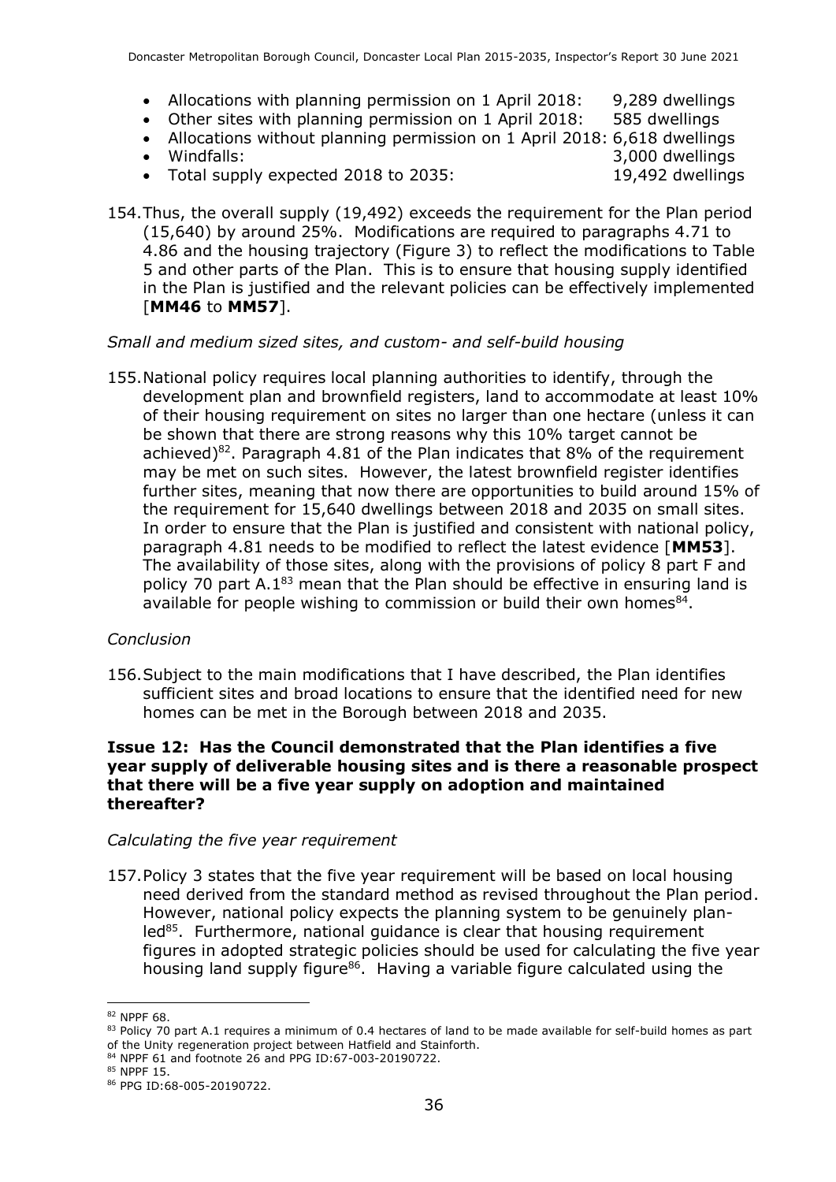- Allocations with planning permission on 1 April 2018: 9,289 dwellings
- Other sites with planning permission on 1 April 2018: 585 dwellings
- Allocations without planning permission on 1 April 2018: 6,618 dwellings
- Windfalls: 3,000 dwellings
- Total supply expected 2018 to 2035: 19,492 dwellings

154. Thus, the overall supply (19,492) exceeds the requirement for the Plan period (15,640) by around 25%. Modifications are required to paragraphs 4.71 to 4.86 and the housing trajectory (Figure 3) to reflect the modifications to Table 5 and other parts of the Plan. This is to ensure that housing supply identified in the Plan is justified and the relevant policies can be effectively implemented [**MM46** to **MM57**].

*Small and medium sized sites, and custom- and self-build housing*

155. National policy requires local planning authorities to identify, through the development plan and brownfield registers, land to accommodate at least 10% of their housing requirement on sites no larger than one hectare (unless it can be shown that there are strong reasons why this 10% target cannot be achieved)[82]. Paragraph 4.81 of the Plan indicates that 8% of the requirement may be met on such sites. However, the latest brownfield register identifies further sites, meaning that now there are opportunities to build around 15% of the requirement for 15,640 dwellings between 2018 and 2035 on small sites. In order to ensure that the Plan is justified and consistent with national policy, paragraph 4.81 needs to be modified to reflect the latest evidence [**MM53**]. The availability of those sites, along with the provisions of policy 8 part F and policy 70 part A.1[83] mean that the Plan should be effective in ensuring land is available for people wishing to commission or build their own homes[84].

*Conclusion*

156. Subject to the main modifications that I have described, the Plan identifies sufficient sites and broad locations to ensure that the identified need for new homes can be met in the Borough between 2018 and 2035.

**Issue 12: Has the Council demonstrated that the Plan identifies a five year supply of deliverable housing sites and is there a reasonable prospect that there will be a five year supply on adoption and maintained thereafter?**

*Calculating the five year requirement*

157. Policy 3 states that the five year requirement will be based on local housing need derived from the standard method as revised throughout the Plan period. However, national policy expects the planning system to be genuinely plan-led[85]. Furthermore, national guidance is clear that housing requirement figures in adopted strategic policies should be used for calculating the five year housing land supply figure[86]. Having a variable figure calculated using the

---

[82] NPPF 68.

[83] Policy 70 part A.1 requires a minimum of 0.4 hectares of land to be made available for self-build homes as part of the Unity regeneration project between Hatfield and Stainforth.

[84] NPPF 61 and footnote 26 and PPG ID:67-003-20190722.

[85] NPPF 15.

[86] PPG ID:68-005-20190722.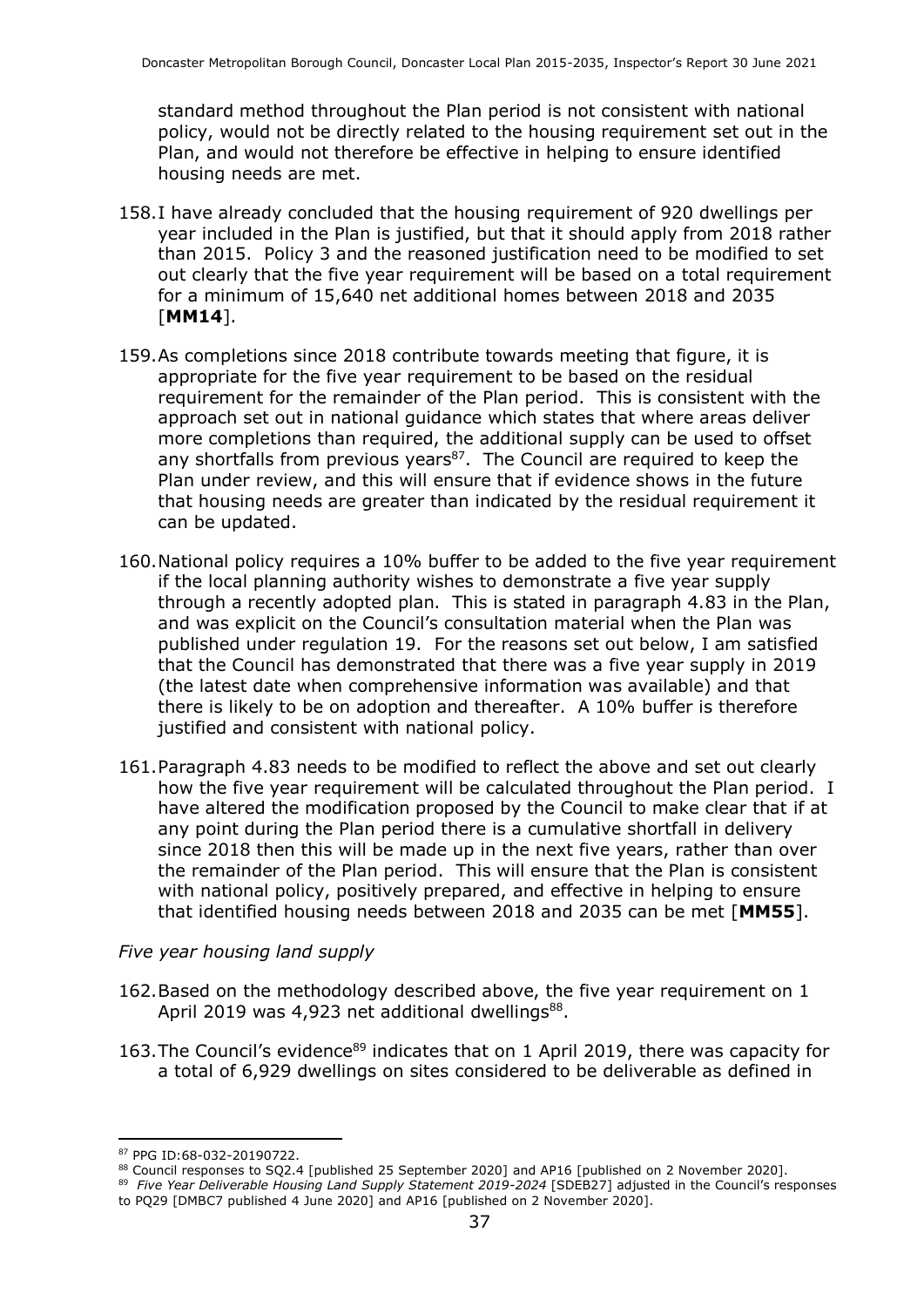standard method throughout the Plan period is not consistent with national policy, would not be directly related to the housing requirement set out in the Plan, and would not therefore be effective in helping to ensure identified housing needs are met.

158. I have already concluded that the housing requirement of 920 dwellings per year included in the Plan is justified, but that it should apply from 2018 rather than 2015. Policy 3 and the reasoned justification need to be modified to set out clearly that the five year requirement will be based on a total requirement for a minimum of 15,640 net additional homes between 2018 and 2035 [**MM14**].

159. As completions since 2018 contribute towards meeting that figure, it is appropriate for the five year requirement to be based on the residual requirement for the remainder of the Plan period. This is consistent with the approach set out in national guidance which states that where areas deliver more completions than required, the additional supply can be used to offset any shortfalls from previous years[87]. The Council are required to keep the Plan under review, and this will ensure that if evidence shows in the future that housing needs are greater than indicated by the residual requirement it can be updated.

160. National policy requires a 10% buffer to be added to the five year requirement if the local planning authority wishes to demonstrate a five year supply through a recently adopted plan. This is stated in paragraph 4.83 in the Plan, and was explicit on the Council's consultation material when the Plan was published under regulation 19. For the reasons set out below, I am satisfied that the Council has demonstrated that there was a five year supply in 2019 (the latest date when comprehensive information was available) and that there is likely to be on adoption and thereafter. A 10% buffer is therefore justified and consistent with national policy.

161. Paragraph 4.83 needs to be modified to reflect the above and set out clearly how the five year requirement will be calculated throughout the Plan period. I have altered the modification proposed by the Council to make clear that if at any point during the Plan period there is a cumulative shortfall in delivery since 2018 then this will be made up in the next five years, rather than over the remainder of the Plan period. This will ensure that the Plan is consistent with national policy, positively prepared, and effective in helping to ensure that identified housing needs between 2018 and 2035 can be met [**MM55**].

*Five year housing land supply*

162. Based on the methodology described above, the five year requirement on 1 April 2019 was 4,923 net additional dwellings[88].

163. The Council's evidence[89] indicates that on 1 April 2019, there was capacity for a total of 6,929 dwellings on sites considered to be deliverable as defined in

---

[87] PPG ID:68-032-20190722.

[88] Council responses to SQ2.4 [published 25 September 2020] and AP16 [published on 2 November 2020].

[89] *Five Year Deliverable Housing Land Supply Statement 2019-2024* [SDEB27] adjusted in the Council's responses to PQ29 [DMBC7 published 4 June 2020] and AP16 [published on 2 November 2020].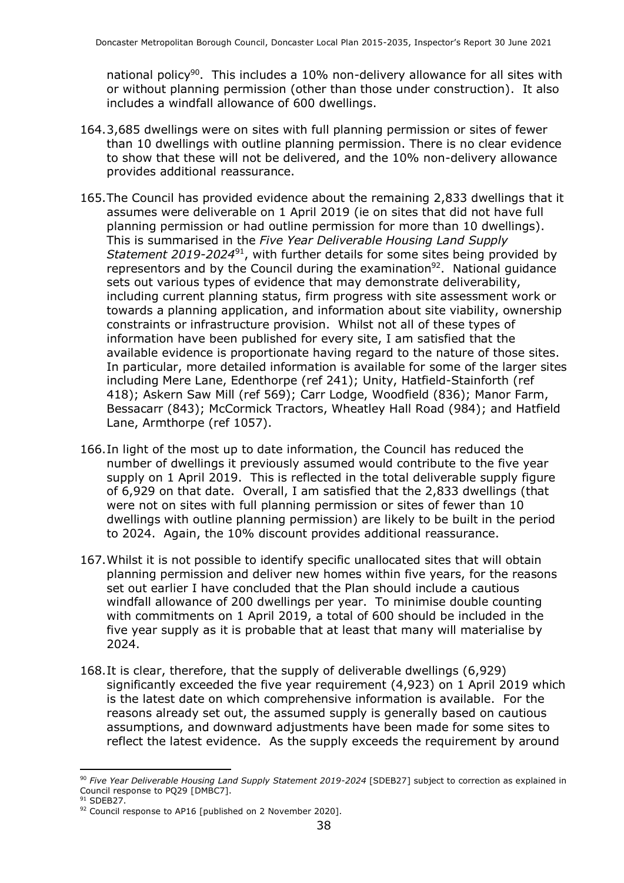national policy[90]. This includes a 10% non-delivery allowance for all sites with or without planning permission (other than those under construction). It also includes a windfall allowance of 600 dwellings.

164. 3,685 dwellings were on sites with full planning permission or sites of fewer than 10 dwellings with outline planning permission. There is no clear evidence to show that these will not be delivered, and the 10% non-delivery allowance provides additional reassurance.

165. The Council has provided evidence about the remaining 2,833 dwellings that it assumes were deliverable on 1 April 2019 (ie on sites that did not have full planning permission or had outline permission for more than 10 dwellings). This is summarised in the *Five Year Deliverable Housing Land Supply Statement 2019-2024*[91], with further details for some sites being provided by representors and by the Council during the examination[92]. National guidance sets out various types of evidence that may demonstrate deliverability, including current planning status, firm progress with site assessment work or towards a planning application, and information about site viability, ownership constraints or infrastructure provision. Whilst not all of these types of information have been published for every site, I am satisfied that the available evidence is proportionate having regard to the nature of those sites. In particular, more detailed information is available for some of the larger sites including Mere Lane, Edenthorpe (ref 241); Unity, Hatfield-Stainforth (ref 418); Askern Saw Mill (ref 569); Carr Lodge, Woodfield (836); Manor Farm, Bessacarr (843); McCormick Tractors, Wheatley Hall Road (984); and Hatfield Lane, Armthorpe (ref 1057).

166. In light of the most up to date information, the Council has reduced the number of dwellings it previously assumed would contribute to the five year supply on 1 April 2019. This is reflected in the total deliverable supply figure of 6,929 on that date. Overall, I am satisfied that the 2,833 dwellings (that were not on sites with full planning permission or sites of fewer than 10 dwellings with outline planning permission) are likely to be built in the period to 2024. Again, the 10% discount provides additional reassurance.

167. Whilst it is not possible to identify specific unallocated sites that will obtain planning permission and deliver new homes within five years, for the reasons set out earlier I have concluded that the Plan should include a cautious windfall allowance of 200 dwellings per year. To minimise double counting with commitments on 1 April 2019, a total of 600 should be included in the five year supply as it is probable that at least that many will materialise by 2024.

168. It is clear, therefore, that the supply of deliverable dwellings (6,929) significantly exceeded the five year requirement (4,923) on 1 April 2019 which is the latest date on which comprehensive information is available. For the reasons already set out, the assumed supply is generally based on cautious assumptions, and downward adjustments have been made for some sites to reflect the latest evidence. As the supply exceeds the requirement by around

---

[90] *Five Year Deliverable Housing Land Supply Statement 2019-2024* [SDEB27] subject to correction as explained in Council response to PQ29 [DMBC7].

[91] SDEB27.

[92] Council response to AP16 [published on 2 November 2020].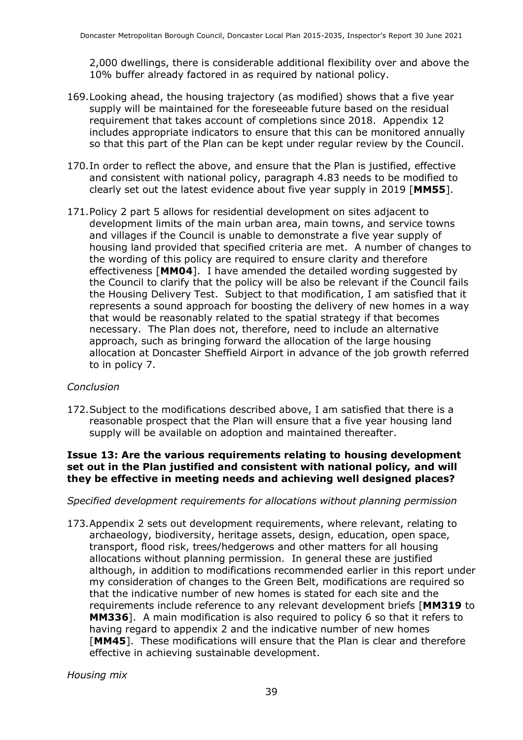2,000 dwellings, there is considerable additional flexibility over and above the 10% buffer already factored in as required by national policy.

169. Looking ahead, the housing trajectory (as modified) shows that a five year supply will be maintained for the foreseeable future based on the residual requirement that takes account of completions since 2018. Appendix 12 includes appropriate indicators to ensure that this can be monitored annually so that this part of the Plan can be kept under regular review by the Council.

170. In order to reflect the above, and ensure that the Plan is justified, effective and consistent with national policy, paragraph 4.83 needs to be modified to clearly set out the latest evidence about five year supply in 2019 [**MM55**].

171. Policy 2 part 5 allows for residential development on sites adjacent to development limits of the main urban area, main towns, and service towns and villages if the Council is unable to demonstrate a five year supply of housing land provided that specified criteria are met. A number of changes to the wording of this policy are required to ensure clarity and therefore effectiveness [**MM04**]. I have amended the detailed wording suggested by the Council to clarify that the policy will be also be relevant if the Council fails the Housing Delivery Test. Subject to that modification, I am satisfied that it represents a sound approach for boosting the delivery of new homes in a way that would be reasonably related to the spatial strategy if that becomes necessary. The Plan does not, therefore, need to include an alternative approach, such as bringing forward the allocation of the large housing allocation at Doncaster Sheffield Airport in advance of the job growth referred to in policy 7.

*Conclusion*

172. Subject to the modifications described above, I am satisfied that there is a reasonable prospect that the Plan will ensure that a five year housing land supply will be available on adoption and maintained thereafter.

### Issue 13: Are the various requirements relating to housing development set out in the Plan justified and consistent with national policy, and will they be effective in meeting needs and achieving well designed places?

*Specified development requirements for allocations without planning permission*

173. Appendix 2 sets out development requirements, where relevant, relating to archaeology, biodiversity, heritage assets, design, education, open space, transport, flood risk, trees/hedgerows and other matters for all housing allocations without planning permission. In general these are justified although, in addition to modifications recommended earlier in this report under my consideration of changes to the Green Belt, modifications are required so that the indicative number of new homes is stated for each site and the requirements include reference to any relevant development briefs [**MM319** to **MM336**]. A main modification is also required to policy 6 so that it refers to having regard to appendix 2 and the indicative number of new homes [**MM45**]. These modifications will ensure that the Plan is clear and therefore effective in achieving sustainable development.

*Housing mix*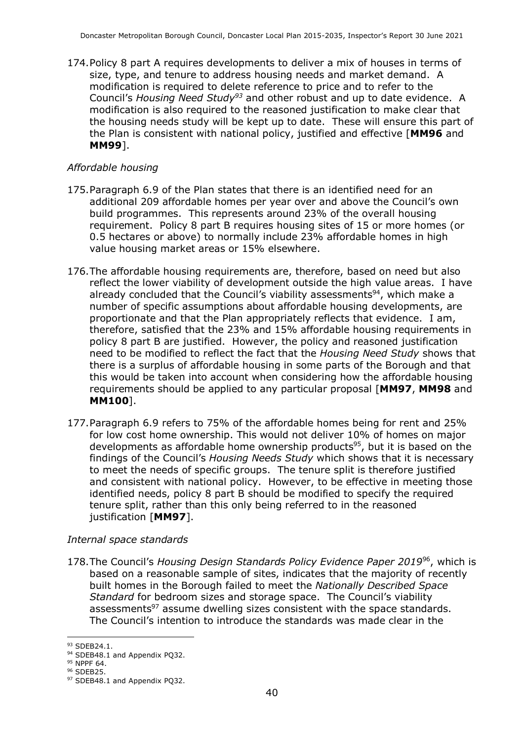174. Policy 8 part A requires developments to deliver a mix of houses in terms of size, type, and tenure to address housing needs and market demand. A modification is required to delete reference to price and to refer to the Council's *Housing Need Study*[93] and other robust and up to date evidence. A modification is also required to the reasoned justification to make clear that the housing needs study will be kept up to date. These will ensure this part of the Plan is consistent with national policy, justified and effective [**MM96** and **MM99**].

*Affordable housing*

175. Paragraph 6.9 of the Plan states that there is an identified need for an additional 209 affordable homes per year over and above the Council's own build programmes. This represents around 23% of the overall housing requirement. Policy 8 part B requires housing sites of 15 or more homes (or 0.5 hectares or above) to normally include 23% affordable homes in high value housing market areas or 15% elsewhere.

176. The affordable housing requirements are, therefore, based on need but also reflect the lower viability of development outside the high value areas. I have already concluded that the Council's viability assessments[94], which make a number of specific assumptions about affordable housing developments, are proportionate and that the Plan appropriately reflects that evidence. I am, therefore, satisfied that the 23% and 15% affordable housing requirements in policy 8 part B are justified. However, the policy and reasoned justification need to be modified to reflect the fact that the *Housing Need Study* shows that there is a surplus of affordable housing in some parts of the Borough and that this would be taken into account when considering how the affordable housing requirements should be applied to any particular proposal [**MM97**, **MM98** and **MM100**].

177. Paragraph 6.9 refers to 75% of the affordable homes being for rent and 25% for low cost home ownership. This would not deliver 10% of homes on major developments as affordable home ownership products[95], but it is based on the findings of the Council's *Housing Needs Study* which shows that it is necessary to meet the needs of specific groups. The tenure split is therefore justified and consistent with national policy. However, to be effective in meeting those identified needs, policy 8 part B should be modified to specify the required tenure split, rather than this only being referred to in the reasoned justification [**MM97**].

*Internal space standards*

178. The Council's *Housing Design Standards Policy Evidence Paper 2019*[96], which is based on a reasonable sample of sites, indicates that the majority of recently built homes in the Borough failed to meet the *Nationally Described Space Standard* for bedroom sizes and storage space. The Council's viability assessments[97] assume dwelling sizes consistent with the space standards. The Council's intention to introduce the standards was made clear in the

---

[93] SDEB24.1.
[94] SDEB48.1 and Appendix PQ32.
[95] NPPF 64.
[96] SDEB25.
[97] SDEB48.1 and Appendix PQ32.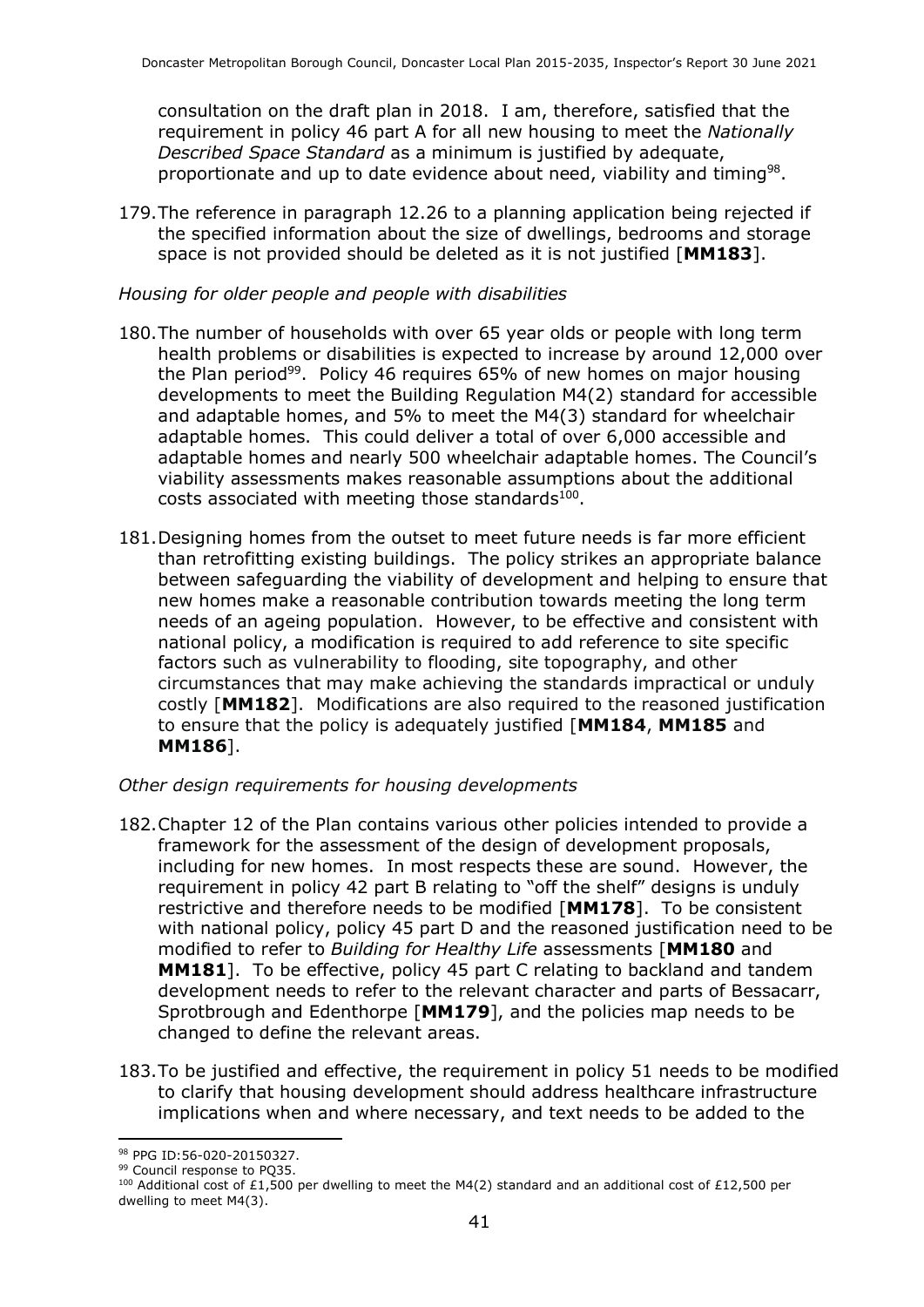consultation on the draft plan in 2018. I am, therefore, satisfied that the requirement in policy 46 part A for all new housing to meet the *Nationally Described Space Standard* as a minimum is justified by adequate, proportionate and up to date evidence about need, viability and timing[98].

179. The reference in paragraph 12.26 to a planning application being rejected if the specified information about the size of dwellings, bedrooms and storage space is not provided should be deleted as it is not justified [**MM183**].

*Housing for older people and people with disabilities*

180. The number of households with over 65 year olds or people with long term health problems or disabilities is expected to increase by around 12,000 over the Plan period[99]. Policy 46 requires 65% of new homes on major housing developments to meet the Building Regulation M4(2) standard for accessible and adaptable homes, and 5% to meet the M4(3) standard for wheelchair adaptable homes. This could deliver a total of over 6,000 accessible and adaptable homes and nearly 500 wheelchair adaptable homes. The Council's viability assessments makes reasonable assumptions about the additional costs associated with meeting those standards[100].

181. Designing homes from the outset to meet future needs is far more efficient than retrofitting existing buildings. The policy strikes an appropriate balance between safeguarding the viability of development and helping to ensure that new homes make a reasonable contribution towards meeting the long term needs of an ageing population. However, to be effective and consistent with national policy, a modification is required to add reference to site specific factors such as vulnerability to flooding, site topography, and other circumstances that may make achieving the standards impractical or unduly costly [**MM182**]. Modifications are also required to the reasoned justification to ensure that the policy is adequately justified [**MM184**, **MM185** and **MM186**].

*Other design requirements for housing developments*

182. Chapter 12 of the Plan contains various other policies intended to provide a framework for the assessment of the design of development proposals, including for new homes. In most respects these are sound. However, the requirement in policy 42 part B relating to "off the shelf" designs is unduly restrictive and therefore needs to be modified [**MM178**]. To be consistent with national policy, policy 45 part D and the reasoned justification need to be modified to refer to *Building for Healthy Life* assessments [**MM180** and **MM181**]. To be effective, policy 45 part C relating to backland and tandem development needs to refer to the relevant character and parts of Bessacarr, Sprotbrough and Edenthorpe [**MM179**], and the policies map needs to be changed to define the relevant areas.

183. To be justified and effective, the requirement in policy 51 needs to be modified to clarify that housing development should address healthcare infrastructure implications when and where necessary, and text needs to be added to the

---

[98] PPG ID:56-020-20150327.

[99] Council response to PQ35.

[100] Additional cost of £1,500 per dwelling to meet the M4(2) standard and an additional cost of £12,500 per dwelling to meet M4(3).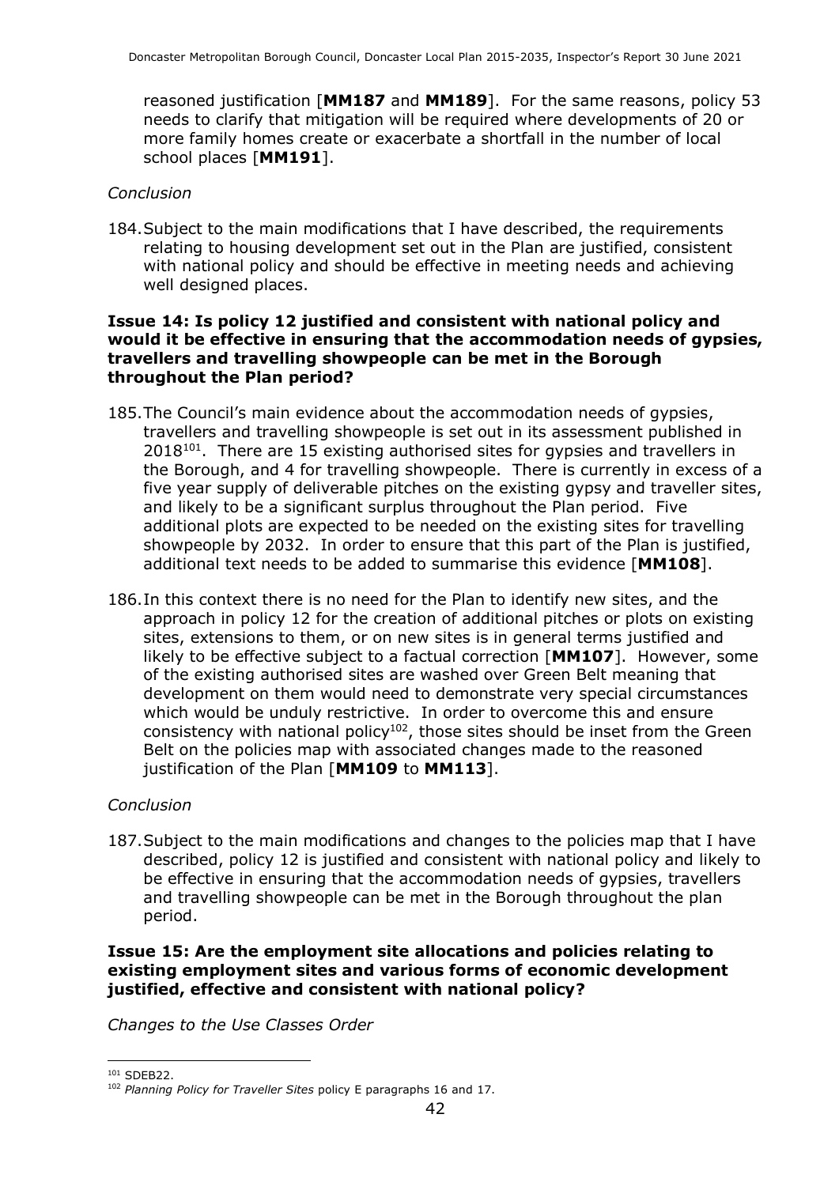reasoned justification [**MM187** and **MM189**]. For the same reasons, policy 53 needs to clarify that mitigation will be required where developments of 20 or more family homes create or exacerbate a shortfall in the number of local school places [**MM191**].

*Conclusion*

184. Subject to the main modifications that I have described, the requirements relating to housing development set out in the Plan are justified, consistent with national policy and should be effective in meeting needs and achieving well designed places.

**Issue 14: Is policy 12 justified and consistent with national policy and would it be effective in ensuring that the accommodation needs of gypsies, travellers and travelling showpeople can be met in the Borough throughout the Plan period?**

185. The Council's main evidence about the accommodation needs of gypsies, travellers and travelling showpeople is set out in its assessment published in 2018[101]. There are 15 existing authorised sites for gypsies and travellers in the Borough, and 4 for travelling showpeople. There is currently in excess of a five year supply of deliverable pitches on the existing gypsy and traveller sites, and likely to be a significant surplus throughout the Plan period. Five additional plots are expected to be needed on the existing sites for travelling showpeople by 2032. In order to ensure that this part of the Plan is justified, additional text needs to be added to summarise this evidence [**MM108**].

186. In this context there is no need for the Plan to identify new sites, and the approach in policy 12 for the creation of additional pitches or plots on existing sites, extensions to them, or on new sites is in general terms justified and likely to be effective subject to a factual correction [**MM107**]. However, some of the existing authorised sites are washed over Green Belt meaning that development on them would need to demonstrate very special circumstances which would be unduly restrictive. In order to overcome this and ensure consistency with national policy[102], those sites should be inset from the Green Belt on the policies map with associated changes made to the reasoned justification of the Plan [**MM109** to **MM113**].

*Conclusion*

187. Subject to the main modifications and changes to the policies map that I have described, policy 12 is justified and consistent with national policy and likely to be effective in ensuring that the accommodation needs of gypsies, travellers and travelling showpeople can be met in the Borough throughout the plan period.

**Issue 15: Are the employment site allocations and policies relating to existing employment sites and various forms of economic development justified, effective and consistent with national policy?**

*Changes to the Use Classes Order*

---

[101] SDEB22.

[102] *Planning Policy for Traveller Sites* policy E paragraphs 16 and 17.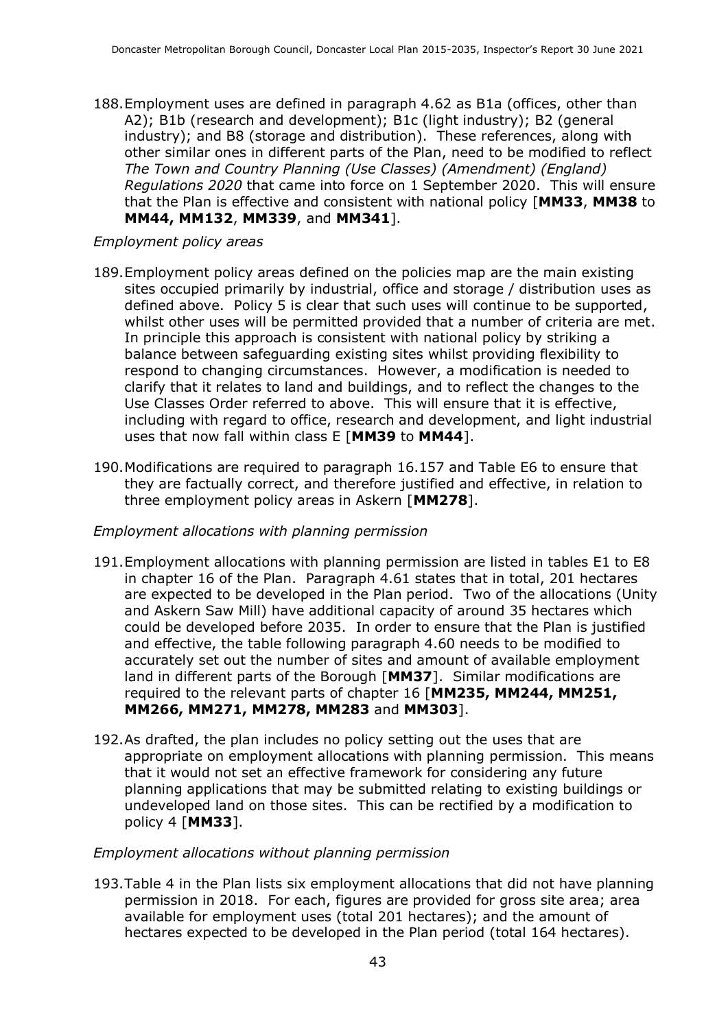188. Employment uses are defined in paragraph 4.62 as B1a (offices, other than A2); B1b (research and development); B1c (light industry); B2 (general industry); and B8 (storage and distribution). These references, along with other similar ones in different parts of the Plan, need to be modified to reflect *The Town and Country Planning (Use Classes) (Amendment) (England) Regulations 2020* that came into force on 1 September 2020. This will ensure that the Plan is effective and consistent with national policy [**MM33**, **MM38** to **MM44, MM132**, **MM339**, and **MM341**].

*Employment policy areas*

189. Employment policy areas defined on the policies map are the main existing sites occupied primarily by industrial, office and storage / distribution uses as defined above. Policy 5 is clear that such uses will continue to be supported, whilst other uses will be permitted provided that a number of criteria are met. In principle this approach is consistent with national policy by striking a balance between safeguarding existing sites whilst providing flexibility to respond to changing circumstances. However, a modification is needed to clarify that it relates to land and buildings, and to reflect the changes to the Use Classes Order referred to above. This will ensure that it is effective, including with regard to office, research and development, and light industrial uses that now fall within class E [**MM39** to **MM44**].

190. Modifications are required to paragraph 16.157 and Table E6 to ensure that they are factually correct, and therefore justified and effective, in relation to three employment policy areas in Askern [**MM278**].

*Employment allocations with planning permission*

191. Employment allocations with planning permission are listed in tables E1 to E8 in chapter 16 of the Plan. Paragraph 4.61 states that in total, 201 hectares are expected to be developed in the Plan period. Two of the allocations (Unity and Askern Saw Mill) have additional capacity of around 35 hectares which could be developed before 2035. In order to ensure that the Plan is justified and effective, the table following paragraph 4.60 needs to be modified to accurately set out the number of sites and amount of available employment land in different parts of the Borough [**MM37**]. Similar modifications are required to the relevant parts of chapter 16 [**MM235, MM244, MM251, MM266, MM271, MM278, MM283** and **MM303**].

192. As drafted, the plan includes no policy setting out the uses that are appropriate on employment allocations with planning permission. This means that it would not set an effective framework for considering any future planning applications that may be submitted relating to existing buildings or undeveloped land on those sites. This can be rectified by a modification to policy 4 [**MM33**].

*Employment allocations without planning permission*

193. Table 4 in the Plan lists six employment allocations that did not have planning permission in 2018. For each, figures are provided for gross site area; area available for employment uses (total 201 hectares); and the amount of hectares expected to be developed in the Plan period (total 164 hectares).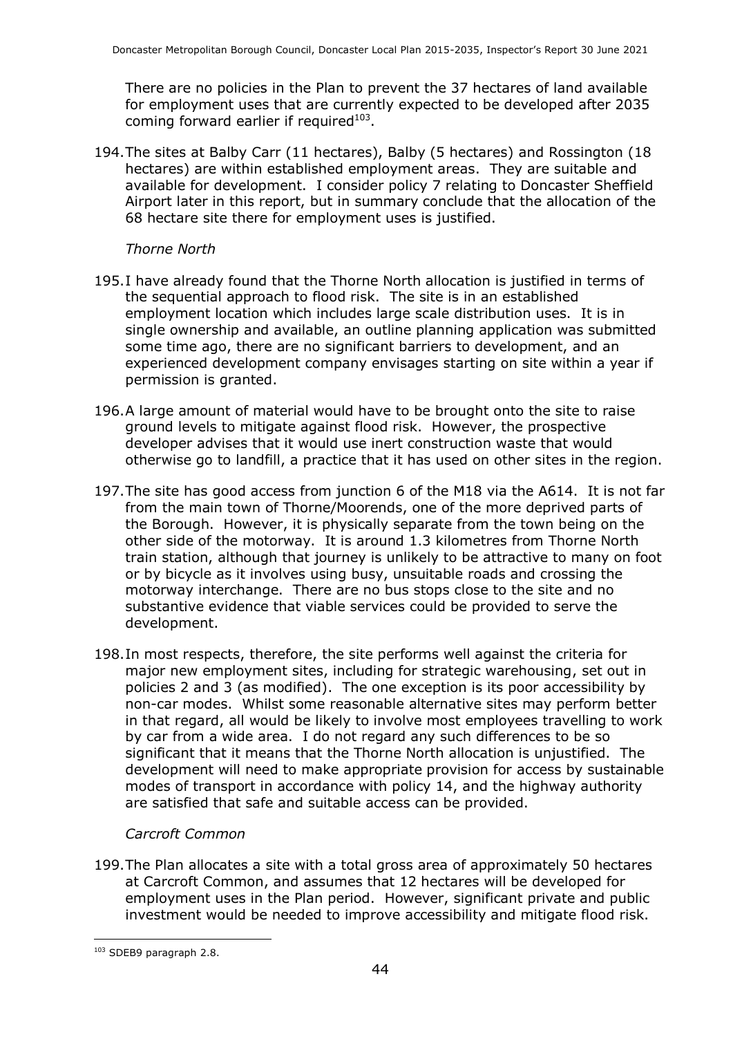There are no policies in the Plan to prevent the 37 hectares of land available for employment uses that are currently expected to be developed after 2035 coming forward earlier if required[103].

194. The sites at Balby Carr (11 hectares), Balby (5 hectares) and Rossington (18 hectares) are within established employment areas. They are suitable and available for development. I consider policy 7 relating to Doncaster Sheffield Airport later in this report, but in summary conclude that the allocation of the 68 hectare site there for employment uses is justified.

*Thorne North*

195. I have already found that the Thorne North allocation is justified in terms of the sequential approach to flood risk. The site is in an established employment location which includes large scale distribution uses. It is in single ownership and available, an outline planning application was submitted some time ago, there are no significant barriers to development, and an experienced development company envisages starting on site within a year if permission is granted.

196. A large amount of material would have to be brought onto the site to raise ground levels to mitigate against flood risk. However, the prospective developer advises that it would use inert construction waste that would otherwise go to landfill, a practice that it has used on other sites in the region.

197. The site has good access from junction 6 of the M18 via the A614. It is not far from the main town of Thorne/Moorends, one of the more deprived parts of the Borough. However, it is physically separate from the town being on the other side of the motorway. It is around 1.3 kilometres from Thorne North train station, although that journey is unlikely to be attractive to many on foot or by bicycle as it involves using busy, unsuitable roads and crossing the motorway interchange. There are no bus stops close to the site and no substantive evidence that viable services could be provided to serve the development.

198. In most respects, therefore, the site performs well against the criteria for major new employment sites, including for strategic warehousing, set out in policies 2 and 3 (as modified). The one exception is its poor accessibility by non-car modes. Whilst some reasonable alternative sites may perform better in that regard, all would be likely to involve most employees travelling to work by car from a wide area. I do not regard any such differences to be so significant that it means that the Thorne North allocation is unjustified. The development will need to make appropriate provision for access by sustainable modes of transport in accordance with policy 14, and the highway authority are satisfied that safe and suitable access can be provided.

*Carcroft Common*

199. The Plan allocates a site with a total gross area of approximately 50 hectares at Carcroft Common, and assumes that 12 hectares will be developed for employment uses in the Plan period. However, significant private and public investment would be needed to improve accessibility and mitigate flood risk.

---

[103] SDEB9 paragraph 2.8.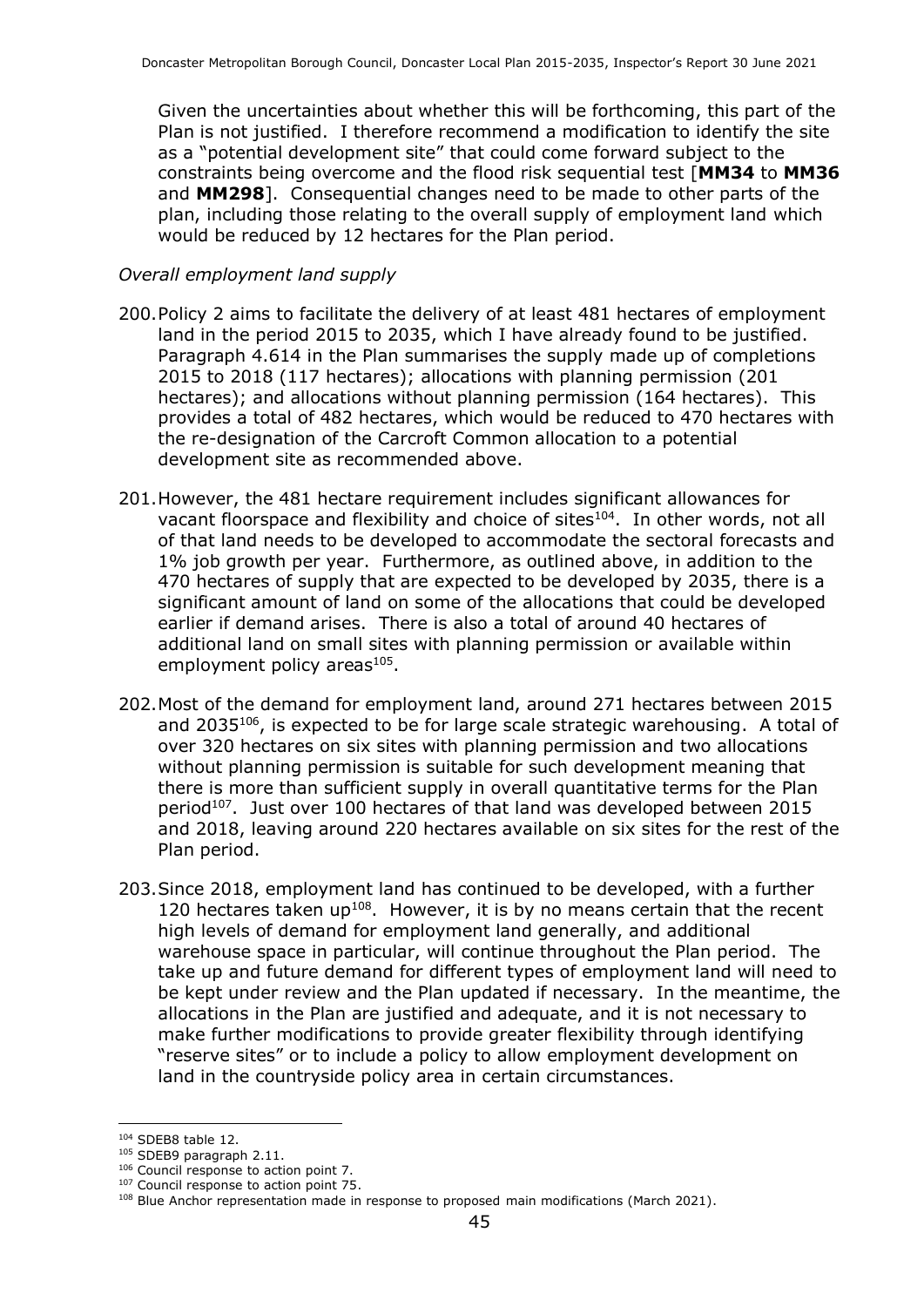Given the uncertainties about whether this will be forthcoming, this part of the Plan is not justified. I therefore recommend a modification to identify the site as a "potential development site" that could come forward subject to the constraints being overcome and the flood risk sequential test [**MM34** to **MM36** and **MM298**]. Consequential changes need to be made to other parts of the plan, including those relating to the overall supply of employment land which would be reduced by 12 hectares for the Plan period.

*Overall employment land supply*

200. Policy 2 aims to facilitate the delivery of at least 481 hectares of employment land in the period 2015 to 2035, which I have already found to be justified. Paragraph 4.614 in the Plan summarises the supply made up of completions 2015 to 2018 (117 hectares); allocations with planning permission (201 hectares); and allocations without planning permission (164 hectares). This provides a total of 482 hectares, which would be reduced to 470 hectares with the re-designation of the Carcroft Common allocation to a potential development site as recommended above.

201. However, the 481 hectare requirement includes significant allowances for vacant floorspace and flexibility and choice of sites[104]. In other words, not all of that land needs to be developed to accommodate the sectoral forecasts and 1% job growth per year. Furthermore, as outlined above, in addition to the 470 hectares of supply that are expected to be developed by 2035, there is a significant amount of land on some of the allocations that could be developed earlier if demand arises. There is also a total of around 40 hectares of additional land on small sites with planning permission or available within employment policy areas[105].

202. Most of the demand for employment land, around 271 hectares between 2015 and 2035[106], is expected to be for large scale strategic warehousing. A total of over 320 hectares on six sites with planning permission and two allocations without planning permission is suitable for such development meaning that there is more than sufficient supply in overall quantitative terms for the Plan period[107]. Just over 100 hectares of that land was developed between 2015 and 2018, leaving around 220 hectares available on six sites for the rest of the Plan period.

203. Since 2018, employment land has continued to be developed, with a further 120 hectares taken up[108]. However, it is by no means certain that the recent high levels of demand for employment land generally, and additional warehouse space in particular, will continue throughout the Plan period. The take up and future demand for different types of employment land will need to be kept under review and the Plan updated if necessary. In the meantime, the allocations in the Plan are justified and adequate, and it is not necessary to make further modifications to provide greater flexibility through identifying "reserve sites" or to include a policy to allow employment development on land in the countryside policy area in certain circumstances.

---

[104] SDEB8 table 12.

[105] SDEB9 paragraph 2.11.

[106] Council response to action point 7.

[107] Council response to action point 75.

[108] Blue Anchor representation made in response to proposed main modifications (March 2021).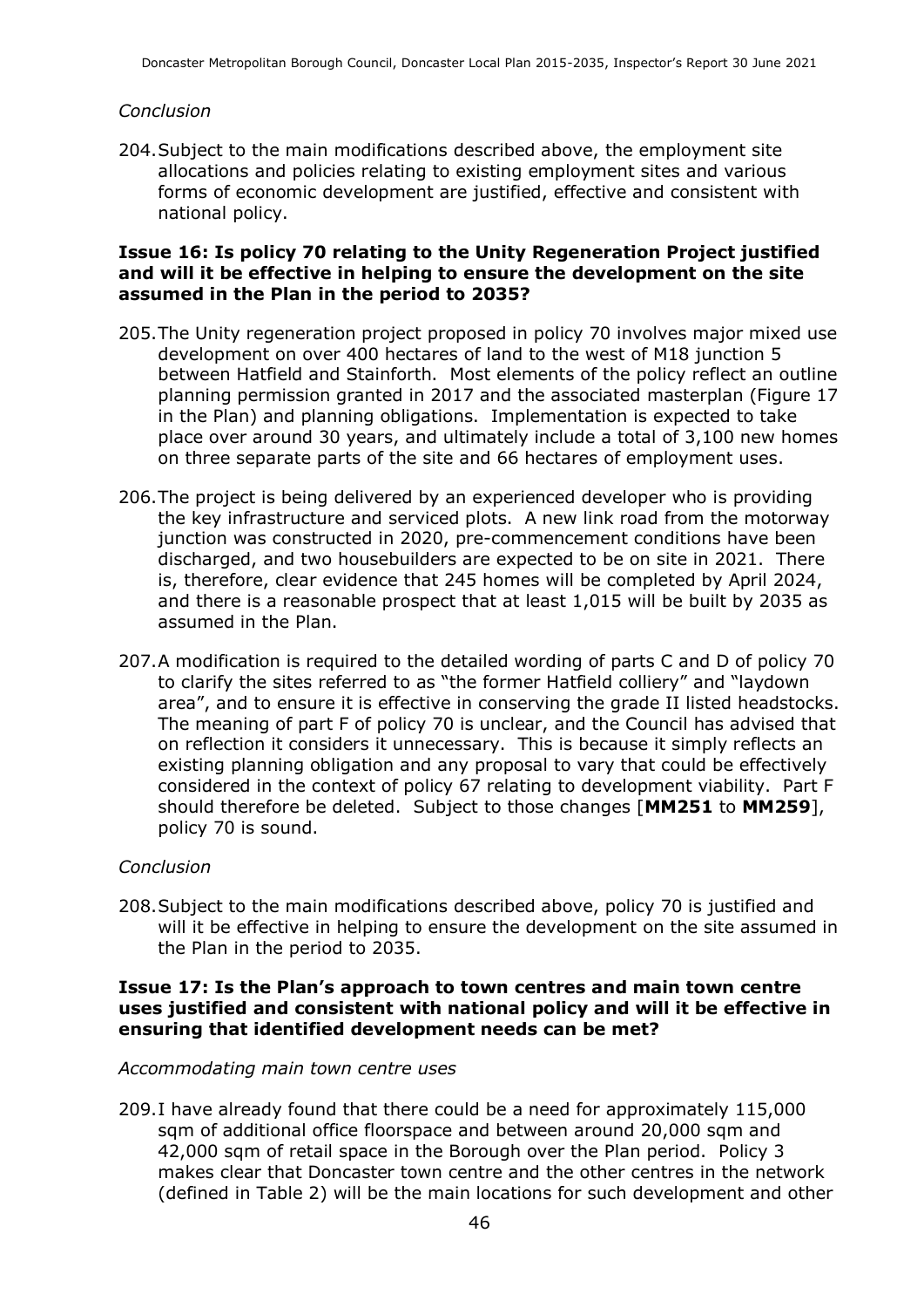*Conclusion*

204. Subject to the main modifications described above, the employment site allocations and policies relating to existing employment sites and various forms of economic development are justified, effective and consistent with national policy.

**Issue 16: Is policy 70 relating to the Unity Regeneration Project justified and will it be effective in helping to ensure the development on the site assumed in the Plan in the period to 2035?**

205. The Unity regeneration project proposed in policy 70 involves major mixed use development on over 400 hectares of land to the west of M18 junction 5 between Hatfield and Stainforth. Most elements of the policy reflect an outline planning permission granted in 2017 and the associated masterplan (Figure 17 in the Plan) and planning obligations. Implementation is expected to take place over around 30 years, and ultimately include a total of 3,100 new homes on three separate parts of the site and 66 hectares of employment uses.

206. The project is being delivered by an experienced developer who is providing the key infrastructure and serviced plots. A new link road from the motorway junction was constructed in 2020, pre-commencement conditions have been discharged, and two housebuilders are expected to be on site in 2021. There is, therefore, clear evidence that 245 homes will be completed by April 2024, and there is a reasonable prospect that at least 1,015 will be built by 2035 as assumed in the Plan.

207. A modification is required to the detailed wording of parts C and D of policy 70 to clarify the sites referred to as "the former Hatfield colliery" and "laydown area", and to ensure it is effective in conserving the grade II listed headstocks. The meaning of part F of policy 70 is unclear, and the Council has advised that on reflection it considers it unnecessary. This is because it simply reflects an existing planning obligation and any proposal to vary that could be effectively considered in the context of policy 67 relating to development viability. Part F should therefore be deleted. Subject to those changes [**MM251** to **MM259**], policy 70 is sound.

*Conclusion*

208. Subject to the main modifications described above, policy 70 is justified and will it be effective in helping to ensure the development on the site assumed in the Plan in the period to 2035.

**Issue 17: Is the Plan's approach to town centres and main town centre uses justified and consistent with national policy and will it be effective in ensuring that identified development needs can be met?**

*Accommodating main town centre uses*

209. I have already found that there could be a need for approximately 115,000 sqm of additional office floorspace and between around 20,000 sqm and 42,000 sqm of retail space in the Borough over the Plan period. Policy 3 makes clear that Doncaster town centre and the other centres in the network (defined in Table 2) will be the main locations for such development and other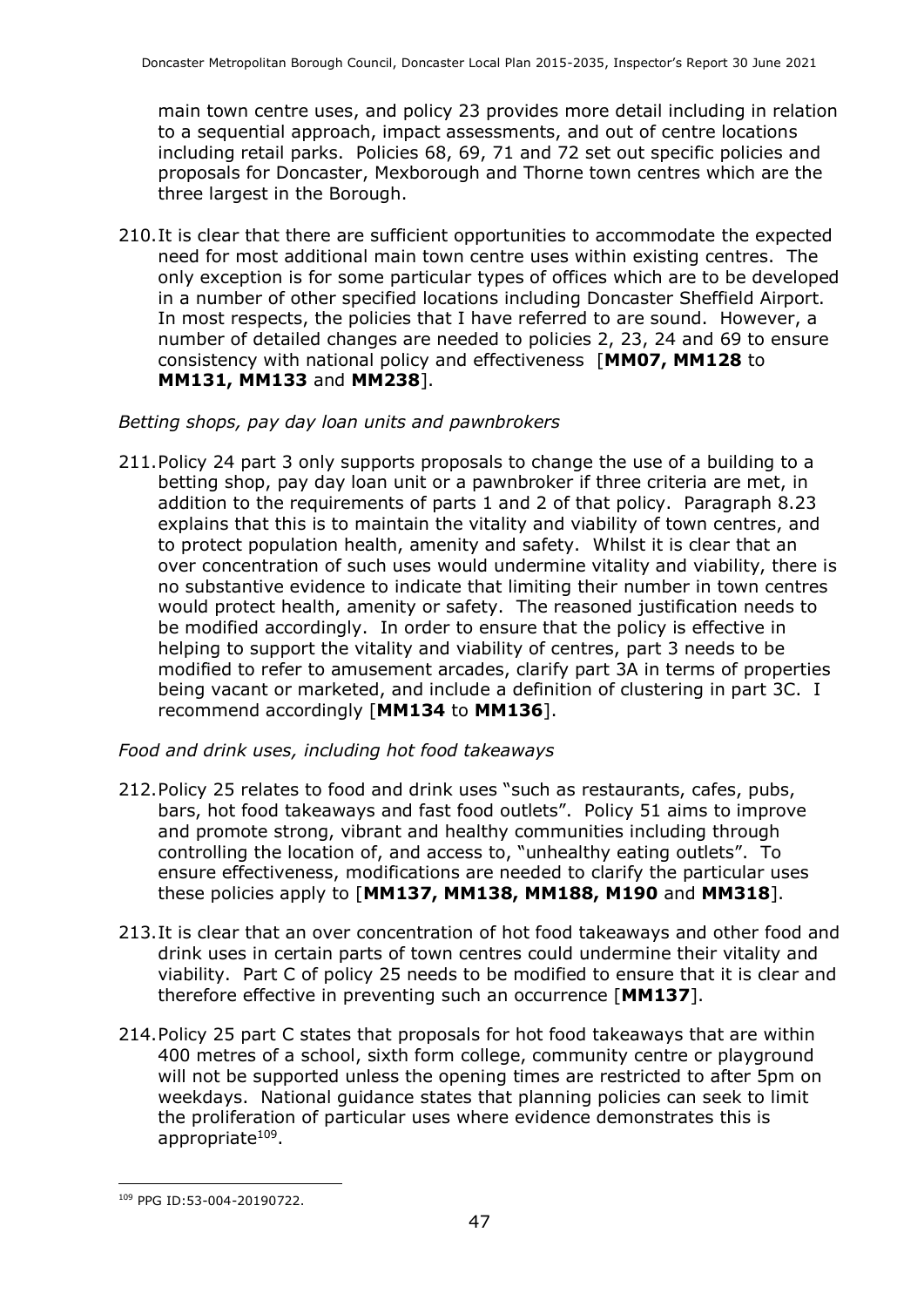main town centre uses, and policy 23 provides more detail including in relation to a sequential approach, impact assessments, and out of centre locations including retail parks. Policies 68, 69, 71 and 72 set out specific policies and proposals for Doncaster, Mexborough and Thorne town centres which are the three largest in the Borough.

210. It is clear that there are sufficient opportunities to accommodate the expected need for most additional main town centre uses within existing centres. The only exception is for some particular types of offices which are to be developed in a number of other specified locations including Doncaster Sheffield Airport. In most respects, the policies that I have referred to are sound. However, a number of detailed changes are needed to policies 2, 23, 24 and 69 to ensure consistency with national policy and effectiveness [**MM07, MM128** to **MM131, MM133** and **MM238**].

*Betting shops, pay day loan units and pawnbrokers*

211. Policy 24 part 3 only supports proposals to change the use of a building to a betting shop, pay day loan unit or a pawnbroker if three criteria are met, in addition to the requirements of parts 1 and 2 of that policy. Paragraph 8.23 explains that this is to maintain the vitality and viability of town centres, and to protect population health, amenity and safety. Whilst it is clear that an over concentration of such uses would undermine vitality and viability, there is no substantive evidence to indicate that limiting their number in town centres would protect health, amenity or safety. The reasoned justification needs to be modified accordingly. In order to ensure that the policy is effective in helping to support the vitality and viability of centres, part 3 needs to be modified to refer to amusement arcades, clarify part 3A in terms of properties being vacant or marketed, and include a definition of clustering in part 3C. I recommend accordingly [**MM134** to **MM136**].

*Food and drink uses, including hot food takeaways*

212. Policy 25 relates to food and drink uses "such as restaurants, cafes, pubs, bars, hot food takeaways and fast food outlets". Policy 51 aims to improve and promote strong, vibrant and healthy communities including through controlling the location of, and access to, "unhealthy eating outlets". To ensure effectiveness, modifications are needed to clarify the particular uses these policies apply to [**MM137, MM138, MM188, M190** and **MM318**].

213. It is clear that an over concentration of hot food takeaways and other food and drink uses in certain parts of town centres could undermine their vitality and viability. Part C of policy 25 needs to be modified to ensure that it is clear and therefore effective in preventing such an occurrence [**MM137**].

214. Policy 25 part C states that proposals for hot food takeaways that are within 400 metres of a school, sixth form college, community centre or playground will not be supported unless the opening times are restricted to after 5pm on weekdays. National guidance states that planning policies can seek to limit the proliferation of particular uses where evidence demonstrates this is appropriate[109].

---

[109] PPG ID:53-004-20190722.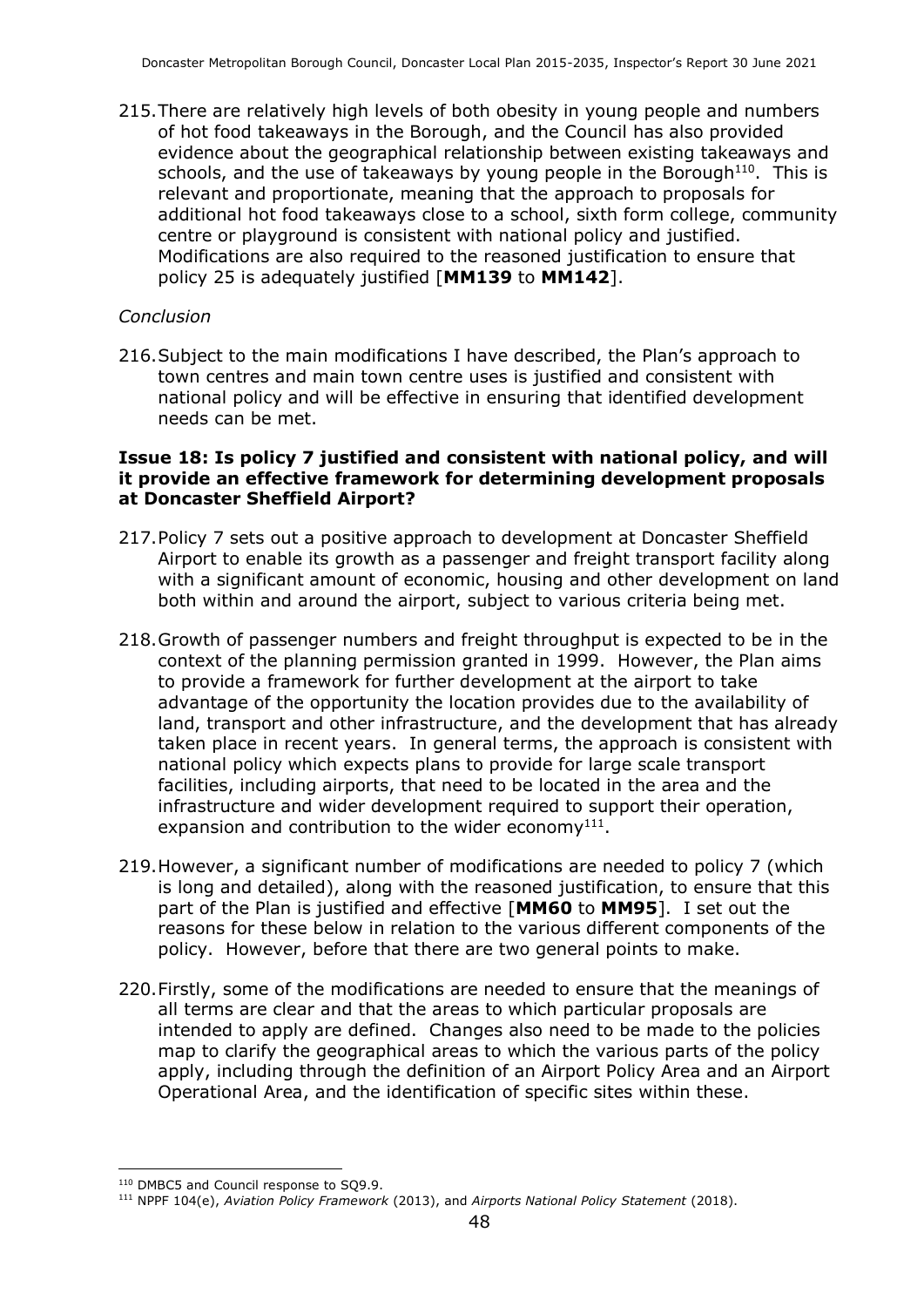215. There are relatively high levels of both obesity in young people and numbers of hot food takeaways in the Borough, and the Council has also provided evidence about the geographical relationship between existing takeaways and schools, and the use of takeaways by young people in the Borough[110]. This is relevant and proportionate, meaning that the approach to proposals for additional hot food takeaways close to a school, sixth form college, community centre or playground is consistent with national policy and justified. Modifications are also required to the reasoned justification to ensure that policy 25 is adequately justified [**MM139** to **MM142**].

*Conclusion*

216. Subject to the main modifications I have described, the Plan's approach to town centres and main town centre uses is justified and consistent with national policy and will be effective in ensuring that identified development needs can be met.

**Issue 18: Is policy 7 justified and consistent with national policy, and will it provide an effective framework for determining development proposals at Doncaster Sheffield Airport?**

217. Policy 7 sets out a positive approach to development at Doncaster Sheffield Airport to enable its growth as a passenger and freight transport facility along with a significant amount of economic, housing and other development on land both within and around the airport, subject to various criteria being met.

218. Growth of passenger numbers and freight throughput is expected to be in the context of the planning permission granted in 1999. However, the Plan aims to provide a framework for further development at the airport to take advantage of the opportunity the location provides due to the availability of land, transport and other infrastructure, and the development that has already taken place in recent years. In general terms, the approach is consistent with national policy which expects plans to provide for large scale transport facilities, including airports, that need to be located in the area and the infrastructure and wider development required to support their operation, expansion and contribution to the wider economy[111].

219. However, a significant number of modifications are needed to policy 7 (which is long and detailed), along with the reasoned justification, to ensure that this part of the Plan is justified and effective [**MM60** to **MM95**]. I set out the reasons for these below in relation to the various different components of the policy. However, before that there are two general points to make.

220. Firstly, some of the modifications are needed to ensure that the meanings of all terms are clear and that the areas to which particular proposals are intended to apply are defined. Changes also need to be made to the policies map to clarify the geographical areas to which the various parts of the policy apply, including through the definition of an Airport Policy Area and an Airport Operational Area, and the identification of specific sites within these.

---

[110] DMBC5 and Council response to SQ9.9.

[111] NPPF 104(e), *Aviation Policy Framework* (2013), and *Airports National Policy Statement* (2018).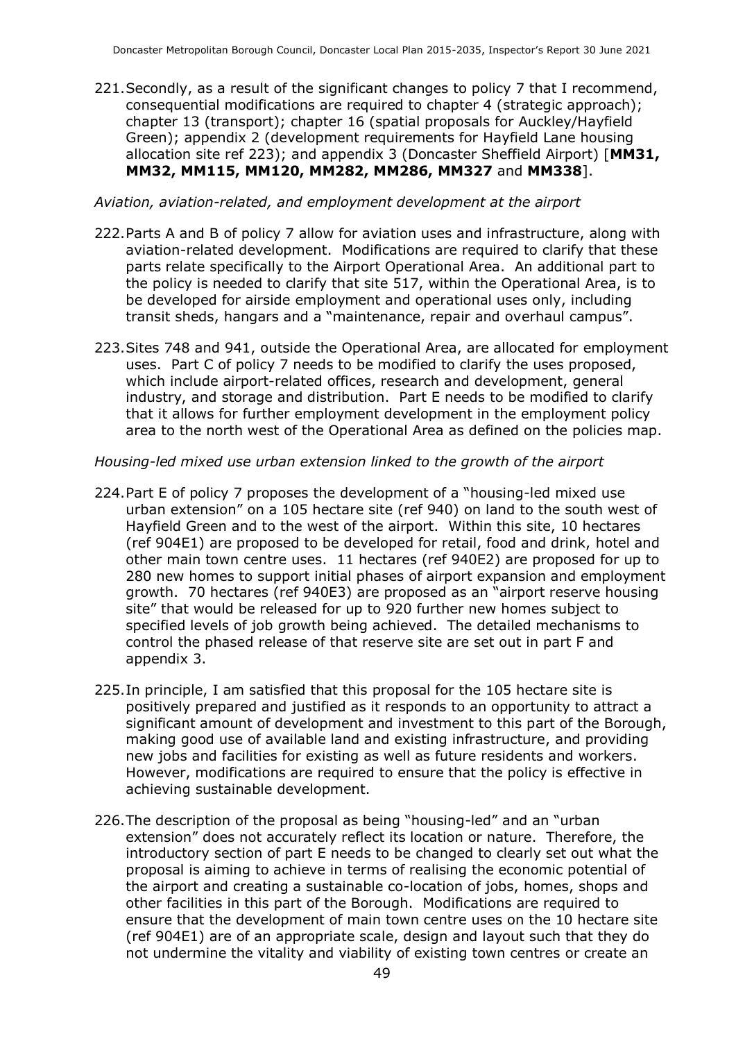221. Secondly, as a result of the significant changes to policy 7 that I recommend, consequential modifications are required to chapter 4 (strategic approach); chapter 13 (transport); chapter 16 (spatial proposals for Auckley/Hayfield Green); appendix 2 (development requirements for Hayfield Lane housing allocation site ref 223); and appendix 3 (Doncaster Sheffield Airport) [**MM31, MM32, MM115, MM120, MM282, MM286, MM327** and **MM338**].

*Aviation, aviation-related, and employment development at the airport*

222. Parts A and B of policy 7 allow for aviation uses and infrastructure, along with aviation-related development. Modifications are required to clarify that these parts relate specifically to the Airport Operational Area. An additional part to the policy is needed to clarify that site 517, within the Operational Area, is to be developed for airside employment and operational uses only, including transit sheds, hangars and a "maintenance, repair and overhaul campus".

223. Sites 748 and 941, outside the Operational Area, are allocated for employment uses. Part C of policy 7 needs to be modified to clarify the uses proposed, which include airport-related offices, research and development, general industry, and storage and distribution. Part E needs to be modified to clarify that it allows for further employment development in the employment policy area to the north west of the Operational Area as defined on the policies map.

*Housing-led mixed use urban extension linked to the growth of the airport*

224. Part E of policy 7 proposes the development of a "housing-led mixed use urban extension" on a 105 hectare site (ref 940) on land to the south west of Hayfield Green and to the west of the airport. Within this site, 10 hectares (ref 904E1) are proposed to be developed for retail, food and drink, hotel and other main town centre uses. 11 hectares (ref 940E2) are proposed for up to 280 new homes to support initial phases of airport expansion and employment growth. 70 hectares (ref 940E3) are proposed as an "airport reserve housing site" that would be released for up to 920 further new homes subject to specified levels of job growth being achieved. The detailed mechanisms to control the phased release of that reserve site are set out in part F and appendix 3.

225. In principle, I am satisfied that this proposal for the 105 hectare site is positively prepared and justified as it responds to an opportunity to attract a significant amount of development and investment to this part of the Borough, making good use of available land and existing infrastructure, and providing new jobs and facilities for existing as well as future residents and workers. However, modifications are required to ensure that the policy is effective in achieving sustainable development.

226. The description of the proposal as being "housing-led" and an "urban extension" does not accurately reflect its location or nature. Therefore, the introductory section of part E needs to be changed to clearly set out what the proposal is aiming to achieve in terms of realising the economic potential of the airport and creating a sustainable co-location of jobs, homes, shops and other facilities in this part of the Borough. Modifications are required to ensure that the development of main town centre uses on the 10 hectare site (ref 904E1) are of an appropriate scale, design and layout such that they do not undermine the vitality and viability of existing town centres or create an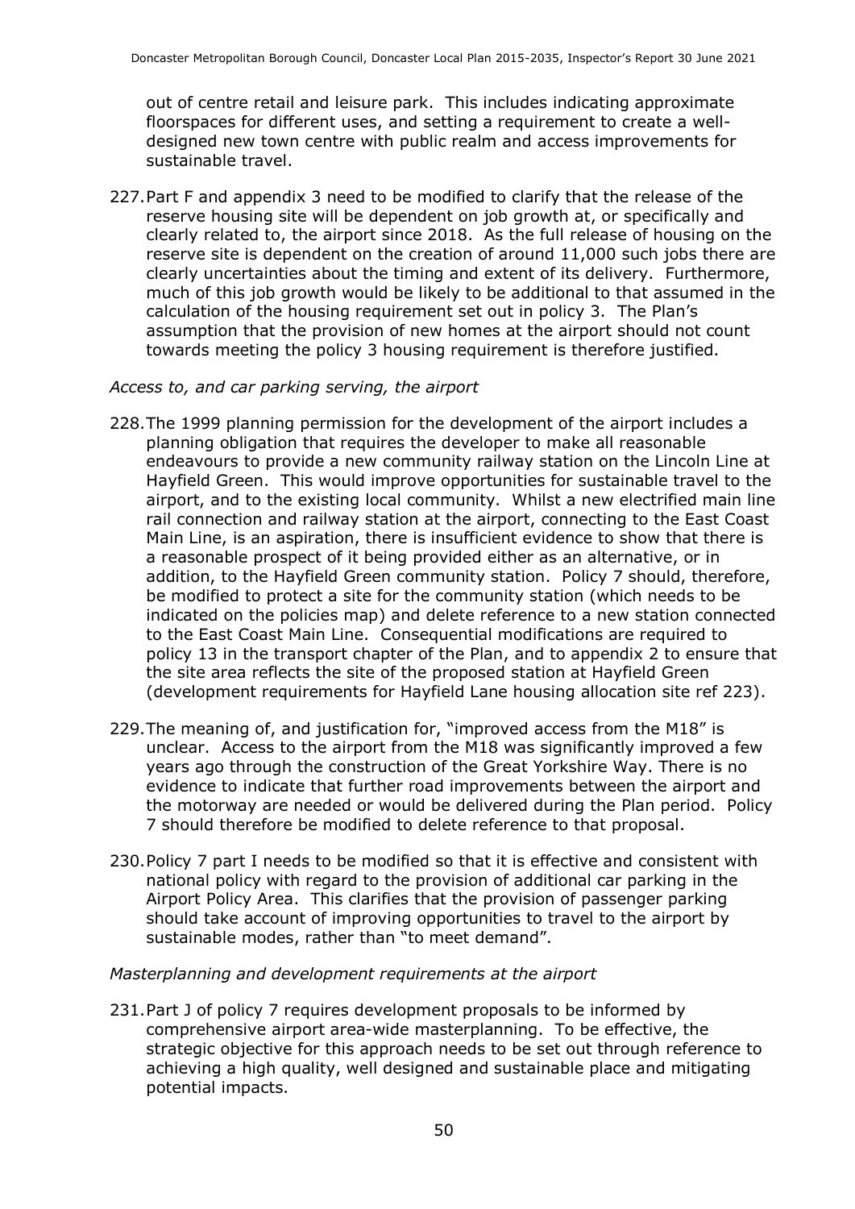out of centre retail and leisure park. This includes indicating approximate floorspaces for different uses, and setting a requirement to create a well-designed new town centre with public realm and access improvements for sustainable travel.

227. Part F and appendix 3 need to be modified to clarify that the release of the reserve housing site will be dependent on job growth at, or specifically and clearly related to, the airport since 2018. As the full release of housing on the reserve site is dependent on the creation of around 11,000 such jobs there are clearly uncertainties about the timing and extent of its delivery. Furthermore, much of this job growth would be likely to be additional to that assumed in the calculation of the housing requirement set out in policy 3. The Plan's assumption that the provision of new homes at the airport should not count towards meeting the policy 3 housing requirement is therefore justified.

*Access to, and car parking serving, the airport*

228. The 1999 planning permission for the development of the airport includes a planning obligation that requires the developer to make all reasonable endeavours to provide a new community railway station on the Lincoln Line at Hayfield Green. This would improve opportunities for sustainable travel to the airport, and to the existing local community. Whilst a new electrified main line rail connection and railway station at the airport, connecting to the East Coast Main Line, is an aspiration, there is insufficient evidence to show that there is a reasonable prospect of it being provided either as an alternative, or in addition, to the Hayfield Green community station. Policy 7 should, therefore, be modified to protect a site for the community station (which needs to be indicated on the policies map) and delete reference to a new station connected to the East Coast Main Line. Consequential modifications are required to policy 13 in the transport chapter of the Plan, and to appendix 2 to ensure that the site area reflects the site of the proposed station at Hayfield Green (development requirements for Hayfield Lane housing allocation site ref 223).

229. The meaning of, and justification for, "improved access from the M18" is unclear. Access to the airport from the M18 was significantly improved a few years ago through the construction of the Great Yorkshire Way. There is no evidence to indicate that further road improvements between the airport and the motorway are needed or would be delivered during the Plan period. Policy 7 should therefore be modified to delete reference to that proposal.

230. Policy 7 part I needs to be modified so that it is effective and consistent with national policy with regard to the provision of additional car parking in the Airport Policy Area. This clarifies that the provision of passenger parking should take account of improving opportunities to travel to the airport by sustainable modes, rather than "to meet demand".

*Masterplanning and development requirements at the airport*

231. Part J of policy 7 requires development proposals to be informed by comprehensive airport area-wide masterplanning. To be effective, the strategic objective for this approach needs to be set out through reference to achieving a high quality, well designed and sustainable place and mitigating potential impacts.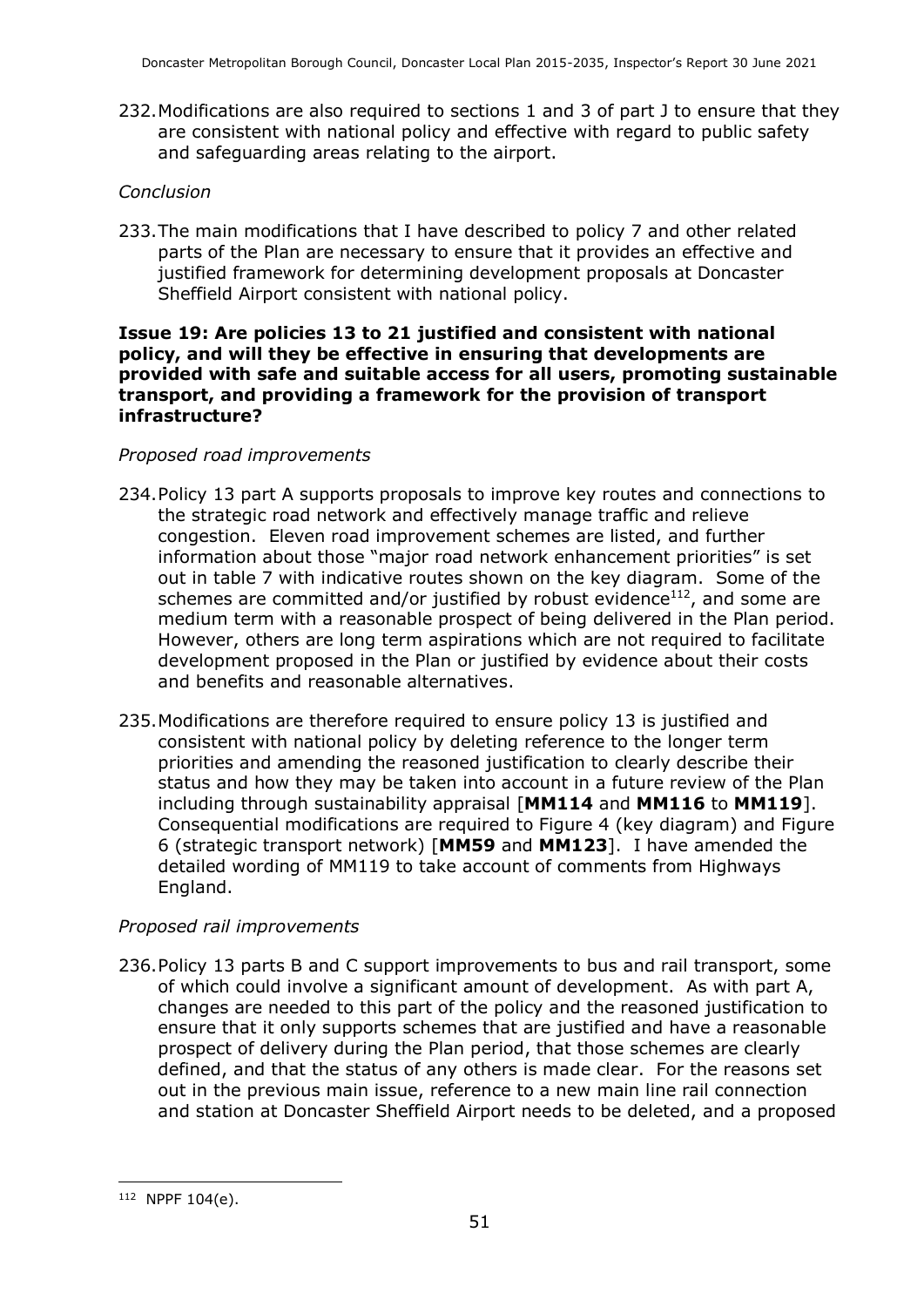232. Modifications are also required to sections 1 and 3 of part J to ensure that they are consistent with national policy and effective with regard to public safety and safeguarding areas relating to the airport.

*Conclusion*

233. The main modifications that I have described to policy 7 and other related parts of the Plan are necessary to ensure that it provides an effective and justified framework for determining development proposals at Doncaster Sheffield Airport consistent with national policy.

**Issue 19: Are policies 13 to 21 justified and consistent with national policy, and will they be effective in ensuring that developments are provided with safe and suitable access for all users, promoting sustainable transport, and providing a framework for the provision of transport infrastructure?**

*Proposed road improvements*

234. Policy 13 part A supports proposals to improve key routes and connections to the strategic road network and effectively manage traffic and relieve congestion. Eleven road improvement schemes are listed, and further information about those "major road network enhancement priorities" is set out in table 7 with indicative routes shown on the key diagram. Some of the schemes are committed and/or justified by robust evidence[112], and some are medium term with a reasonable prospect of being delivered in the Plan period. However, others are long term aspirations which are not required to facilitate development proposed in the Plan or justified by evidence about their costs and benefits and reasonable alternatives.

235. Modifications are therefore required to ensure policy 13 is justified and consistent with national policy by deleting reference to the longer term priorities and amending the reasoned justification to clearly describe their status and how they may be taken into account in a future review of the Plan including through sustainability appraisal [**MM114** and **MM116** to **MM119**]. Consequential modifications are required to Figure 4 (key diagram) and Figure 6 (strategic transport network) [**MM59** and **MM123**]. I have amended the detailed wording of MM119 to take account of comments from Highways England.

*Proposed rail improvements*

236. Policy 13 parts B and C support improvements to bus and rail transport, some of which could involve a significant amount of development. As with part A, changes are needed to this part of the policy and the reasoned justification to ensure that it only supports schemes that are justified and have a reasonable prospect of delivery during the Plan period, that those schemes are clearly defined, and that the status of any others is made clear. For the reasons set out in the previous main issue, reference to a new main line rail connection and station at Doncaster Sheffield Airport needs to be deleted, and a proposed

---

[112] NPPF 104(e).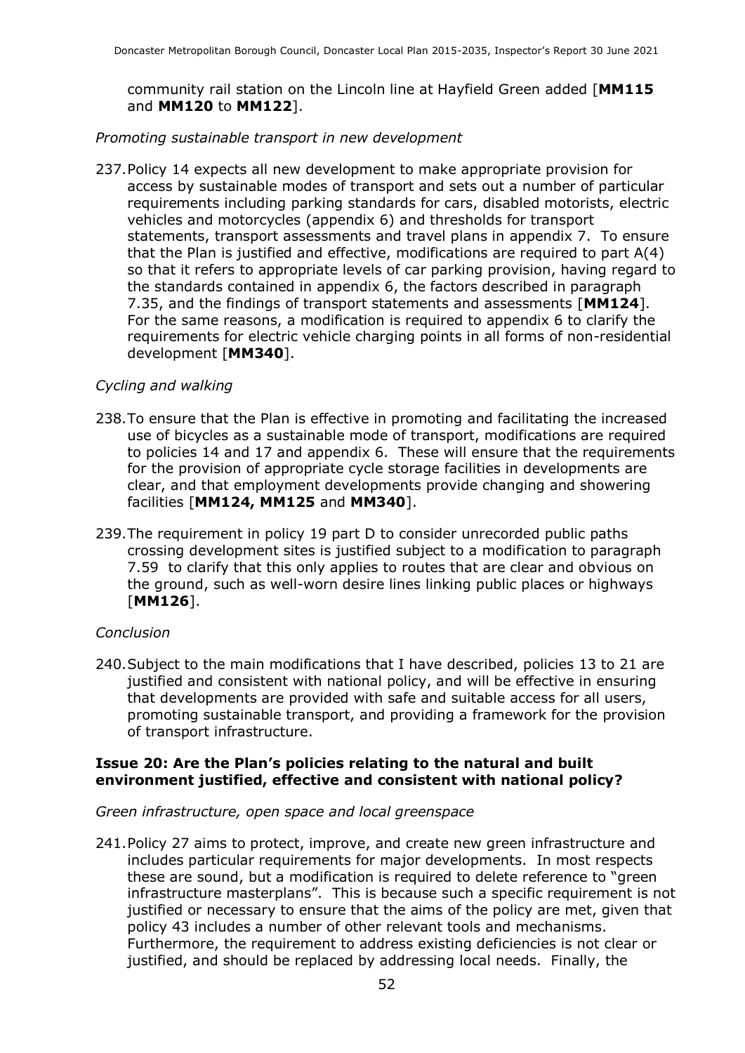community rail station on the Lincoln line at Hayfield Green added [**MM115** and **MM120** to **MM122**].

*Promoting sustainable transport in new development*

237. Policy 14 expects all new development to make appropriate provision for access by sustainable modes of transport and sets out a number of particular requirements including parking standards for cars, disabled motorists, electric vehicles and motorcycles (appendix 6) and thresholds for transport statements, transport assessments and travel plans in appendix 7. To ensure that the Plan is justified and effective, modifications are required to part A(4) so that it refers to appropriate levels of car parking provision, having regard to the standards contained in appendix 6, the factors described in paragraph 7.35, and the findings of transport statements and assessments [**MM124**]. For the same reasons, a modification is required to appendix 6 to clarify the requirements for electric vehicle charging points in all forms of non-residential development [**MM340**].

*Cycling and walking*

238. To ensure that the Plan is effective in promoting and facilitating the increased use of bicycles as a sustainable mode of transport, modifications are required to policies 14 and 17 and appendix 6. These will ensure that the requirements for the provision of appropriate cycle storage facilities in developments are clear, and that employment developments provide changing and showering facilities [**MM124, MM125** and **MM340**].

239. The requirement in policy 19 part D to consider unrecorded public paths crossing development sites is justified subject to a modification to paragraph 7.59 to clarify that this only applies to routes that are clear and obvious on the ground, such as well-worn desire lines linking public places or highways [**MM126**].

*Conclusion*

240. Subject to the main modifications that I have described, policies 13 to 21 are justified and consistent with national policy, and will be effective in ensuring that developments are provided with safe and suitable access for all users, promoting sustainable transport, and providing a framework for the provision of transport infrastructure.

**Issue 20: Are the Plan's policies relating to the natural and built environment justified, effective and consistent with national policy?**

*Green infrastructure, open space and local greenspace*

241. Policy 27 aims to protect, improve, and create new green infrastructure and includes particular requirements for major developments. In most respects these are sound, but a modification is required to delete reference to "green infrastructure masterplans". This is because such a specific requirement is not justified or necessary to ensure that the aims of the policy are met, given that policy 43 includes a number of other relevant tools and mechanisms. Furthermore, the requirement to address existing deficiencies is not clear or justified, and should be replaced by addressing local needs. Finally, the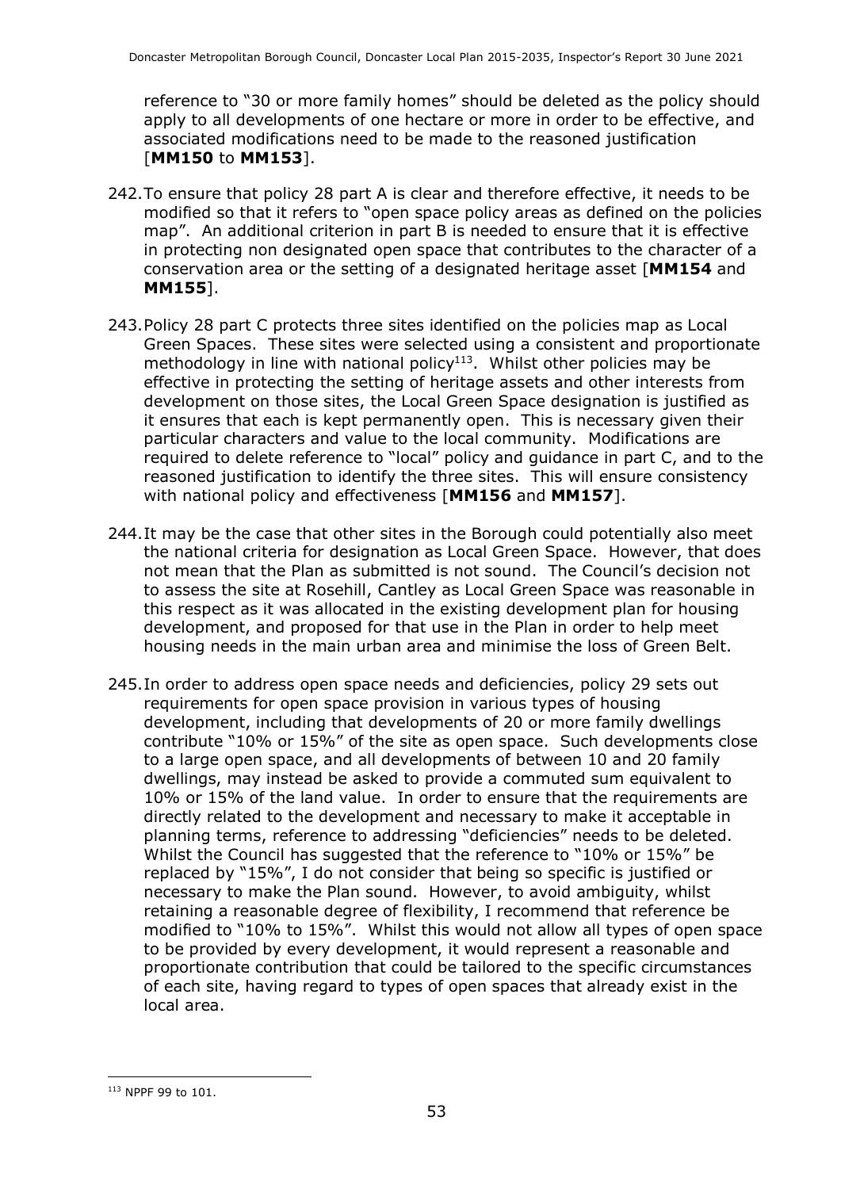reference to "30 or more family homes" should be deleted as the policy should apply to all developments of one hectare or more in order to be effective, and associated modifications need to be made to the reasoned justification [**MM150** to **MM153**].

242. To ensure that policy 28 part A is clear and therefore effective, it needs to be modified so that it refers to "open space policy areas as defined on the policies map". An additional criterion in part B is needed to ensure that it is effective in protecting non designated open space that contributes to the character of a conservation area or the setting of a designated heritage asset [**MM154** and **MM155**].

243. Policy 28 part C protects three sites identified on the policies map as Local Green Spaces. These sites were selected using a consistent and proportionate methodology in line with national policy[113]. Whilst other policies may be effective in protecting the setting of heritage assets and other interests from development on those sites, the Local Green Space designation is justified as it ensures that each is kept permanently open. This is necessary given their particular characters and value to the local community. Modifications are required to delete reference to "local" policy and guidance in part C, and to the reasoned justification to identify the three sites. This will ensure consistency with national policy and effectiveness [**MM156** and **MM157**].

244. It may be the case that other sites in the Borough could potentially also meet the national criteria for designation as Local Green Space. However, that does not mean that the Plan as submitted is not sound. The Council's decision not to assess the site at Rosehill, Cantley as Local Green Space was reasonable in this respect as it was allocated in the existing development plan for housing development, and proposed for that use in the Plan in order to help meet housing needs in the main urban area and minimise the loss of Green Belt.

245. In order to address open space needs and deficiencies, policy 29 sets out requirements for open space provision in various types of housing development, including that developments of 20 or more family dwellings contribute "10% or 15%" of the site as open space. Such developments close to a large open space, and all developments of between 10 and 20 family dwellings, may instead be asked to provide a commuted sum equivalent to 10% or 15% of the land value. In order to ensure that the requirements are directly related to the development and necessary to make it acceptable in planning terms, reference to addressing "deficiencies" needs to be deleted. Whilst the Council has suggested that the reference to "10% or 15%" be replaced by "15%", I do not consider that being so specific is justified or necessary to make the Plan sound. However, to avoid ambiguity, whilst retaining a reasonable degree of flexibility, I recommend that reference be modified to "10% to 15%". Whilst this would not allow all types of open space to be provided by every development, it would represent a reasonable and proportionate contribution that could be tailored to the specific circumstances of each site, having regard to types of open spaces that already exist in the local area.

---

[113] NPPF 99 to 101.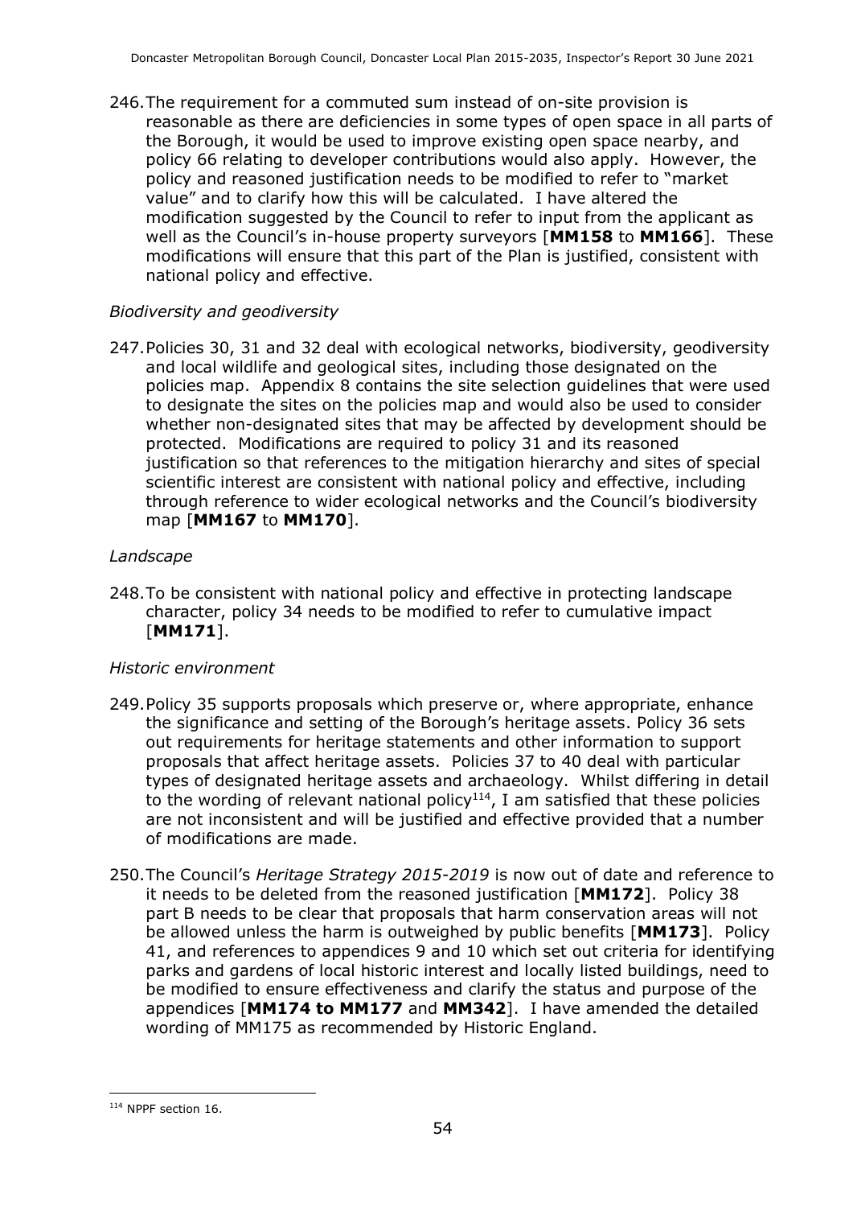246. The requirement for a commuted sum instead of on-site provision is reasonable as there are deficiencies in some types of open space in all parts of the Borough, it would be used to improve existing open space nearby, and policy 66 relating to developer contributions would also apply. However, the policy and reasoned justification needs to be modified to refer to "market value" and to clarify how this will be calculated. I have altered the modification suggested by the Council to refer to input from the applicant as well as the Council's in-house property surveyors [**MM158** to **MM166**]. These modifications will ensure that this part of the Plan is justified, consistent with national policy and effective.

*Biodiversity and geodiversity*

247. Policies 30, 31 and 32 deal with ecological networks, biodiversity, geodiversity and local wildlife and geological sites, including those designated on the policies map. Appendix 8 contains the site selection guidelines that were used to designate the sites on the policies map and would also be used to consider whether non-designated sites that may be affected by development should be protected. Modifications are required to policy 31 and its reasoned justification so that references to the mitigation hierarchy and sites of special scientific interest are consistent with national policy and effective, including through reference to wider ecological networks and the Council's biodiversity map [**MM167** to **MM170**].

*Landscape*

248. To be consistent with national policy and effective in protecting landscape character, policy 34 needs to be modified to refer to cumulative impact [**MM171**].

*Historic environment*

249. Policy 35 supports proposals which preserve or, where appropriate, enhance the significance and setting of the Borough's heritage assets. Policy 36 sets out requirements for heritage statements and other information to support proposals that affect heritage assets. Policies 37 to 40 deal with particular types of designated heritage assets and archaeology. Whilst differing in detail to the wording of relevant national policy[114], I am satisfied that these policies are not inconsistent and will be justified and effective provided that a number of modifications are made.

250. The Council's *Heritage Strategy 2015-2019* is now out of date and reference to it needs to be deleted from the reasoned justification [**MM172**]. Policy 38 part B needs to be clear that proposals that harm conservation areas will not be allowed unless the harm is outweighed by public benefits [**MM173**]. Policy 41, and references to appendices 9 and 10 which set out criteria for identifying parks and gardens of local historic interest and locally listed buildings, need to be modified to ensure effectiveness and clarify the status and purpose of the appendices [**MM174 to MM177** and **MM342**]. I have amended the detailed wording of MM175 as recommended by Historic England.

---

[114] NPPF section 16.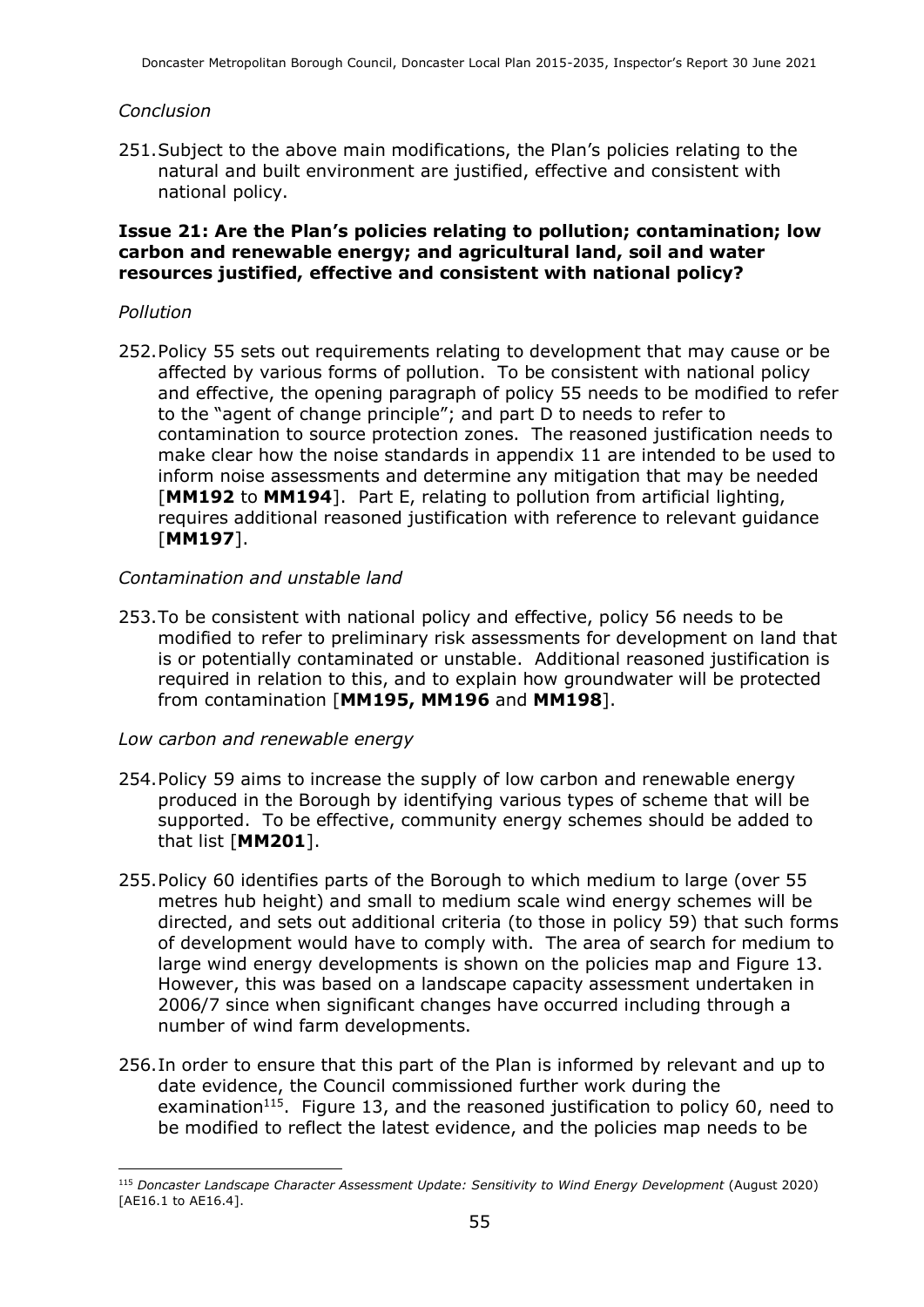*Conclusion*

251. Subject to the above main modifications, the Plan's policies relating to the natural and built environment are justified, effective and consistent with national policy.

**Issue 21: Are the Plan's policies relating to pollution; contamination; low carbon and renewable energy; and agricultural land, soil and water resources justified, effective and consistent with national policy?**

*Pollution*

252. Policy 55 sets out requirements relating to development that may cause or be affected by various forms of pollution. To be consistent with national policy and effective, the opening paragraph of policy 55 needs to be modified to refer to the "agent of change principle"; and part D to needs to refer to contamination to source protection zones. The reasoned justification needs to make clear how the noise standards in appendix 11 are intended to be used to inform noise assessments and determine any mitigation that may be needed [**MM192** to **MM194**]. Part E, relating to pollution from artificial lighting, requires additional reasoned justification with reference to relevant guidance [**MM197**].

*Contamination and unstable land*

253. To be consistent with national policy and effective, policy 56 needs to be modified to refer to preliminary risk assessments for development on land that is or potentially contaminated or unstable. Additional reasoned justification is required in relation to this, and to explain how groundwater will be protected from contamination [**MM195, MM196** and **MM198**].

*Low carbon and renewable energy*

254. Policy 59 aims to increase the supply of low carbon and renewable energy produced in the Borough by identifying various types of scheme that will be supported. To be effective, community energy schemes should be added to that list [**MM201**].

255. Policy 60 identifies parts of the Borough to which medium to large (over 55 metres hub height) and small to medium scale wind energy schemes will be directed, and sets out additional criteria (to those in policy 59) that such forms of development would have to comply with. The area of search for medium to large wind energy developments is shown on the policies map and Figure 13. However, this was based on a landscape capacity assessment undertaken in 2006/7 since when significant changes have occurred including through a number of wind farm developments.

256. In order to ensure that this part of the Plan is informed by relevant and up to date evidence, the Council commissioned further work during the examination[115]. Figure 13, and the reasoned justification to policy 60, need to be modified to reflect the latest evidence, and the policies map needs to be

---

[115] *Doncaster Landscape Character Assessment Update: Sensitivity to Wind Energy Development* (August 2020) [AE16.1 to AE16.4].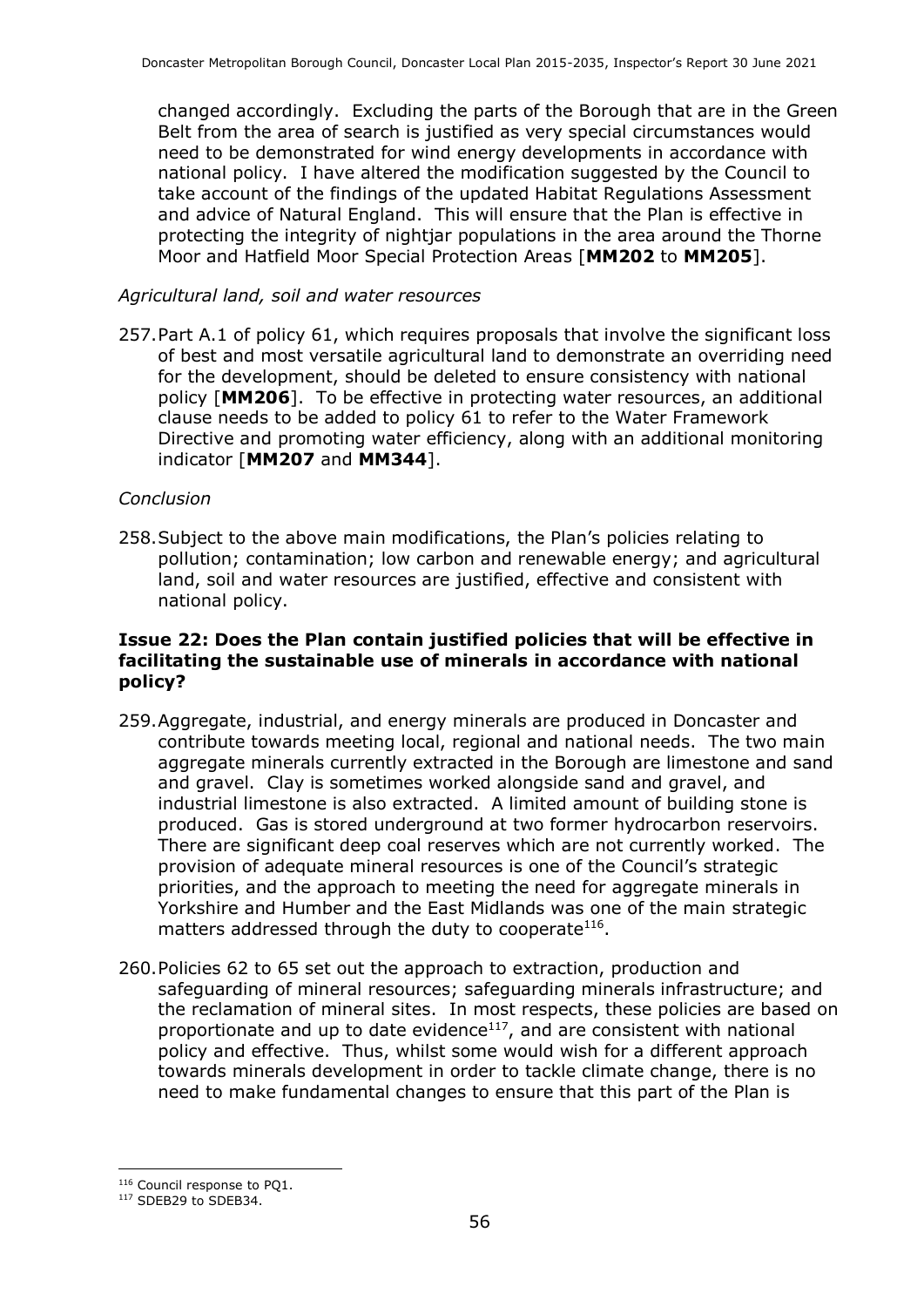changed accordingly. Excluding the parts of the Borough that are in the Green Belt from the area of search is justified as very special circumstances would need to be demonstrated for wind energy developments in accordance with national policy. I have altered the modification suggested by the Council to take account of the findings of the updated Habitat Regulations Assessment and advice of Natural England. This will ensure that the Plan is effective in protecting the integrity of nightjar populations in the area around the Thorne Moor and Hatfield Moor Special Protection Areas [**MM202** to **MM205**].

*Agricultural land, soil and water resources*

257. Part A.1 of policy 61, which requires proposals that involve the significant loss of best and most versatile agricultural land to demonstrate an overriding need for the development, should be deleted to ensure consistency with national policy [**MM206**]. To be effective in protecting water resources, an additional clause needs to be added to policy 61 to refer to the Water Framework Directive and promoting water efficiency, along with an additional monitoring indicator [**MM207** and **MM344**].

*Conclusion*

258. Subject to the above main modifications, the Plan's policies relating to pollution; contamination; low carbon and renewable energy; and agricultural land, soil and water resources are justified, effective and consistent with national policy.

**Issue 22: Does the Plan contain justified policies that will be effective in facilitating the sustainable use of minerals in accordance with national policy?**

259. Aggregate, industrial, and energy minerals are produced in Doncaster and contribute towards meeting local, regional and national needs. The two main aggregate minerals currently extracted in the Borough are limestone and sand and gravel. Clay is sometimes worked alongside sand and gravel, and industrial limestone is also extracted. A limited amount of building stone is produced. Gas is stored underground at two former hydrocarbon reservoirs. There are significant deep coal reserves which are not currently worked. The provision of adequate mineral resources is one of the Council's strategic priorities, and the approach to meeting the need for aggregate minerals in Yorkshire and Humber and the East Midlands was one of the main strategic matters addressed through the duty to cooperate[116].

260. Policies 62 to 65 set out the approach to extraction, production and safeguarding of mineral resources; safeguarding minerals infrastructure; and the reclamation of mineral sites. In most respects, these policies are based on proportionate and up to date evidence[117], and are consistent with national policy and effective. Thus, whilst some would wish for a different approach towards minerals development in order to tackle climate change, there is no need to make fundamental changes to ensure that this part of the Plan is

[116] Council response to PQ1.

[117] SDEB29 to SDEB34.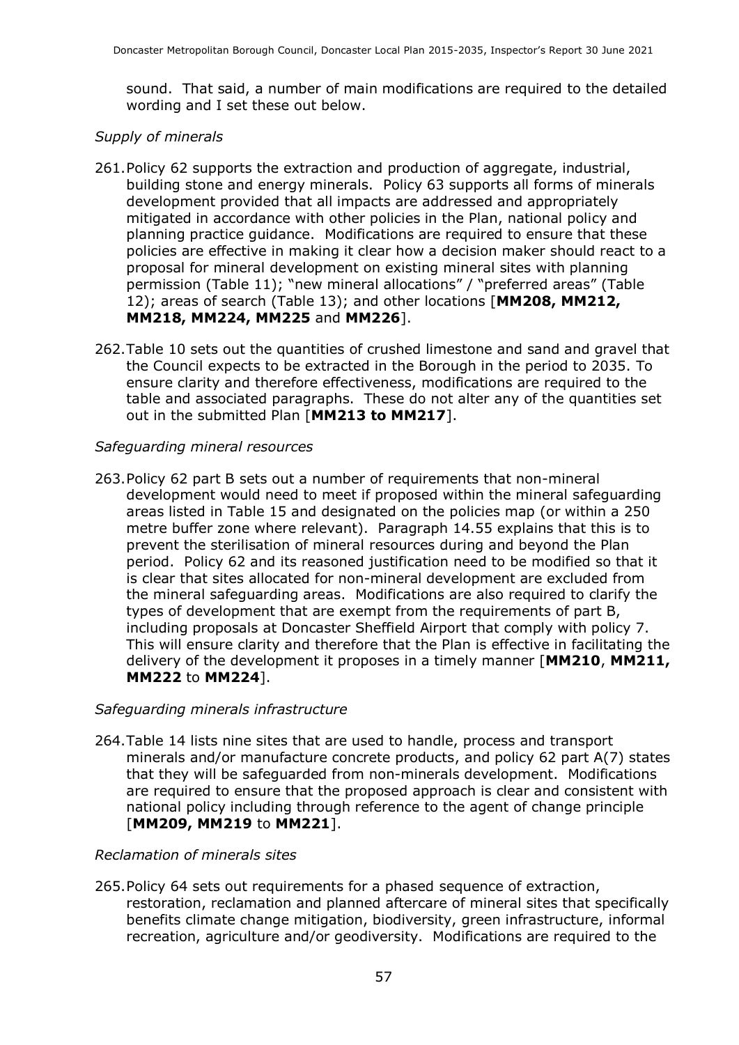sound. That said, a number of main modifications are required to the detailed wording and I set these out below.

*Supply of minerals*

261. Policy 62 supports the extraction and production of aggregate, industrial, building stone and energy minerals. Policy 63 supports all forms of minerals development provided that all impacts are addressed and appropriately mitigated in accordance with other policies in the Plan, national policy and planning practice guidance. Modifications are required to ensure that these policies are effective in making it clear how a decision maker should react to a proposal for mineral development on existing mineral sites with planning permission (Table 11); "new mineral allocations" / "preferred areas" (Table 12); areas of search (Table 13); and other locations [**MM208, MM212, MM218, MM224, MM225** and **MM226**].

262. Table 10 sets out the quantities of crushed limestone and sand and gravel that the Council expects to be extracted in the Borough in the period to 2035. To ensure clarity and therefore effectiveness, modifications are required to the table and associated paragraphs. These do not alter any of the quantities set out in the submitted Plan [**MM213 to MM217**].

*Safeguarding mineral resources*

263. Policy 62 part B sets out a number of requirements that non-mineral development would need to meet if proposed within the mineral safeguarding areas listed in Table 15 and designated on the policies map (or within a 250 metre buffer zone where relevant). Paragraph 14.55 explains that this is to prevent the sterilisation of mineral resources during and beyond the Plan period. Policy 62 and its reasoned justification need to be modified so that it is clear that sites allocated for non-mineral development are excluded from the mineral safeguarding areas. Modifications are also required to clarify the types of development that are exempt from the requirements of part B, including proposals at Doncaster Sheffield Airport that comply with policy 7. This will ensure clarity and therefore that the Plan is effective in facilitating the delivery of the development it proposes in a timely manner [**MM210**, **MM211, MM222** to **MM224**].

*Safeguarding minerals infrastructure*

264. Table 14 lists nine sites that are used to handle, process and transport minerals and/or manufacture concrete products, and policy 62 part A(7) states that they will be safeguarded from non-minerals development. Modifications are required to ensure that the proposed approach is clear and consistent with national policy including through reference to the agent of change principle [**MM209, MM219** to **MM221**].

*Reclamation of minerals sites*

265. Policy 64 sets out requirements for a phased sequence of extraction, restoration, reclamation and planned aftercare of mineral sites that specifically benefits climate change mitigation, biodiversity, green infrastructure, informal recreation, agriculture and/or geodiversity. Modifications are required to the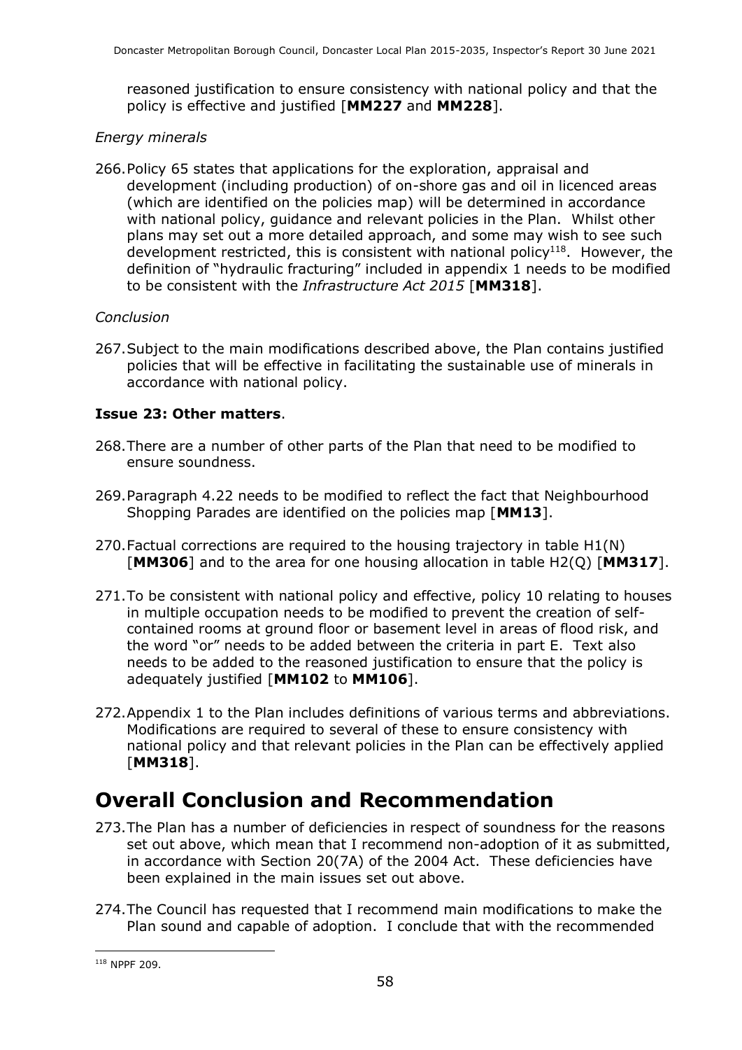reasoned justification to ensure consistency with national policy and that the policy is effective and justified [**MM227** and **MM228**].

*Energy minerals*

266. Policy 65 states that applications for the exploration, appraisal and development (including production) of on-shore gas and oil in licenced areas (which are identified on the policies map) will be determined in accordance with national policy, guidance and relevant policies in the Plan. Whilst other plans may set out a more detailed approach, and some may wish to see such development restricted, this is consistent with national policy[118]. However, the definition of "hydraulic fracturing" included in appendix 1 needs to be modified to be consistent with the *Infrastructure Act 2015* [**MM318**].

*Conclusion*

267. Subject to the main modifications described above, the Plan contains justified policies that will be effective in facilitating the sustainable use of minerals in accordance with national policy.

### Issue 23: Other matters.

268. There are a number of other parts of the Plan that need to be modified to ensure soundness.

269. Paragraph 4.22 needs to be modified to reflect the fact that Neighbourhood Shopping Parades are identified on the policies map [**MM13**].

270. Factual corrections are required to the housing trajectory in table H1(N) [**MM306**] and to the area for one housing allocation in table H2(Q) [**MM317**].

271. To be consistent with national policy and effective, policy 10 relating to houses in multiple occupation needs to be modified to prevent the creation of self-contained rooms at ground floor or basement level in areas of flood risk, and the word "or" needs to be added between the criteria in part E. Text also needs to be added to the reasoned justification to ensure that the policy is adequately justified [**MM102** to **MM106**].

272. Appendix 1 to the Plan includes definitions of various terms and abbreviations. Modifications are required to several of these to ensure consistency with national policy and that relevant policies in the Plan can be effectively applied [**MM318**].

# Overall Conclusion and Recommendation

273. The Plan has a number of deficiencies in respect of soundness for the reasons set out above, which mean that I recommend non-adoption of it as submitted, in accordance with Section 20(7A) of the 2004 Act. These deficiencies have been explained in the main issues set out above.

274. The Council has requested that I recommend main modifications to make the Plan sound and capable of adoption. I conclude that with the recommended

[118] NPPF 209.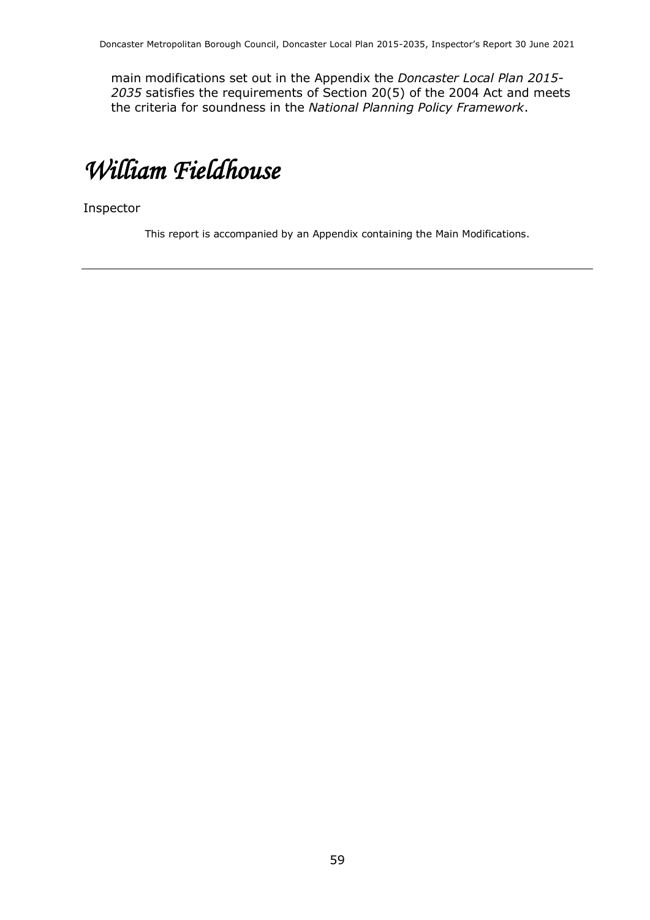main modifications set out in the Appendix the *Doncaster Local Plan 2015-2035* satisfies the requirements of Section 20(5) of the 2004 Act and meets the criteria for soundness in the *National Planning Policy Framework*.

*William Fieldhouse*

Inspector

This report is accompanied by an Appendix containing the Main Modifications.